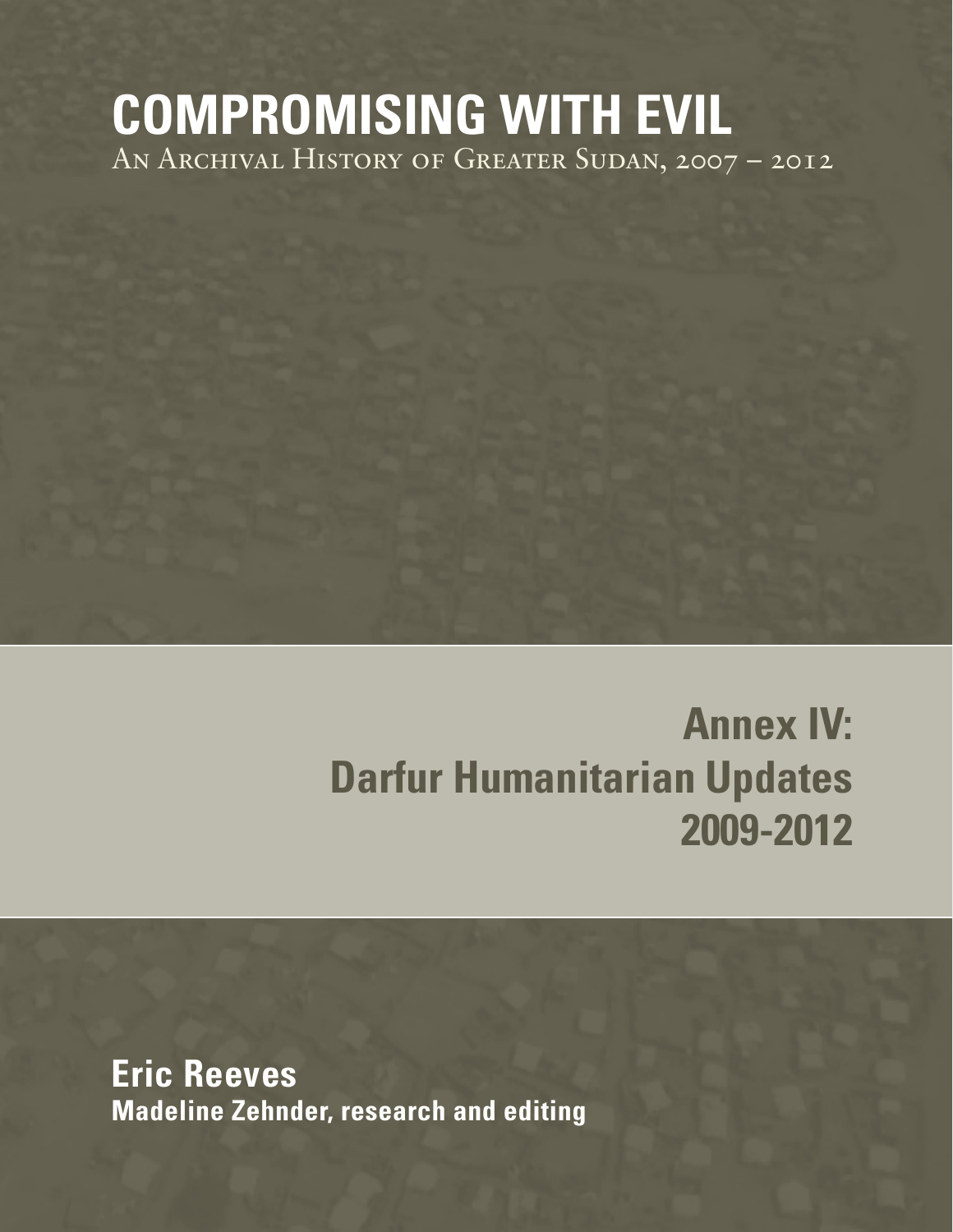# COMPROMISING WITH EVIL

An Archival History of Greater Sudan, 2007 – 2012

## Annex IV: Darfur Humanitarian Updates 2009-2012

**Eric Reeves**

**Madeline Zehnder, research and editing**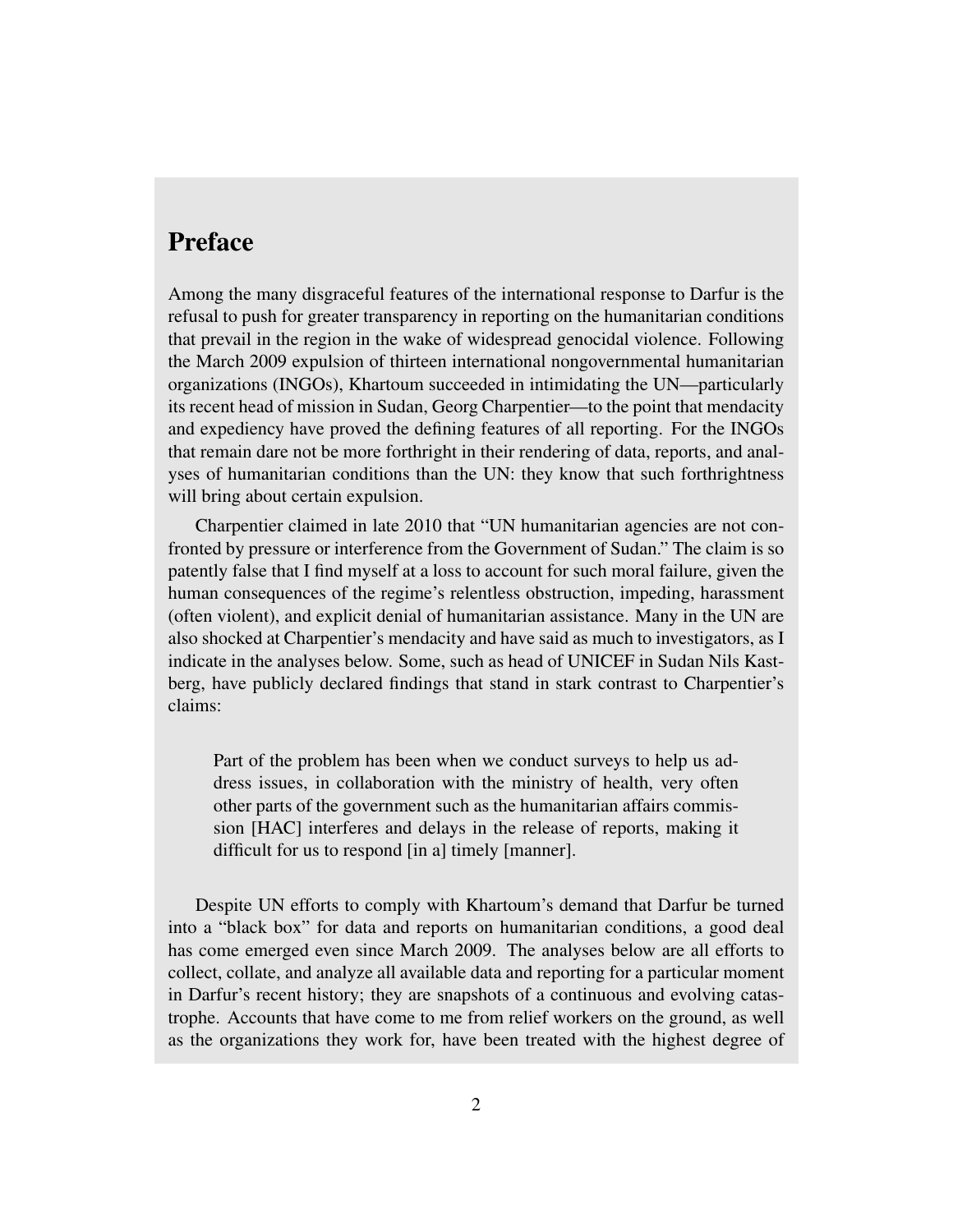# Preface

Among the many disgraceful features of the international response to Darfur is the refusal to push for greater transparency in reporting on the humanitarian conditions that prevail in the region in the wake of widespread genocidal violence. Following the March 2009 expulsion of thirteen international nongovernmental humanitarian organizations (INGOs), Khartoum succeeded in intimidating the UN—particularly its recent head of mission in Sudan, Georg Charpentier—to the point that mendacity and expediency have proved the defining features of all reporting. For the INGOs that remain dare not be more forthright in their rendering of data, reports, and analyses of humanitarian conditions than the UN: they know that such forthrightness will bring about certain expulsion.

Charpentier claimed in late 2010 that "UN humanitarian agencies are not confronted by pressure or interference from the Government of Sudan." The claim is so patently false that I find myself at a loss to account for such moral failure, given the human consequences of the regime's relentless obstruction, impeding, harassment (often violent), and explicit denial of humanitarian assistance. Many in the UN are also shocked at Charpentier's mendacity and have said as much to investigators, as I indicate in the analyses below. Some, such as head of UNICEF in Sudan Nils Kastberg, have publicly declared findings that stand in stark contrast to Charpentier's claims:

> Part of the problem has been when we conduct surveys to help us address issues, in collaboration with the ministry of health, very often other parts of the government such as the humanitarian affairs commission [HAC] interferes and delays in the release of reports, making it difficult for us to respond [in a] timely [manner].

Despite UN efforts to comply with Khartoum's demand that Darfur be turned into a "black box" for data and reports on humanitarian conditions, a good deal has come emerged even since March 2009. The analyses below are all efforts to collect, collate, and analyze all available data and reporting for a particular moment in Darfur's recent history; they are snapshots of a continuous and evolving catastrophe. Accounts that have come to me from relief workers on the ground, as well as the organizations they work for, have been treated with the highest degree of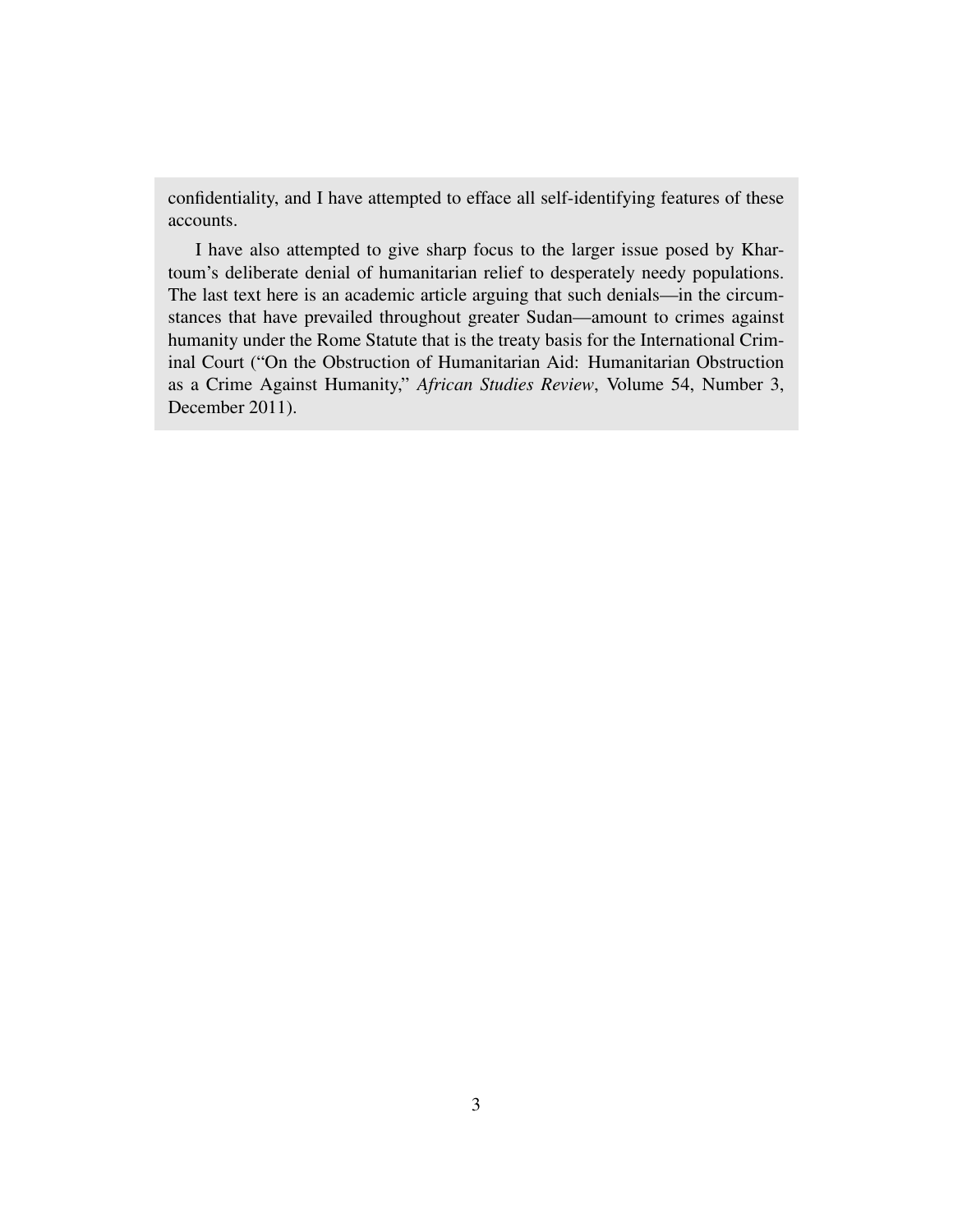confidentiality, and I have attempted to efface all self-identifying features of these accounts.

I have also attempted to give sharp focus to the larger issue posed by Khartoum's deliberate denial of humanitarian relief to desperately needy populations. The last text here is an academic article arguing that such denials—in the circumstances that have prevailed throughout greater Sudan—amount to crimes against humanity under the Rome Statute that is the treaty basis for the International Criminal Court ("On the Obstruction of Humanitarian Aid: Humanitarian Obstruction as a Crime Against Humanity," *African Studies Review*, Volume 54, Number 3, December 2011).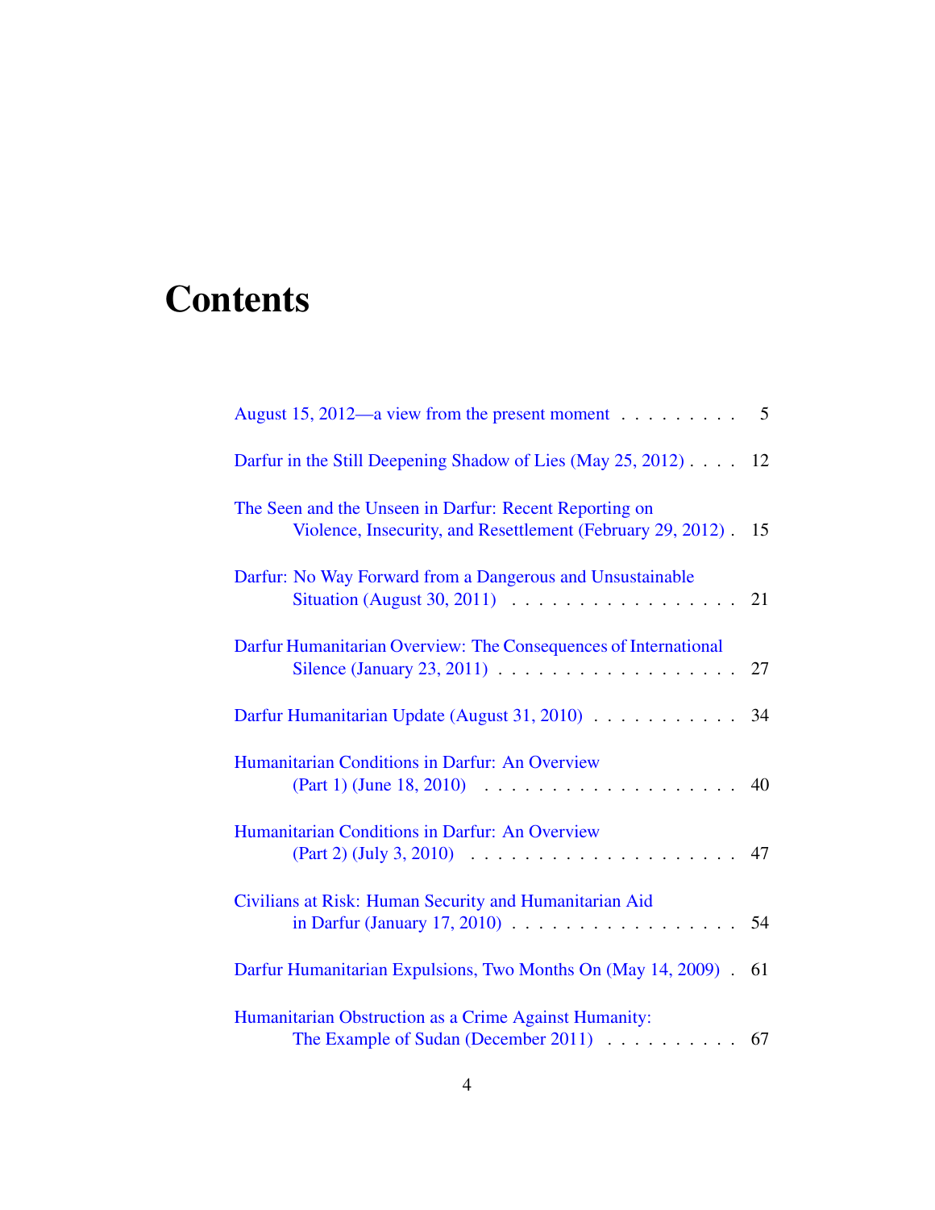# Contents

- August 15, 2012—a view from the present moment . . . . . . . . . 5
- Darfur in the Still Deepening Shadow of Lies (May 25, 2012) . . . . 12
- The Seen and the Unseen in Darfur: Recent Reporting on Violence, Insecurity, and Resettlement (February 29, 2012) . 15
- Darfur: No Way Forward from a Dangerous and Unsustainable Situation (August 30, 2011) . . . . . . . . . . . . . . . . . . 21
- Darfur Humanitarian Overview: The Consequences of International Silence (January 23, 2011) . . . . . . . . . . . . . . . . . . 27
- Darfur Humanitarian Update (August 31, 2010) . . . . . . . . . . . 34
- Humanitarian Conditions in Darfur: An Overview (Part 1) (June 18, 2010) . . . . . . . . . . . . . . . . . . . . 40
- Humanitarian Conditions in Darfur: An Overview (Part 2) (July 3, 2010) . . . . . . . . . . . . . . . . . . . . . 47
- Civilians at Risk: Human Security and Humanitarian Aid in Darfur (January 17, 2010) . . . . . . . . . . . . . . . . . 54
- Darfur Humanitarian Expulsions, Two Months On (May 14, 2009) . 61
- Humanitarian Obstruction as a Crime Against Humanity: The Example of Sudan (December 2011) . . . . . . . . . . 67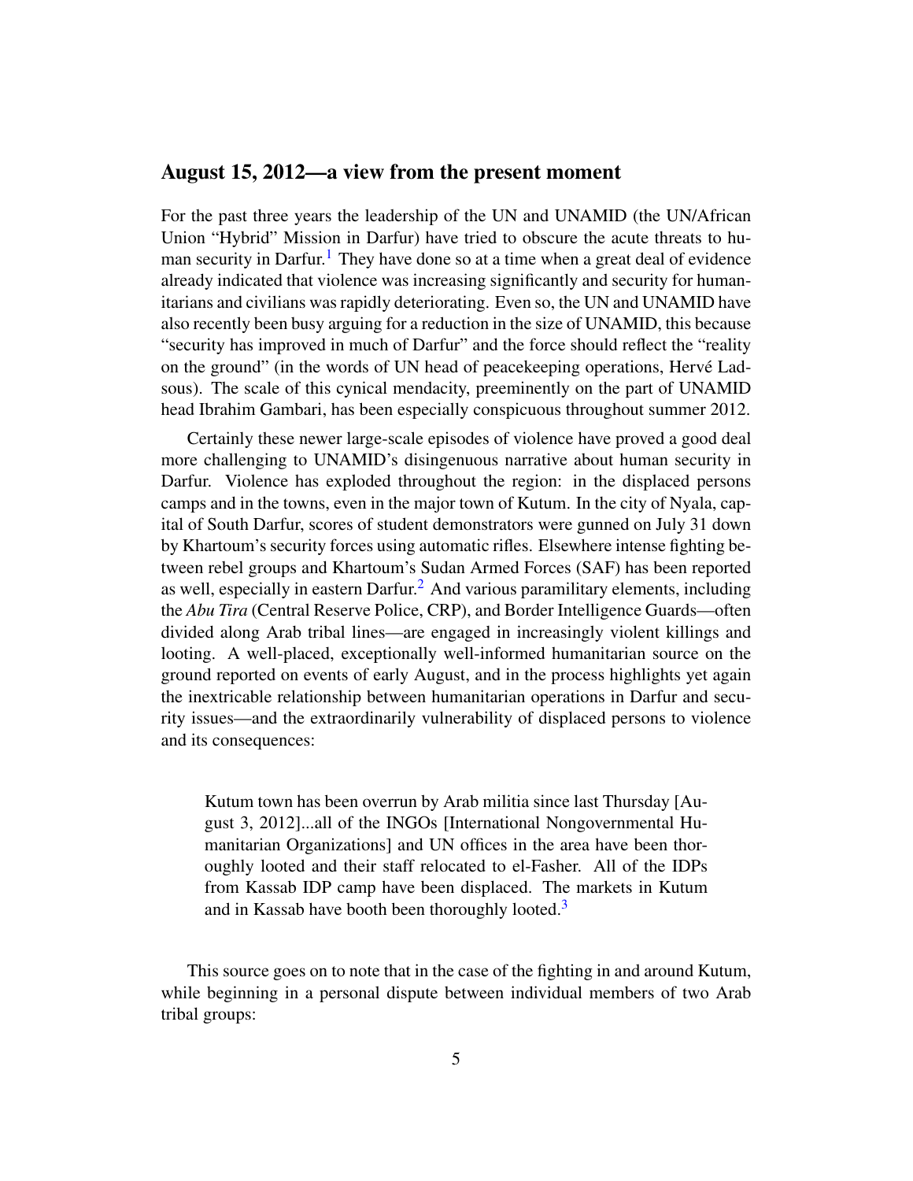## August 15, 2012—a view from the present moment

For the past three years the leadership of the UN and UNAMID (the UN/African Union "Hybrid" Mission in Darfur) have tried to obscure the acute threats to human security in Darfur.[1] They have done so at a time when a great deal of evidence already indicated that violence was increasing significantly and security for humanitarians and civilians was rapidly deteriorating. Even so, the UN and UNAMID have also recently been busy arguing for a reduction in the size of UNAMID, this because "security has improved in much of Darfur" and the force should reflect the "reality on the ground" (in the words of UN head of peacekeeping operations, Hervé Ladsous). The scale of this cynical mendacity, preeminently on the part of UNAMID head Ibrahim Gambari, has been especially conspicuous throughout summer 2012.

Certainly these newer large-scale episodes of violence have proved a good deal more challenging to UNAMID's disingenuous narrative about human security in Darfur. Violence has exploded throughout the region: in the displaced persons camps and in the towns, even in the major town of Kutum. In the city of Nyala, capital of South Darfur, scores of student demonstrators were gunned on July 31 down by Khartoum's security forces using automatic rifles. Elsewhere intense fighting between rebel groups and Khartoum's Sudan Armed Forces (SAF) has been reported as well, especially in eastern Darfur.[2] And various paramilitary elements, including the *Abu Tira* (Central Reserve Police, CRP), and Border Intelligence Guards—often divided along Arab tribal lines—are engaged in increasingly violent killings and looting. A well-placed, exceptionally well-informed humanitarian source on the ground reported on events of early August, and in the process highlights yet again the inextricable relationship between humanitarian operations in Darfur and security issues—and the extraordinarily vulnerability of displaced persons to violence and its consequences:

> Kutum town has been overrun by Arab militia since last Thursday [August 3, 2012]...all of the INGOs [International Nongovernmental Humanitarian Organizations] and UN offices in the area have been thoroughly looted and their staff relocated to el-Fasher. All of the IDPs from Kassab IDP camp have been displaced. The markets in Kutum and in Kassab have booth been thoroughly looted.[3]

This source goes on to note that in the case of the fighting in and around Kutum, while beginning in a personal dispute between individual members of two Arab tribal groups: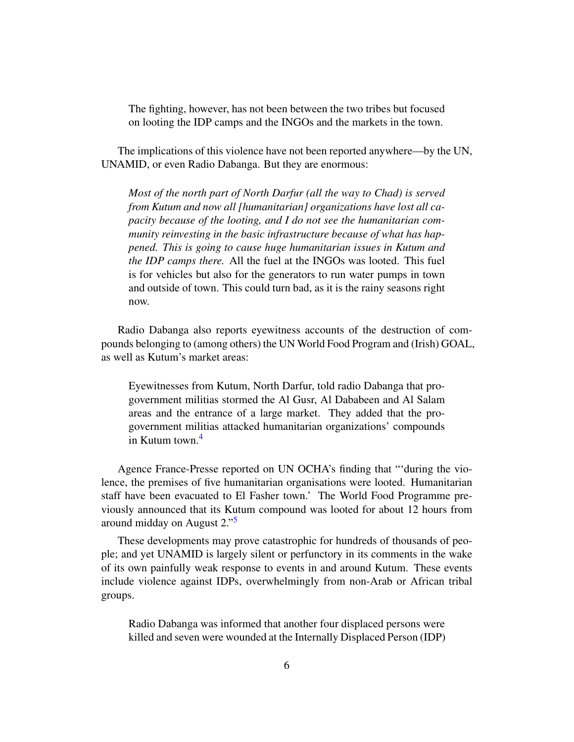> The fighting, however, has not been between the two tribes but focused on looting the IDP camps and the INGOs and the markets in the town.

The implications of this violence have not been reported anywhere—by the UN, UNAMID, or even Radio Dabanga. But they are enormous:

> *Most of the north part of North Darfur (all the way to Chad) is served from Kutum and now all [humanitarian] organizations have lost all capacity because of the looting, and I do not see the humanitarian community reinvesting in the basic infrastructure because of what has happened. This is going to cause huge humanitarian issues in Kutum and the IDP camps there.* All the fuel at the INGOs was looted. This fuel is for vehicles but also for the generators to run water pumps in town and outside of town. This could turn bad, as it is the rainy seasons right now.

Radio Dabanga also reports eyewitness accounts of the destruction of compounds belonging to (among others) the UN World Food Program and (Irish) GOAL, as well as Kutum's market areas:

> Eyewitnesses from Kutum, North Darfur, told radio Dabanga that pro-government militias stormed the Al Gusr, Al Dababeen and Al Salam areas and the entrance of a large market. They added that the pro-government militias attacked humanitarian organizations' compounds in Kutum town.[4]

Agence France-Presse reported on UN OCHA's finding that "'during the violence, the premises of five humanitarian organisations were looted. Humanitarian staff have been evacuated to El Fasher town.' The World Food Programme previously announced that its Kutum compound was looted for about 12 hours from around midday on August 2."[5]

These developments may prove catastrophic for hundreds of thousands of people; and yet UNAMID is largely silent or perfunctory in its comments in the wake of its own painfully weak response to events in and around Kutum. These events include violence against IDPs, overwhelmingly from non-Arab or African tribal groups.

> Radio Dabanga was informed that another four displaced persons were killed and seven were wounded at the Internally Displaced Person (IDP)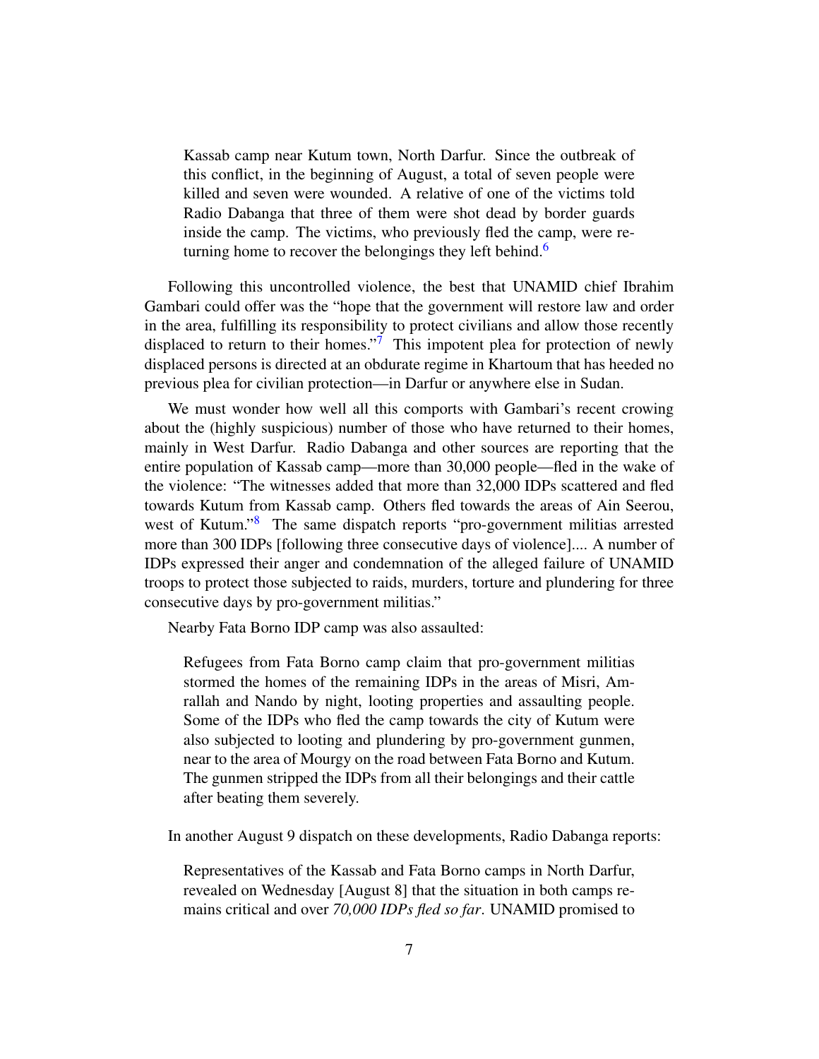> Kassab camp near Kutum town, North Darfur. Since the outbreak of this conflict, in the beginning of August, a total of seven people were killed and seven were wounded. A relative of one of the victims told Radio Dabanga that three of them were shot dead by border guards inside the camp. The victims, who previously fled the camp, were returning home to recover the belongings they left behind.[6]

Following this uncontrolled violence, the best that UNAMID chief Ibrahim Gambari could offer was the "hope that the government will restore law and order in the area, fulfilling its responsibility to protect civilians and allow those recently displaced to return to their homes."[7] This impotent plea for protection of newly displaced persons is directed at an obdurate regime in Khartoum that has heeded no previous plea for civilian protection—in Darfur or anywhere else in Sudan.

We must wonder how well all this comports with Gambari's recent crowing about the (highly suspicious) number of those who have returned to their homes, mainly in West Darfur. Radio Dabanga and other sources are reporting that the entire population of Kassab camp—more than 30,000 people—fled in the wake of the violence: "The witnesses added that more than 32,000 IDPs scattered and fled towards Kutum from Kassab camp. Others fled towards the areas of Ain Seerou, west of Kutum."[8] The same dispatch reports "pro-government militias arrested more than 300 IDPs [following three consecutive days of violence].... A number of IDPs expressed their anger and condemnation of the alleged failure of UNAMID troops to protect those subjected to raids, murders, torture and plundering for three consecutive days by pro-government militias."

Nearby Fata Borno IDP camp was also assaulted:

> Refugees from Fata Borno camp claim that pro-government militias stormed the homes of the remaining IDPs in the areas of Misri, Amrallah and Nando by night, looting properties and assaulting people. Some of the IDPs who fled the camp towards the city of Kutum were also subjected to looting and plundering by pro-government gunmen, near to the area of Mourgy on the road between Fata Borno and Kutum. The gunmen stripped the IDPs from all their belongings and their cattle after beating them severely.

In another August 9 dispatch on these developments, Radio Dabanga reports:

> Representatives of the Kassab and Fata Borno camps in North Darfur, revealed on Wednesday [August 8] that the situation in both camps remains critical and over *70,000 IDPs fled so far*. UNAMID promised to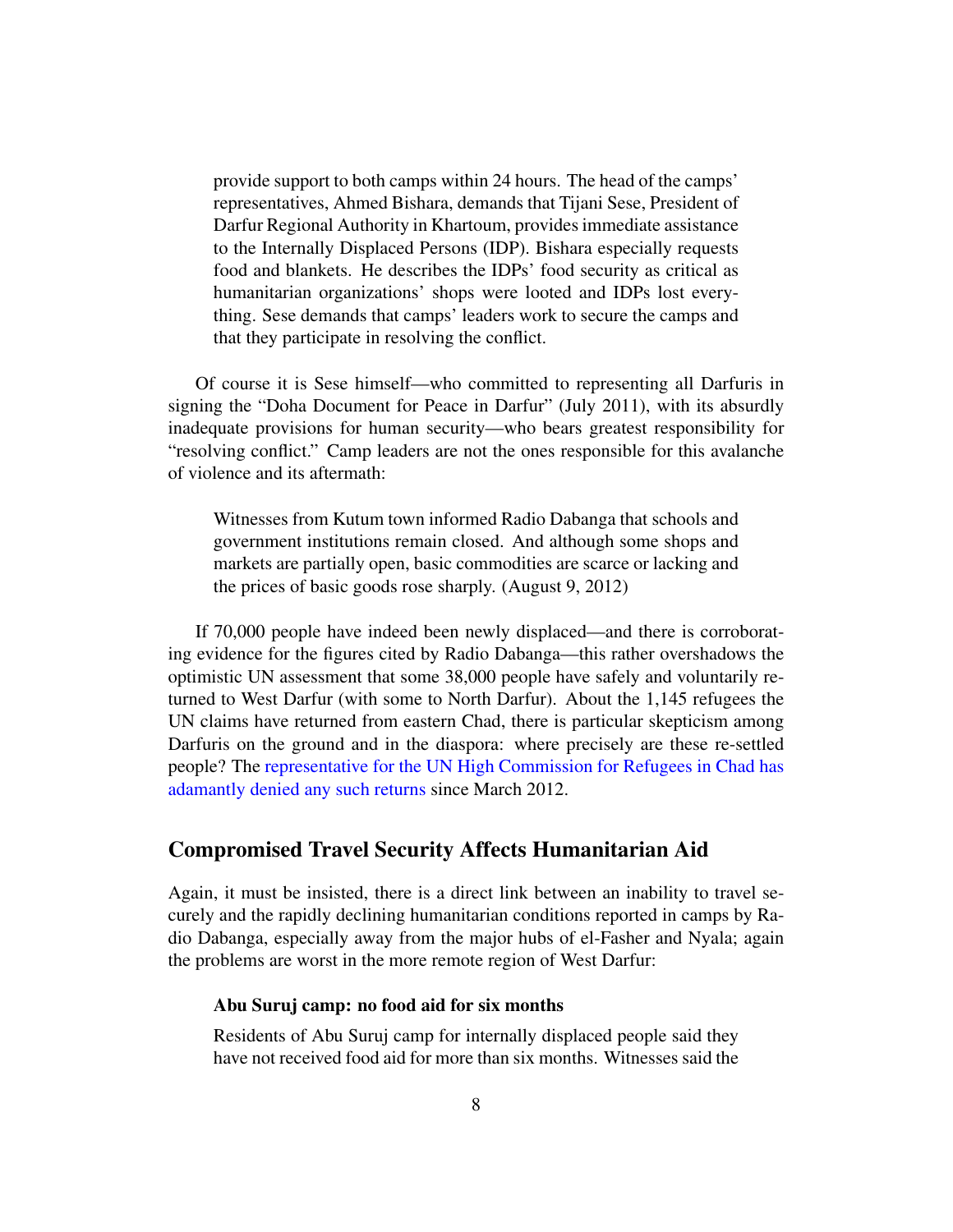> provide support to both camps within 24 hours. The head of the camps' representatives, Ahmed Bishara, demands that Tijani Sese, President of Darfur Regional Authority in Khartoum, provides immediate assistance to the Internally Displaced Persons (IDP). Bishara especially requests food and blankets. He describes the IDPs' food security as critical as humanitarian organizations' shops were looted and IDPs lost everything. Sese demands that camps' leaders work to secure the camps and that they participate in resolving the conflict.

Of course it is Sese himself—who committed to representing all Darfuris in signing the "Doha Document for Peace in Darfur" (July 2011), with its absurdly inadequate provisions for human security—who bears greatest responsibility for "resolving conflict." Camp leaders are not the ones responsible for this avalanche of violence and its aftermath:

> Witnesses from Kutum town informed Radio Dabanga that schools and government institutions remain closed. And although some shops and markets are partially open, basic commodities are scarce or lacking and the prices of basic goods rose sharply. (August 9, 2012)

If 70,000 people have indeed been newly displaced—and there is corroborating evidence for the figures cited by Radio Dabanga—this rather overshadows the optimistic UN assessment that some 38,000 people have safely and voluntarily returned to West Darfur (with some to North Darfur). About the 1,145 refugees the UN claims have returned from eastern Chad, there is particular skepticism among Darfuris on the ground and in the diaspora: where precisely are these re-settled people? The representative for the UN High Commission for Refugees in Chad has adamantly denied any such returns since March 2012.

## Compromised Travel Security Affects Humanitarian Aid

Again, it must be insisted, there is a direct link between an inability to travel securely and the rapidly declining humanitarian conditions reported in camps by Radio Dabanga, especially away from the major hubs of el-Fasher and Nyala; again the problems are worst in the more remote region of West Darfur:

> **Abu Suruj camp: no food aid for six months**
>
> Residents of Abu Suruj camp for internally displaced people said they have not received food aid for more than six months. Witnesses said the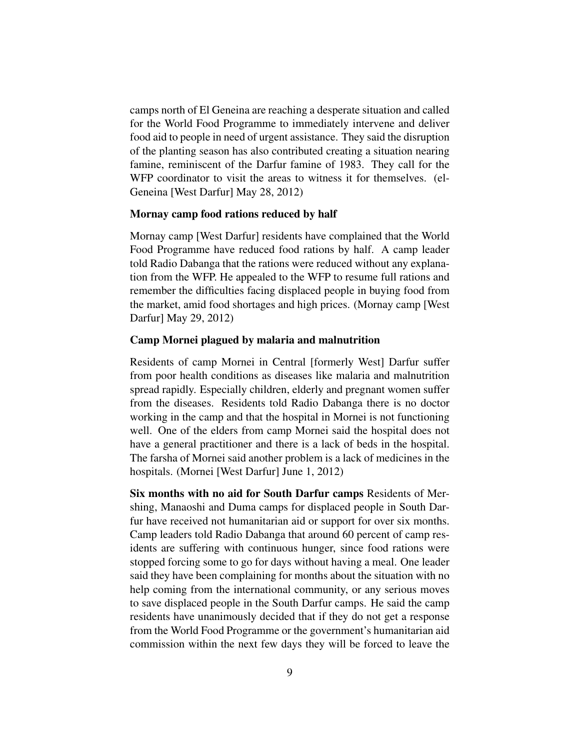camps north of El Geneina are reaching a desperate situation and called for the World Food Programme to immediately intervene and deliver food aid to people in need of urgent assistance. They said the disruption of the planting season has also contributed creating a situation nearing famine, reminiscent of the Darfur famine of 1983. They call for the WFP coordinator to visit the areas to witness it for themselves. (el-Geneina [West Darfur] May 28, 2012)

**Mornay camp food rations reduced by half**

Mornay camp [West Darfur] residents have complained that the World Food Programme have reduced food rations by half. A camp leader told Radio Dabanga that the rations were reduced without any explanation from the WFP. He appealed to the WFP to resume full rations and remember the difficulties facing displaced people in buying food from the market, amid food shortages and high prices. (Mornay camp [West Darfur] May 29, 2012)

**Camp Mornei plagued by malaria and malnutrition**

Residents of camp Mornei in Central [formerly West] Darfur suffer from poor health conditions as diseases like malaria and malnutrition spread rapidly. Especially children, elderly and pregnant women suffer from the diseases. Residents told Radio Dabanga there is no doctor working in the camp and that the hospital in Mornei is not functioning well. One of the elders from camp Mornei said the hospital does not have a general practitioner and there is a lack of beds in the hospital. The farsha of Mornei said another problem is a lack of medicines in the hospitals. (Mornei [West Darfur] June 1, 2012)

**Six months with no aid for South Darfur camps** Residents of Mershing, Manaoshi and Duma camps for displaced people in South Darfur have received not humanitarian aid or support for over six months. Camp leaders told Radio Dabanga that around 60 percent of camp residents are suffering with continuous hunger, since food rations were stopped forcing some to go for days without having a meal. One leader said they have been complaining for months about the situation with no help coming from the international community, or any serious moves to save displaced people in the South Darfur camps. He said the camp residents have unanimously decided that if they do not get a response from the World Food Programme or the government's humanitarian aid commission within the next few days they will be forced to leave the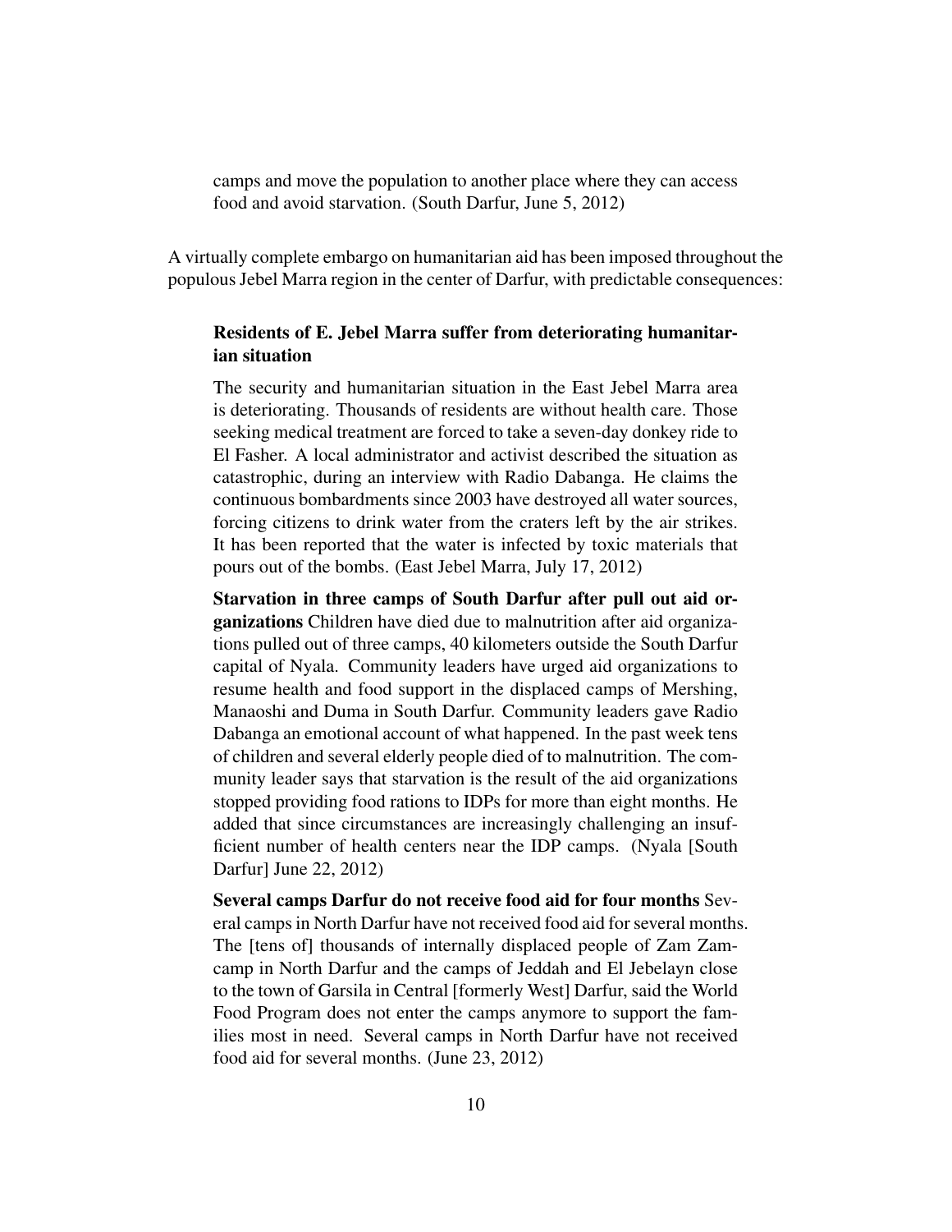> camps and move the population to another place where they can access food and avoid starvation. (South Darfur, June 5, 2012)

A virtually complete embargo on humanitarian aid has been imposed throughout the populous Jebel Marra region in the center of Darfur, with predictable consequences:

> **Residents of E. Jebel Marra suffer from deteriorating humanitarian situation**
>
> The security and humanitarian situation in the East Jebel Marra area is deteriorating. Thousands of residents are without health care. Those seeking medical treatment are forced to take a seven-day donkey ride to El Fasher. A local administrator and activist described the situation as catastrophic, during an interview with Radio Dabanga. He claims the continuous bombardments since 2003 have destroyed all water sources, forcing citizens to drink water from the craters left by the air strikes. It has been reported that the water is infected by toxic materials that pours out of the bombs. (East Jebel Marra, July 17, 2012)
>
> **Starvation in three camps of South Darfur after pull out aid organizations** Children have died due to malnutrition after aid organizations pulled out of three camps, 40 kilometers outside the South Darfur capital of Nyala. Community leaders have urged aid organizations to resume health and food support in the displaced camps of Mershing, Manaoshi and Duma in South Darfur. Community leaders gave Radio Dabanga an emotional account of what happened. In the past week tens of children and several elderly people died of to malnutrition. The community leader says that starvation is the result of the aid organizations stopped providing food rations to IDPs for more than eight months. He added that since circumstances are increasingly challenging an insufficient number of health centers near the IDP camps. (Nyala [South Darfur] June 22, 2012)
>
> **Several camps Darfur do not receive food aid for four months** Several camps in North Darfur have not received food aid for several months. The [tens of] thousands of internally displaced people of Zam Zamcamp in North Darfur and the camps of Jeddah and El Jebelayn close to the town of Garsila in Central [formerly West] Darfur, said the World Food Program does not enter the camps anymore to support the families most in need. Several camps in North Darfur have not received food aid for several months. (June 23, 2012)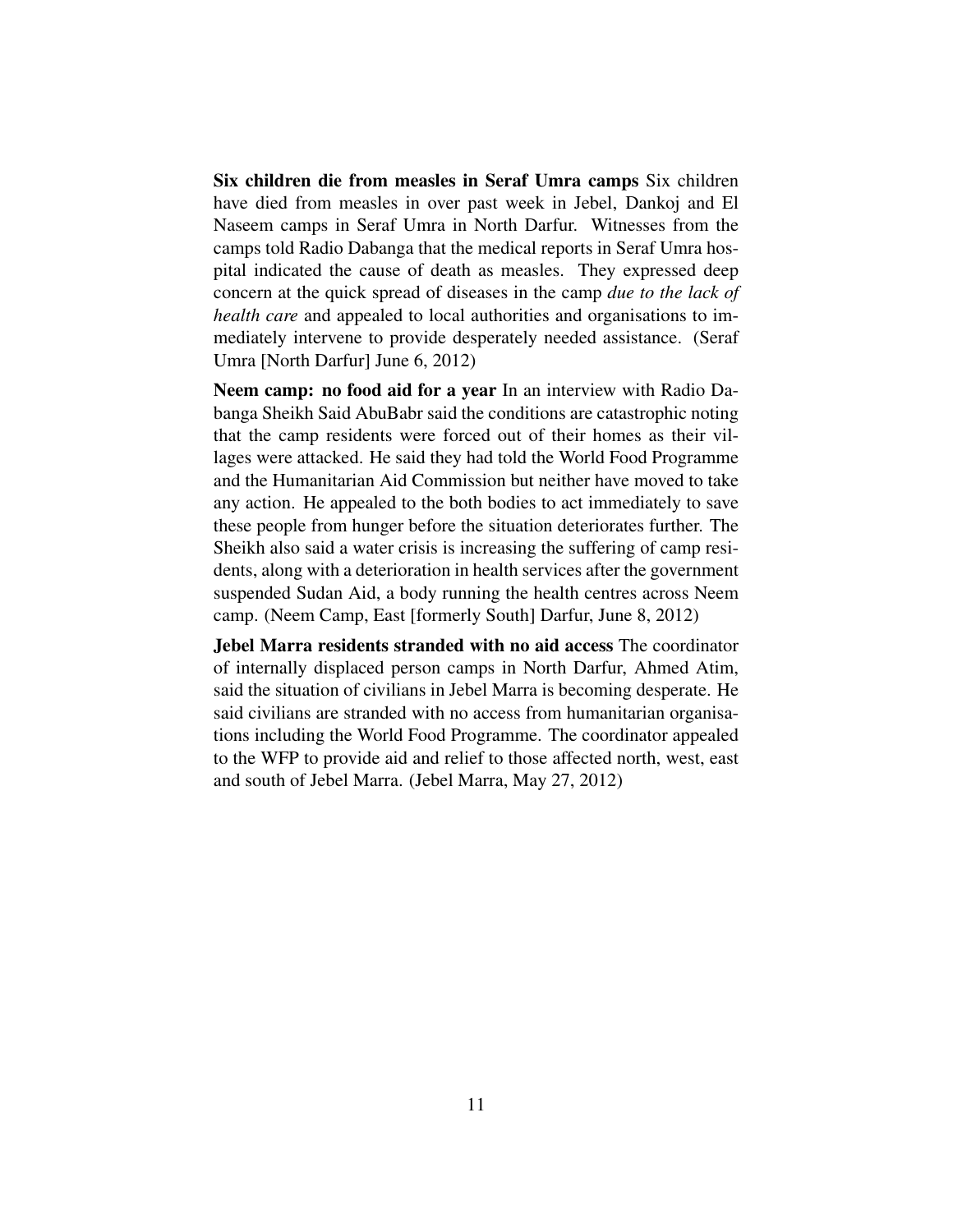**Six children die from measles in Seraf Umra camps** Six children have died from measles in over past week in Jebel, Dankoj and El Naseem camps in Seraf Umra in North Darfur. Witnesses from the camps told Radio Dabanga that the medical reports in Seraf Umra hospital indicated the cause of death as measles. They expressed deep concern at the quick spread of diseases in the camp *due to the lack of health care* and appealed to local authorities and organisations to immediately intervene to provide desperately needed assistance. (Seraf Umra [North Darfur] June 6, 2012)

**Neem camp: no food aid for a year** In an interview with Radio Dabanga Sheikh Said AbuBabr said the conditions are catastrophic noting that the camp residents were forced out of their homes as their villages were attacked. He said they had told the World Food Programme and the Humanitarian Aid Commission but neither have moved to take any action. He appealed to the both bodies to act immediately to save these people from hunger before the situation deteriorates further. The Sheikh also said a water crisis is increasing the suffering of camp residents, along with a deterioration in health services after the government suspended Sudan Aid, a body running the health centres across Neem camp. (Neem Camp, East [formerly South] Darfur, June 8, 2012)

**Jebel Marra residents stranded with no aid access** The coordinator of internally displaced person camps in North Darfur, Ahmed Atim, said the situation of civilians in Jebel Marra is becoming desperate. He said civilians are stranded with no access from humanitarian organisations including the World Food Programme. The coordinator appealed to the WFP to provide aid and relief to those affected north, west, east and south of Jebel Marra. (Jebel Marra, May 27, 2012)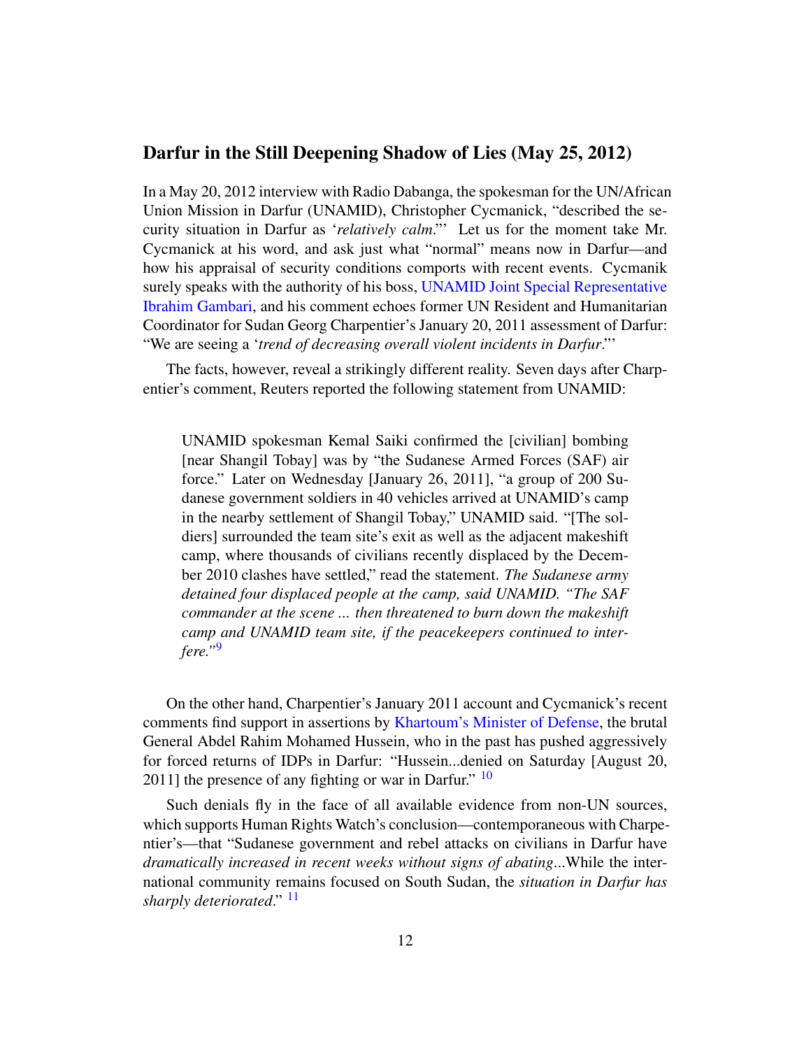## Darfur in the Still Deepening Shadow of Lies (May 25, 2012)

In a May 20, 2012 interview with Radio Dabanga, the spokesman for the UN/African Union Mission in Darfur (UNAMID), Christopher Cycmanick, "described the security situation in Darfur as '*relatively calm*."' Let us for the moment take Mr. Cycmanick at his word, and ask just what "normal" means now in Darfur—and how his appraisal of security conditions comports with recent events. Cycmanik surely speaks with the authority of his boss, UNAMID Joint Special Representative Ibrahim Gambari, and his comment echoes former UN Resident and Humanitarian Coordinator for Sudan Georg Charpentier's January 20, 2011 assessment of Darfur: "We are seeing a '*trend of decreasing overall violent incidents in Darfur*."'

The facts, however, reveal a strikingly different reality. Seven days after Charpentier's comment, Reuters reported the following statement from UNAMID:

> UNAMID spokesman Kemal Saiki confirmed the [civilian] bombing [near Shangil Tobay] was by "the Sudanese Armed Forces (SAF) air force." Later on Wednesday [January 26, 2011], "a group of 200 Sudanese government soldiers in 40 vehicles arrived at UNAMID's camp in the nearby settlement of Shangil Tobay," UNAMID said. "[The soldiers] surrounded the team site's exit as well as the adjacent makeshift camp, where thousands of civilians recently displaced by the December 2010 clashes have settled," read the statement. *The Sudanese army detained four displaced people at the camp, said UNAMID. "The SAF commander at the scene ... then threatened to burn down the makeshift camp and UNAMID team site, if the peacekeepers continued to interfere."*[9]

On the other hand, Charpentier's January 2011 account and Cycmanick's recent comments find support in assertions by Khartoum's Minister of Defense, the brutal General Abdel Rahim Mohamed Hussein, who in the past has pushed aggressively for forced returns of IDPs in Darfur: "Hussein...denied on Saturday [August 20, 2011] the presence of any fighting or war in Darfur." [10]

Such denials fly in the face of all available evidence from non-UN sources, which supports Human Rights Watch's conclusion—contemporaneous with Charpentier's—that "Sudanese government and rebel attacks on civilians in Darfur have *dramatically increased in recent weeks without signs of abating*...While the international community remains focused on South Sudan, the *situation in Darfur has sharply deteriorated*." [11]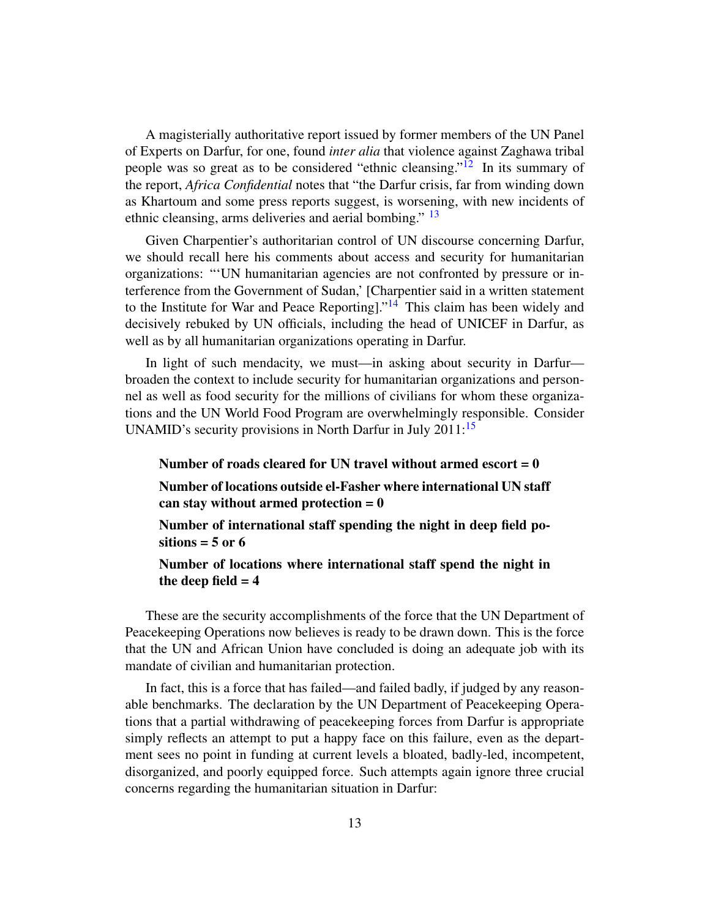A magisterially authoritative report issued by former members of the UN Panel of Experts on Darfur, for one, found *inter alia* that violence against Zaghawa tribal people was so great as to be considered "ethnic cleansing."[12] In its summary of the report, *Africa Confidential* notes that "the Darfur crisis, far from winding down as Khartoum and some press reports suggest, is worsening, with new incidents of ethnic cleansing, arms deliveries and aerial bombing." [13]

Given Charpentier's authoritarian control of UN discourse concerning Darfur, we should recall here his comments about access and security for humanitarian organizations: "'UN humanitarian agencies are not confronted by pressure or interference from the Government of Sudan,' [Charpentier said in a written statement to the Institute for War and Peace Reporting]."[14] This claim has been widely and decisively rebuked by UN officials, including the head of UNICEF in Darfur, as well as by all humanitarian organizations operating in Darfur.

In light of such mendacity, we must—in asking about security in Darfur—broaden the context to include security for humanitarian organizations and personnel as well as food security for the millions of civilians for whom these organizations and the UN World Food Program are overwhelmingly responsible. Consider UNAMID's security provisions in North Darfur in July 2011:[15]

> **Number of roads cleared for UN travel without armed escort = 0**
>
> **Number of locations outside el-Fasher where international UN staff can stay without armed protection = 0**
>
> **Number of international staff spending the night in deep field positions = 5 or 6**
>
> **Number of locations where international staff spend the night in the deep field = 4**

These are the security accomplishments of the force that the UN Department of Peacekeeping Operations now believes is ready to be drawn down. This is the force that the UN and African Union have concluded is doing an adequate job with its mandate of civilian and humanitarian protection.

In fact, this is a force that has failed—and failed badly, if judged by any reasonable benchmarks. The declaration by the UN Department of Peacekeeping Operations that a partial withdrawing of peacekeeping forces from Darfur is appropriate simply reflects an attempt to put a happy face on this failure, even as the department sees no point in funding at current levels a bloated, badly-led, incompetent, disorganized, and poorly equipped force. Such attempts again ignore three crucial concerns regarding the humanitarian situation in Darfur: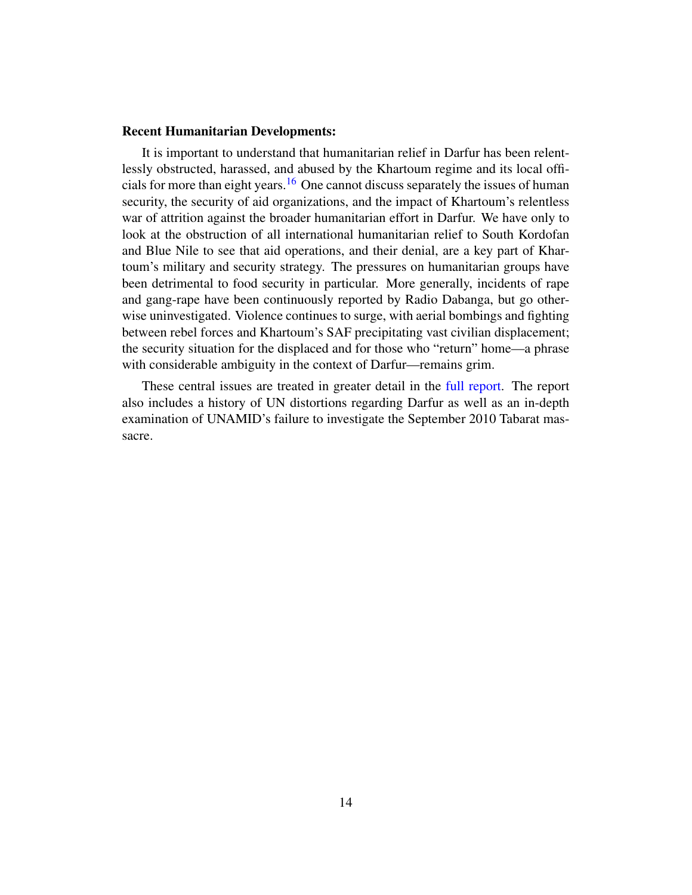**Recent Humanitarian Developments:**

It is important to understand that humanitarian relief in Darfur has been relentlessly obstructed, harassed, and abused by the Khartoum regime and its local officials for more than eight years.[16] One cannot discuss separately the issues of human security, the security of aid organizations, and the impact of Khartoum's relentless war of attrition against the broader humanitarian effort in Darfur. We have only to look at the obstruction of all international humanitarian relief to South Kordofan and Blue Nile to see that aid operations, and their denial, are a key part of Khartoum's military and security strategy. The pressures on humanitarian groups have been detrimental to food security in particular. More generally, incidents of rape and gang-rape have been continuously reported by Radio Dabanga, but go otherwise uninvestigated. Violence continues to surge, with aerial bombings and fighting between rebel forces and Khartoum's SAF precipitating vast civilian displacement; the security situation for the displaced and for those who "return" home—a phrase with considerable ambiguity in the context of Darfur—remains grim.

These central issues are treated in greater detail in the full report. The report also includes a history of UN distortions regarding Darfur as well as an in-depth examination of UNAMID's failure to investigate the September 2010 Tabarat massacre.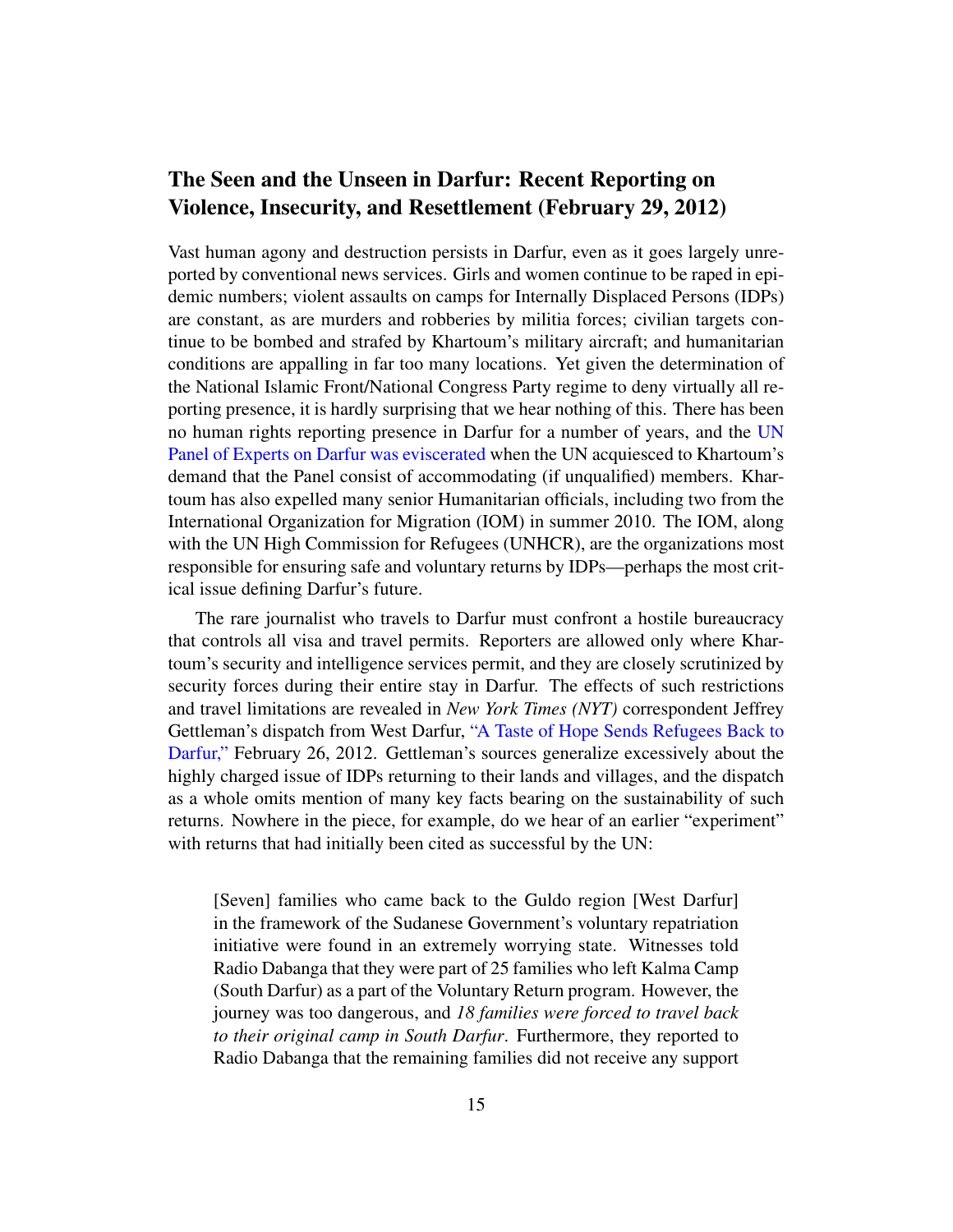## The Seen and the Unseen in Darfur: Recent Reporting on Violence, Insecurity, and Resettlement (February 29, 2012)

Vast human agony and destruction persists in Darfur, even as it goes largely unreported by conventional news services. Girls and women continue to be raped in epidemic numbers; violent assaults on camps for Internally Displaced Persons (IDPs) are constant, as are murders and robberies by militia forces; civilian targets continue to be bombed and strafed by Khartoum's military aircraft; and humanitarian conditions are appalling in far too many locations. Yet given the determination of the National Islamic Front/National Congress Party regime to deny virtually all reporting presence, it is hardly surprising that we hear nothing of this. There has been no human rights reporting presence in Darfur for a number of years, and the UN Panel of Experts on Darfur was eviscerated when the UN acquiesced to Khartoum's demand that the Panel consist of accommodating (if unqualified) members. Khartoum has also expelled many senior Humanitarian officials, including two from the International Organization for Migration (IOM) in summer 2010. The IOM, along with the UN High Commission for Refugees (UNHCR), are the organizations most responsible for ensuring safe and voluntary returns by IDPs—perhaps the most critical issue defining Darfur's future.

The rare journalist who travels to Darfur must confront a hostile bureaucracy that controls all visa and travel permits. Reporters are allowed only where Khartoum's security and intelligence services permit, and they are closely scrutinized by security forces during their entire stay in Darfur. The effects of such restrictions and travel limitations are revealed in *New York Times (NYT)* correspondent Jeffrey Gettleman's dispatch from West Darfur, "A Taste of Hope Sends Refugees Back to Darfur," February 26, 2012. Gettleman's sources generalize excessively about the highly charged issue of IDPs returning to their lands and villages, and the dispatch as a whole omits mention of many key facts bearing on the sustainability of such returns. Nowhere in the piece, for example, do we hear of an earlier "experiment" with returns that had initially been cited as successful by the UN:

> [Seven] families who came back to the Guldo region [West Darfur] in the framework of the Sudanese Government's voluntary repatriation initiative were found in an extremely worrying state. Witnesses told Radio Dabanga that they were part of 25 families who left Kalma Camp (South Darfur) as a part of the Voluntary Return program. However, the journey was too dangerous, and *18 families were forced to travel back to their original camp in South Darfur*. Furthermore, they reported to Radio Dabanga that the remaining families did not receive any support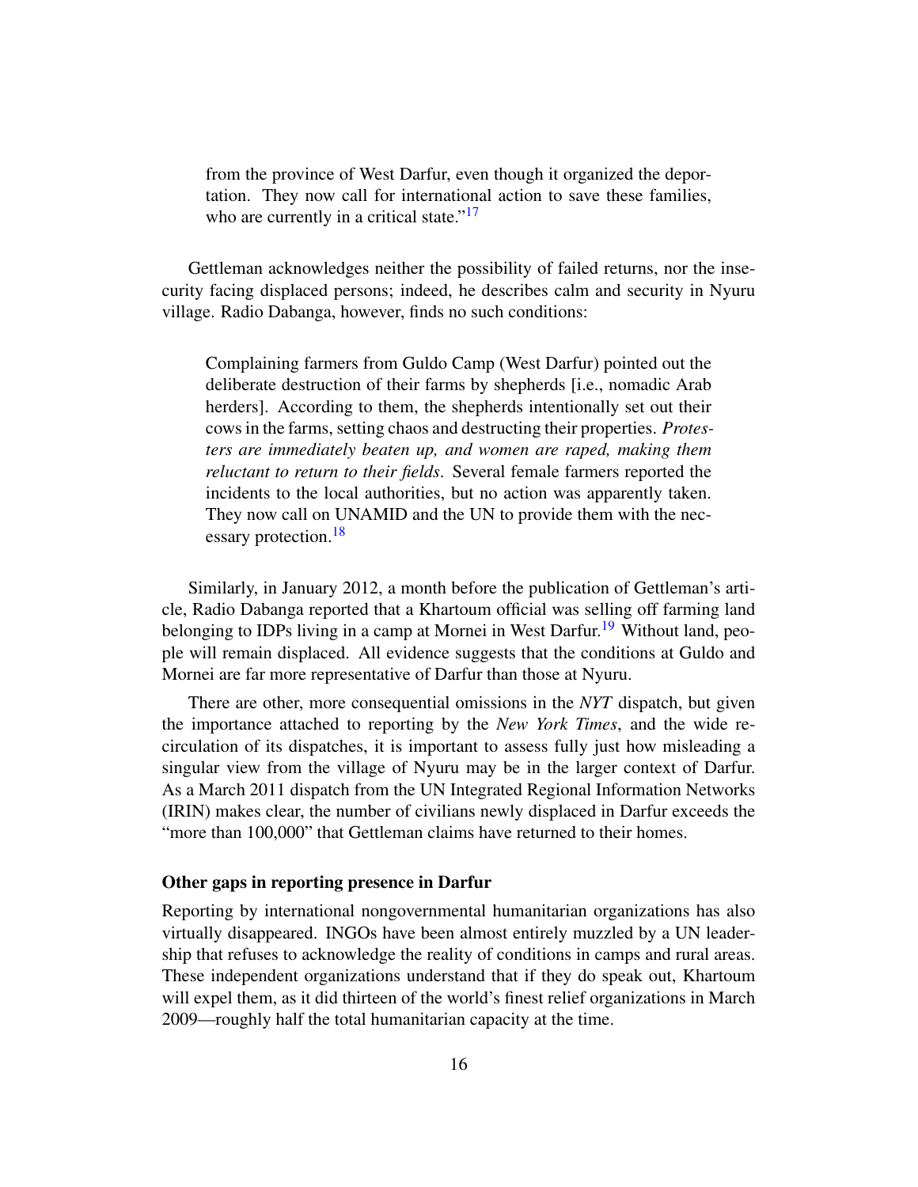> from the province of West Darfur, even though it organized the deportation. They now call for international action to save these families, who are currently in a critical state."[17]

Gettleman acknowledges neither the possibility of failed returns, nor the insecurity facing displaced persons; indeed, he describes calm and security in Nyuru village. Radio Dabanga, however, finds no such conditions:

> Complaining farmers from Guldo Camp (West Darfur) pointed out the deliberate destruction of their farms by shepherds [i.e., nomadic Arab herders]. According to them, the shepherds intentionally set out their cows in the farms, setting chaos and destructing their properties. *Protesters are immediately beaten up, and women are raped, making them reluctant to return to their fields*. Several female farmers reported the incidents to the local authorities, but no action was apparently taken. They now call on UNAMID and the UN to provide them with the necessary protection.[18]

Similarly, in January 2012, a month before the publication of Gettleman's article, Radio Dabanga reported that a Khartoum official was selling off farming land belonging to IDPs living in a camp at Mornei in West Darfur.[19] Without land, people will remain displaced. All evidence suggests that the conditions at Guldo and Mornei are far more representative of Darfur than those at Nyuru.

There are other, more consequential omissions in the *NYT* dispatch, but given the importance attached to reporting by the *New York Times*, and the wide recirculation of its dispatches, it is important to assess fully just how misleading a singular view from the village of Nyuru may be in the larger context of Darfur. As a March 2011 dispatch from the UN Integrated Regional Information Networks (IRIN) makes clear, the number of civilians newly displaced in Darfur exceeds the "more than 100,000" that Gettleman claims have returned to their homes.

### Other gaps in reporting presence in Darfur

Reporting by international nongovernmental humanitarian organizations has also virtually disappeared. INGOs have been almost entirely muzzled by a UN leadership that refuses to acknowledge the reality of conditions in camps and rural areas. These independent organizations understand that if they do speak out, Khartoum will expel them, as it did thirteen of the world's finest relief organizations in March 2009—roughly half the total humanitarian capacity at the time.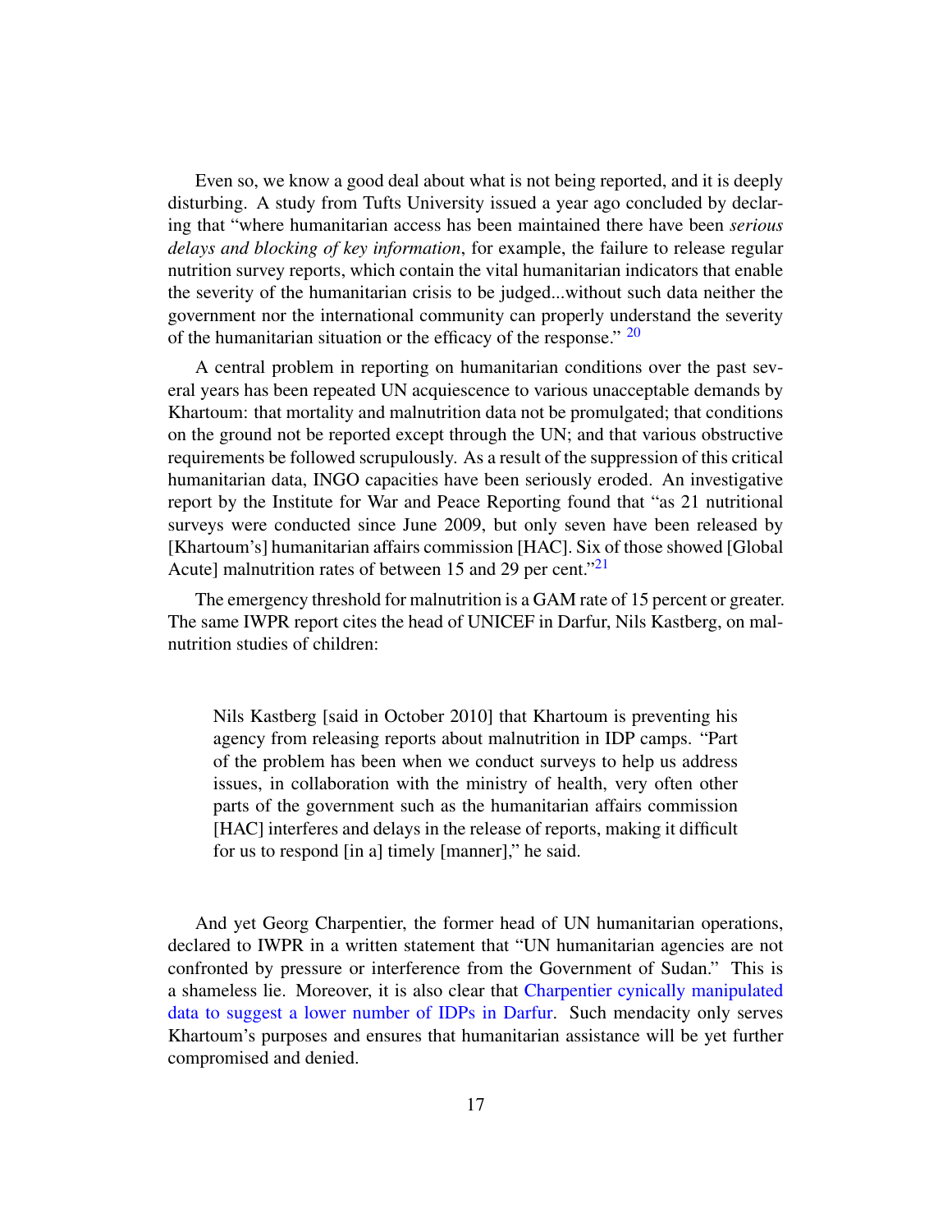Even so, we know a good deal about what is not being reported, and it is deeply disturbing. A study from Tufts University issued a year ago concluded by declaring that "where humanitarian access has been maintained there have been *serious delays and blocking of key information*, for example, the failure to release regular nutrition survey reports, which contain the vital humanitarian indicators that enable the severity of the humanitarian crisis to be judged...without such data neither the government nor the international community can properly understand the severity of the humanitarian situation or the efficacy of the response." [20]

A central problem in reporting on humanitarian conditions over the past several years has been repeated UN acquiescence to various unacceptable demands by Khartoum: that mortality and malnutrition data not be promulgated; that conditions on the ground not be reported except through the UN; and that various obstructive requirements be followed scrupulously. As a result of the suppression of this critical humanitarian data, INGO capacities have been seriously eroded. An investigative report by the Institute for War and Peace Reporting found that "as 21 nutritional surveys were conducted since June 2009, but only seven have been released by [Khartoum's] humanitarian affairs commission [HAC]. Six of those showed [Global Acute] malnutrition rates of between 15 and 29 per cent."[21]

The emergency threshold for malnutrition is a GAM rate of 15 percent or greater. The same IWPR report cites the head of UNICEF in Darfur, Nils Kastberg, on malnutrition studies of children:

> Nils Kastberg [said in October 2010] that Khartoum is preventing his agency from releasing reports about malnutrition in IDP camps. "Part of the problem has been when we conduct surveys to help us address issues, in collaboration with the ministry of health, very often other parts of the government such as the humanitarian affairs commission [HAC] interferes and delays in the release of reports, making it difficult for us to respond [in a] timely [manner]," he said.

And yet Georg Charpentier, the former head of UN humanitarian operations, declared to IWPR in a written statement that "UN humanitarian agencies are not confronted by pressure or interference from the Government of Sudan." This is a shameless lie. Moreover, it is also clear that Charpentier cynically manipulated data to suggest a lower number of IDPs in Darfur. Such mendacity only serves Khartoum's purposes and ensures that humanitarian assistance will be yet further compromised and denied.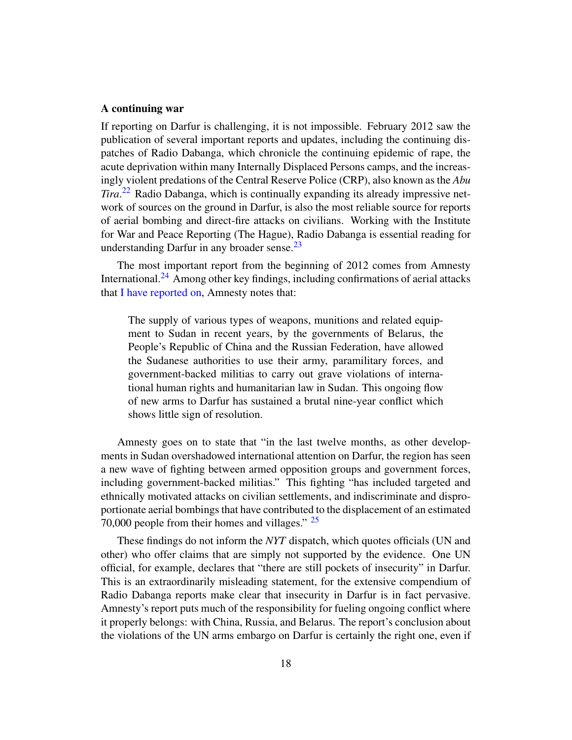**A continuing war**

If reporting on Darfur is challenging, it is not impossible. February 2012 saw the publication of several important reports and updates, including the continuing dispatches of Radio Dabanga, which chronicle the continuing epidemic of rape, the acute deprivation within many Internally Displaced Persons camps, and the increasingly violent predations of the Central Reserve Police (CRP), also known as the *Abu Tira*.[22] Radio Dabanga, which is continually expanding its already impressive network of sources on the ground in Darfur, is also the most reliable source for reports of aerial bombing and direct-fire attacks on civilians. Working with the Institute for War and Peace Reporting (The Hague), Radio Dabanga is essential reading for understanding Darfur in any broader sense.[23]

The most important report from the beginning of 2012 comes from Amnesty International.[24] Among other key findings, including confirmations of aerial attacks that I have reported on, Amnesty notes that:

> The supply of various types of weapons, munitions and related equipment to Sudan in recent years, by the governments of Belarus, the People's Republic of China and the Russian Federation, have allowed the Sudanese authorities to use their army, paramilitary forces, and government-backed militias to carry out grave violations of international human rights and humanitarian law in Sudan. This ongoing flow of new arms to Darfur has sustained a brutal nine-year conflict which shows little sign of resolution.

Amnesty goes on to state that "in the last twelve months, as other developments in Sudan overshadowed international attention on Darfur, the region has seen a new wave of fighting between armed opposition groups and government forces, including government-backed militias." This fighting "has included targeted and ethnically motivated attacks on civilian settlements, and indiscriminate and disproportionate aerial bombings that have contributed to the displacement of an estimated 70,000 people from their homes and villages." [25]

These findings do not inform the *NYT* dispatch, which quotes officials (UN and other) who offer claims that are simply not supported by the evidence. One UN official, for example, declares that "there are still pockets of insecurity" in Darfur. This is an extraordinarily misleading statement, for the extensive compendium of Radio Dabanga reports make clear that insecurity in Darfur is in fact pervasive. Amnesty's report puts much of the responsibility for fueling ongoing conflict where it properly belongs: with China, Russia, and Belarus. The report's conclusion about the violations of the UN arms embargo on Darfur is certainly the right one, even if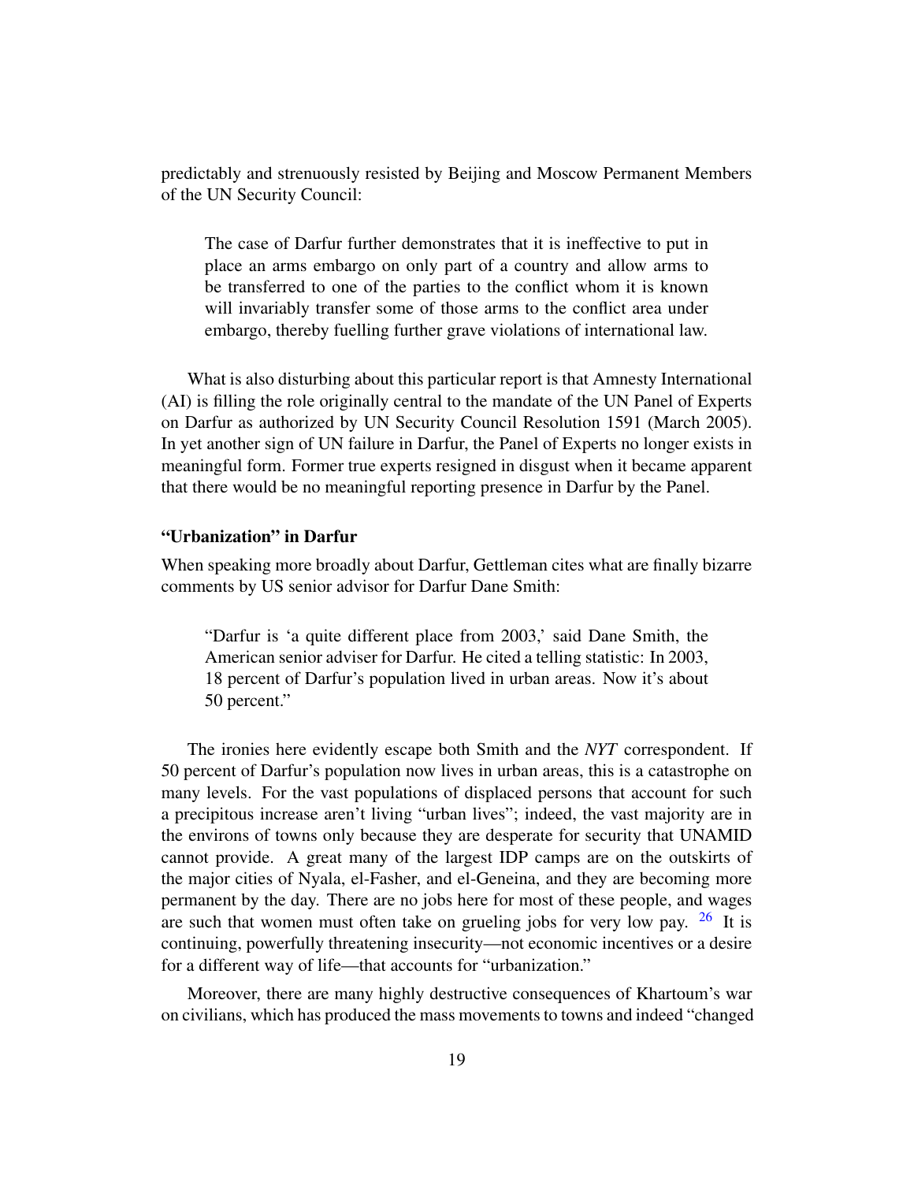predictably and strenuously resisted by Beijing and Moscow Permanent Members of the UN Security Council:

> The case of Darfur further demonstrates that it is ineffective to put in place an arms embargo on only part of a country and allow arms to be transferred to one of the parties to the conflict whom it is known will invariably transfer some of those arms to the conflict area under embargo, thereby fuelling further grave violations of international law.

What is also disturbing about this particular report is that Amnesty International (AI) is filling the role originally central to the mandate of the UN Panel of Experts on Darfur as authorized by UN Security Council Resolution 1591 (March 2005). In yet another sign of UN failure in Darfur, the Panel of Experts no longer exists in meaningful form. Former true experts resigned in disgust when it became apparent that there would be no meaningful reporting presence in Darfur by the Panel.

### "Urbanization" in Darfur

When speaking more broadly about Darfur, Gettleman cites what are finally bizarre comments by US senior advisor for Darfur Dane Smith:

> "Darfur is 'a quite different place from 2003,' said Dane Smith, the American senior adviser for Darfur. He cited a telling statistic: In 2003, 18 percent of Darfur's population lived in urban areas. Now it's about 50 percent."

The ironies here evidently escape both Smith and the *NYT* correspondent. If 50 percent of Darfur's population now lives in urban areas, this is a catastrophe on many levels. For the vast populations of displaced persons that account for such a precipitous increase aren't living "urban lives"; indeed, the vast majority are in the environs of towns only because they are desperate for security that UNAMID cannot provide. A great many of the largest IDP camps are on the outskirts of the major cities of Nyala, el-Fasher, and el-Geneina, and they are becoming more permanent by the day. There are no jobs here for most of these people, and wages are such that women must often take on grueling jobs for very low pay. [26] It is continuing, powerfully threatening insecurity—not economic incentives or a desire for a different way of life—that accounts for "urbanization."

Moreover, there are many highly destructive consequences of Khartoum's war on civilians, which has produced the mass movements to towns and indeed "changed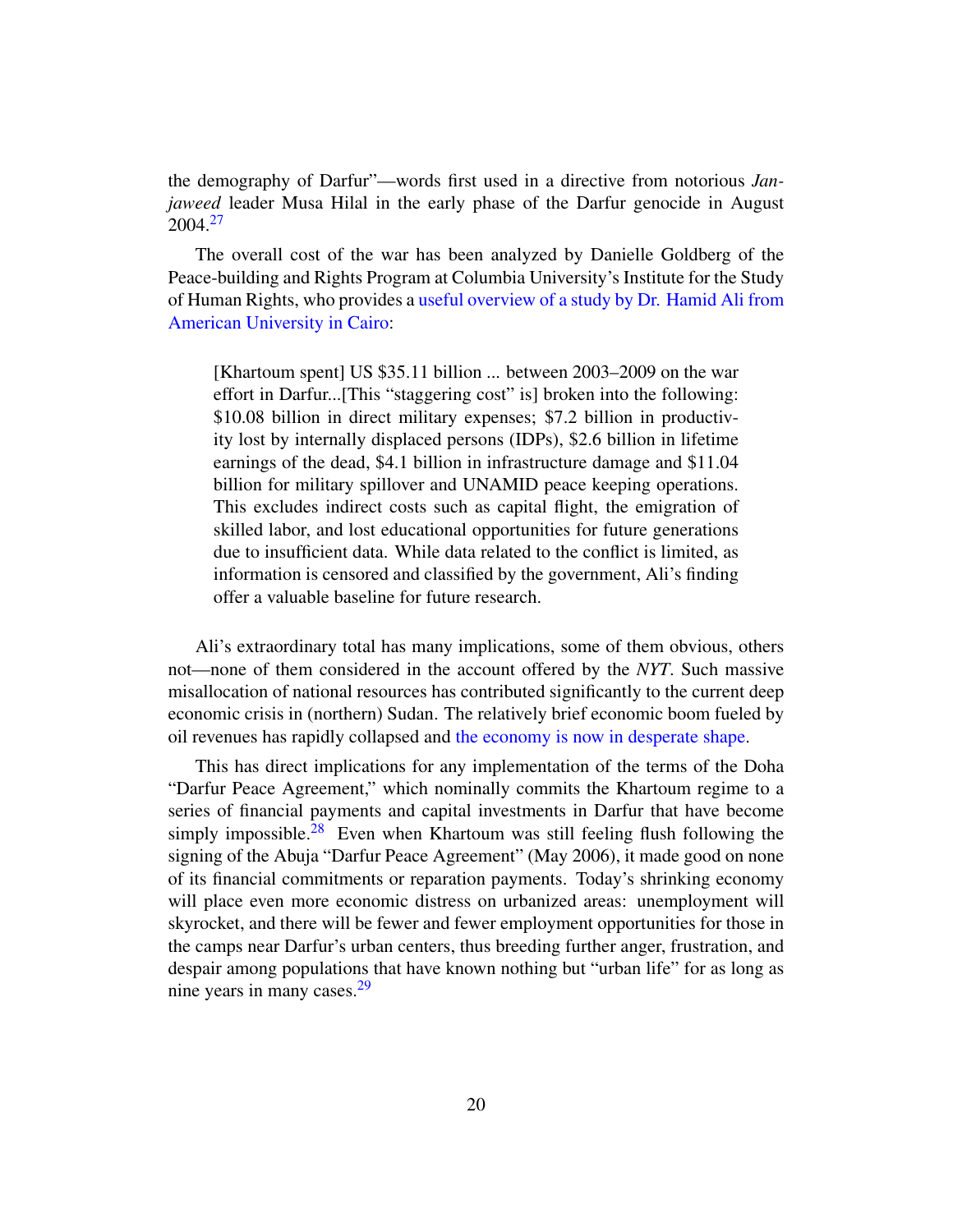the demography of Darfur"—words first used in a directive from notorious *Janjaweed* leader Musa Hilal in the early phase of the Darfur genocide in August 2004.[27]

The overall cost of the war has been analyzed by Danielle Goldberg of the Peace-building and Rights Program at Columbia University's Institute for the Study of Human Rights, who provides a useful overview of a study by Dr. Hamid Ali from American University in Cairo:

> [Khartoum spent] US $35.11 billion ... between 2003–2009 on the war effort in Darfur...[This "staggering cost" is] broken into the following: $10.08 billion in direct military expenses; $7.2 billion in productivity lost by internally displaced persons (IDPs), $2.6 billion in lifetime earnings of the dead, $4.1 billion in infrastructure damage and $11.04 billion for military spillover and UNAMID peace keeping operations. This excludes indirect costs such as capital flight, the emigration of skilled labor, and lost educational opportunities for future generations due to insufficient data. While data related to the conflict is limited, as information is censored and classified by the government, Ali's finding offer a valuable baseline for future research.

Ali's extraordinary total has many implications, some of them obvious, others not—none of them considered in the account offered by the *NYT*. Such massive misallocation of national resources has contributed significantly to the current deep economic crisis in (northern) Sudan. The relatively brief economic boom fueled by oil revenues has rapidly collapsed and the economy is now in desperate shape.

This has direct implications for any implementation of the terms of the Doha "Darfur Peace Agreement," which nominally commits the Khartoum regime to a series of financial payments and capital investments in Darfur that have become simply impossible.[28] Even when Khartoum was still feeling flush following the signing of the Abuja "Darfur Peace Agreement" (May 2006), it made good on none of its financial commitments or reparation payments. Today's shrinking economy will place even more economic distress on urbanized areas: unemployment will skyrocket, and there will be fewer and fewer employment opportunities for those in the camps near Darfur's urban centers, thus breeding further anger, frustration, and despair among populations that have known nothing but "urban life" for as long as nine years in many cases.[29]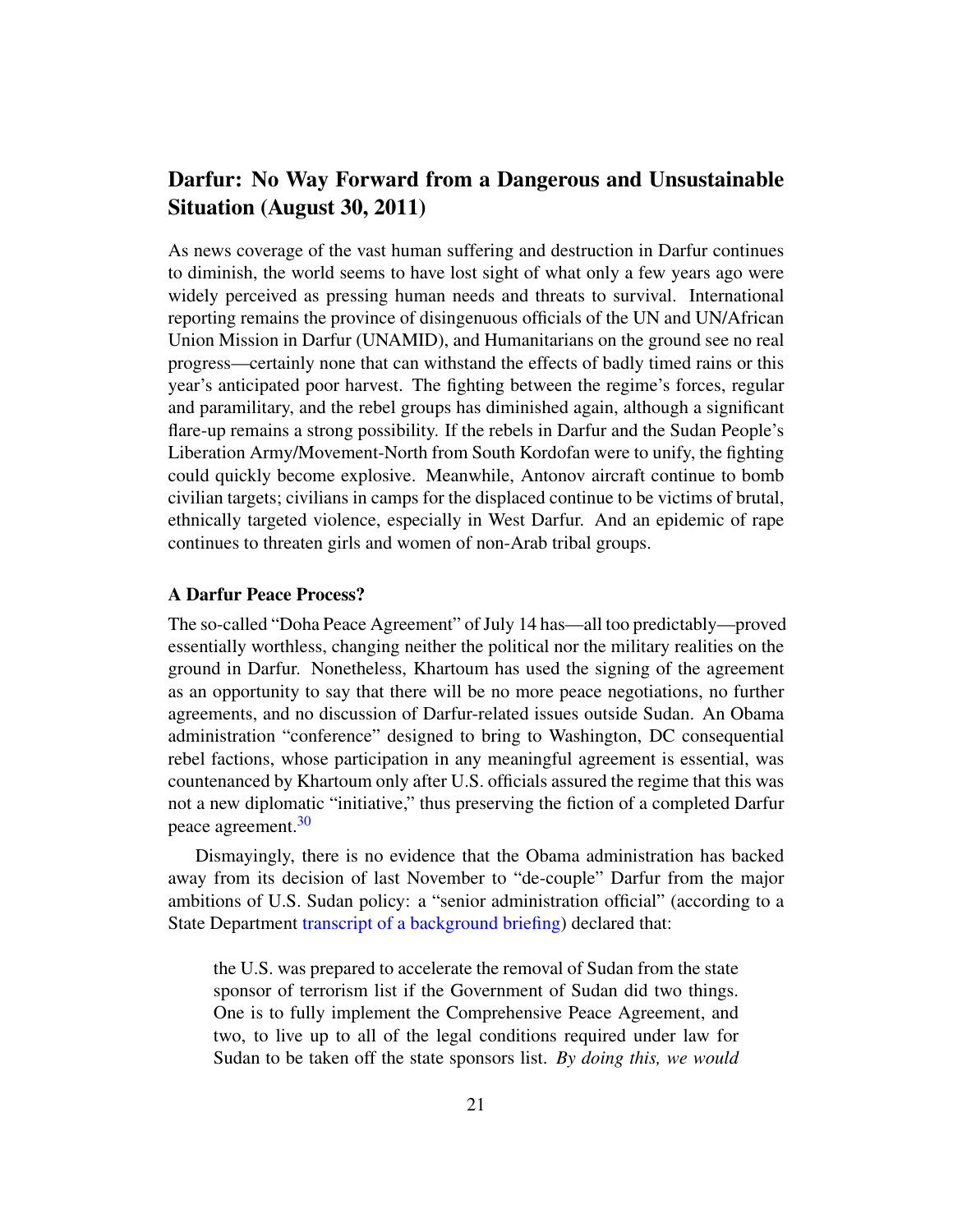## Darfur: No Way Forward from a Dangerous and Unsustainable Situation (August 30, 2011)

As news coverage of the vast human suffering and destruction in Darfur continues to diminish, the world seems to have lost sight of what only a few years ago were widely perceived as pressing human needs and threats to survival. International reporting remains the province of disingenuous officials of the UN and UN/African Union Mission in Darfur (UNAMID), and Humanitarians on the ground see no real progress—certainly none that can withstand the effects of badly timed rains or this year's anticipated poor harvest. The fighting between the regime's forces, regular and paramilitary, and the rebel groups has diminished again, although a significant flare-up remains a strong possibility. If the rebels in Darfur and the Sudan People's Liberation Army/Movement-North from South Kordofan were to unify, the fighting could quickly become explosive. Meanwhile, Antonov aircraft continue to bomb civilian targets; civilians in camps for the displaced continue to be victims of brutal, ethnically targeted violence, especially in West Darfur. And an epidemic of rape continues to threaten girls and women of non-Arab tribal groups.

### A Darfur Peace Process?

The so-called "Doha Peace Agreement" of July 14 has—all too predictably—proved essentially worthless, changing neither the political nor the military realities on the ground in Darfur. Nonetheless, Khartoum has used the signing of the agreement as an opportunity to say that there will be no more peace negotiations, no further agreements, and no discussion of Darfur-related issues outside Sudan. An Obama administration "conference" designed to bring to Washington, DC consequential rebel factions, whose participation in any meaningful agreement is essential, was countenanced by Khartoum only after U.S. officials assured the regime that this was not a new diplomatic "initiative," thus preserving the fiction of a completed Darfur peace agreement.[30]

Dismayingly, there is no evidence that the Obama administration has backed away from its decision of last November to "de-couple" Darfur from the major ambitions of U.S. Sudan policy: a "senior administration official" (according to a State Department transcript of a background briefing) declared that:

> the U.S. was prepared to accelerate the removal of Sudan from the state sponsor of terrorism list if the Government of Sudan did two things. One is to fully implement the Comprehensive Peace Agreement, and two, to live up to all of the legal conditions required under law for Sudan to be taken off the state sponsors list. *By doing this, we would*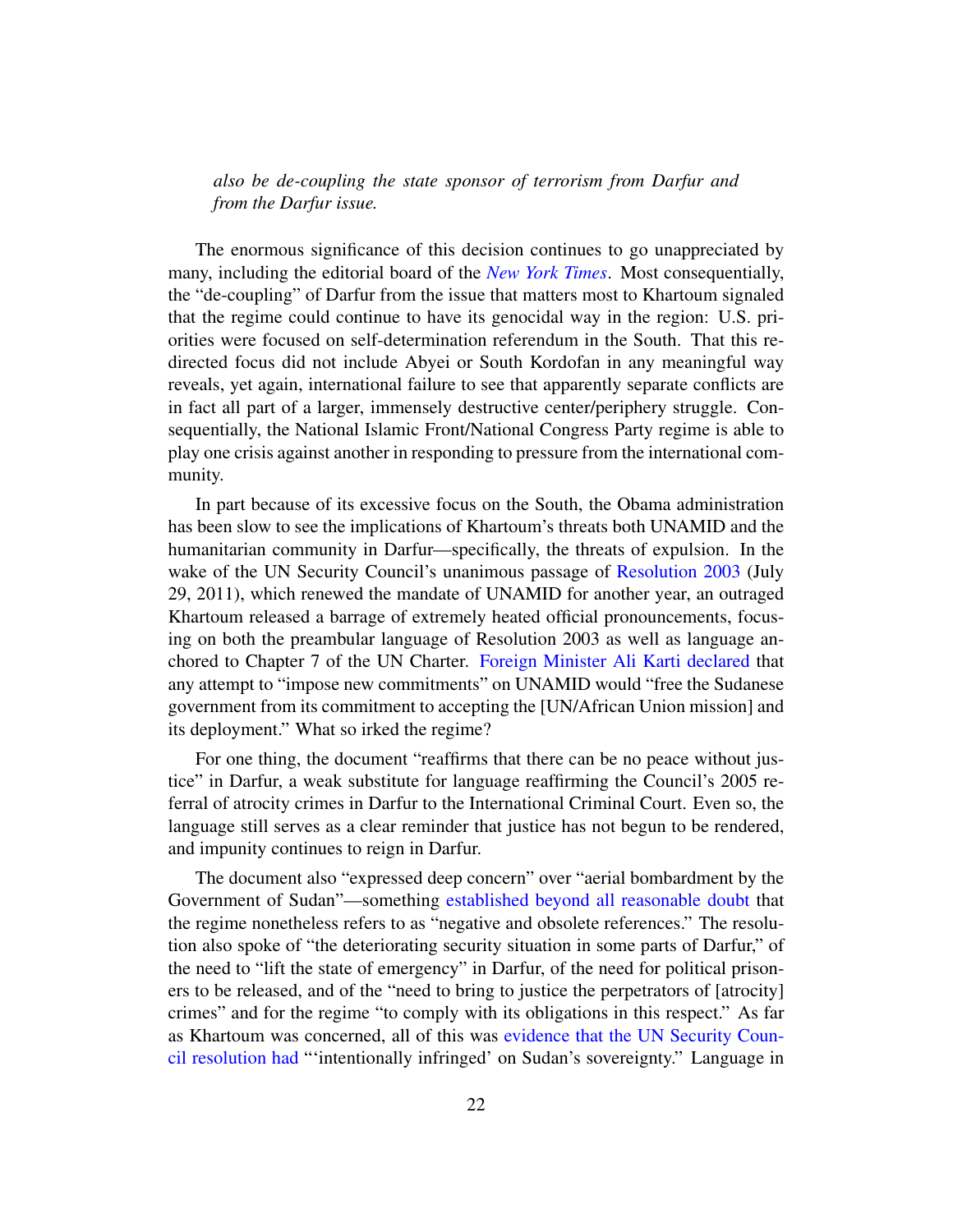*also be de-coupling the state sponsor of terrorism from Darfur and from the Darfur issue.*

The enormous significance of this decision continues to go unappreciated by many, including the editorial board of the *New York Times*. Most consequentially, the "de-coupling" of Darfur from the issue that matters most to Khartoum signaled that the regime could continue to have its genocidal way in the region: U.S. priorities were focused on self-determination referendum in the South. That this redirected focus did not include Abyei or South Kordofan in any meaningful way reveals, yet again, international failure to see that apparently separate conflicts are in fact all part of a larger, immensely destructive center/periphery struggle. Consequentially, the National Islamic Front/National Congress Party regime is able to play one crisis against another in responding to pressure from the international community.

In part because of its excessive focus on the South, the Obama administration has been slow to see the implications of Khartoum's threats both UNAMID and the humanitarian community in Darfur—specifically, the threats of expulsion. In the wake of the UN Security Council's unanimous passage of Resolution 2003 (July 29, 2011), which renewed the mandate of UNAMID for another year, an outraged Khartoum released a barrage of extremely heated official pronouncements, focusing on both the preambular language of Resolution 2003 as well as language anchored to Chapter 7 of the UN Charter. Foreign Minister Ali Karti declared that any attempt to "impose new commitments" on UNAMID would "free the Sudanese government from its commitment to accepting the [UN/African Union mission] and its deployment." What so irked the regime?

For one thing, the document "reaffirms that there can be no peace without justice" in Darfur, a weak substitute for language reaffirming the Council's 2005 referral of atrocity crimes in Darfur to the International Criminal Court. Even so, the language still serves as a clear reminder that justice has not begun to be rendered, and impunity continues to reign in Darfur.

The document also "expressed deep concern" over "aerial bombardment by the Government of Sudan"—something established beyond all reasonable doubt that the regime nonetheless refers to as "negative and obsolete references." The resolution also spoke of "the deteriorating security situation in some parts of Darfur," of the need to "lift the state of emergency" in Darfur, of the need for political prisoners to be released, and of the "need to bring to justice the perpetrators of [atrocity] crimes" and for the regime "to comply with its obligations in this respect." As far as Khartoum was concerned, all of this was evidence that the UN Security Council resolution had "'intentionally infringed' on Sudan's sovereignty." Language in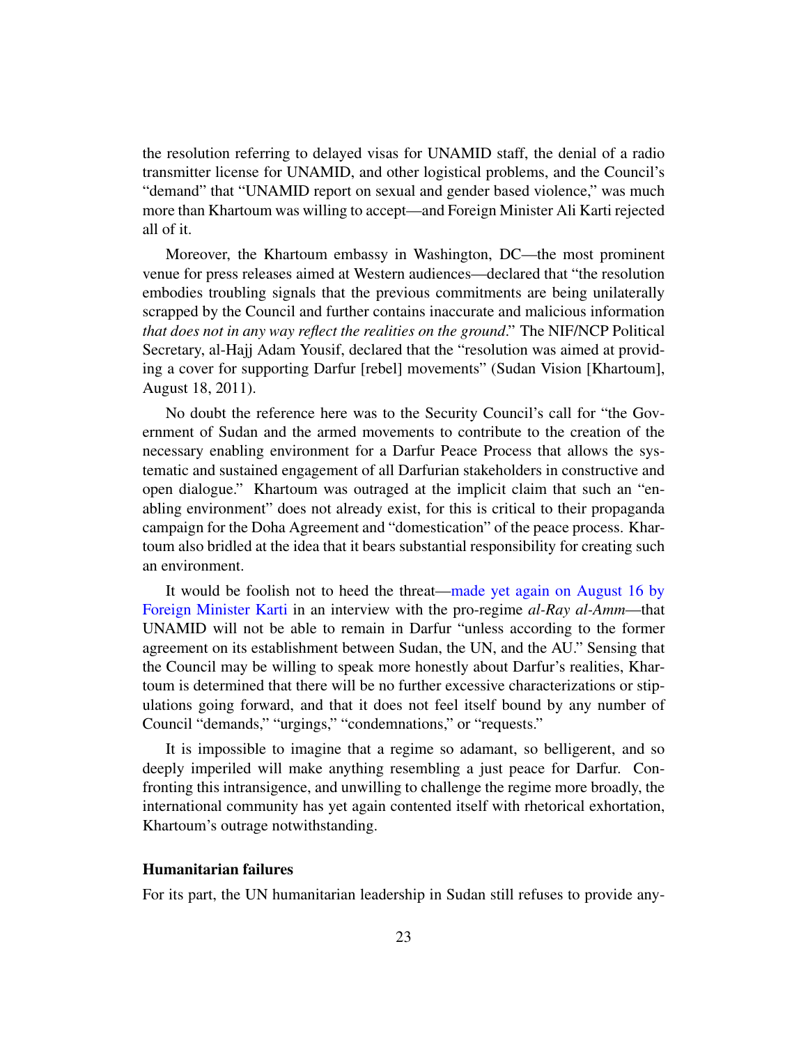the resolution referring to delayed visas for UNAMID staff, the denial of a radio transmitter license for UNAMID, and other logistical problems, and the Council's "demand" that "UNAMID report on sexual and gender based violence," was much more than Khartoum was willing to accept—and Foreign Minister Ali Karti rejected all of it.

Moreover, the Khartoum embassy in Washington, DC—the most prominent venue for press releases aimed at Western audiences—declared that "the resolution embodies troubling signals that the previous commitments are being unilaterally scrapped by the Council and further contains inaccurate and malicious information *that does not in any way reflect the realities on the ground*." The NIF/NCP Political Secretary, al-Hajj Adam Yousif, declared that the "resolution was aimed at providing a cover for supporting Darfur [rebel] movements" (Sudan Vision [Khartoum], August 18, 2011).

No doubt the reference here was to the Security Council's call for "the Government of Sudan and the armed movements to contribute to the creation of the necessary enabling environment for a Darfur Peace Process that allows the systematic and sustained engagement of all Darfurian stakeholders in constructive and open dialogue." Khartoum was outraged at the implicit claim that such an "enabling environment" does not already exist, for this is critical to their propaganda campaign for the Doha Agreement and "domestication" of the peace process. Khartoum also bridled at the idea that it bears substantial responsibility for creating such an environment.

It would be foolish not to heed the threat—made yet again on August 16 by Foreign Minister Karti in an interview with the pro-regime *al-Ray al-Amm*—that UNAMID will not be able to remain in Darfur "unless according to the former agreement on its establishment between Sudan, the UN, and the AU." Sensing that the Council may be willing to speak more honestly about Darfur's realities, Khartoum is determined that there will be no further excessive characterizations or stipulations going forward, and that it does not feel itself bound by any number of Council "demands," "urgings," "condemnations," or "requests."

It is impossible to imagine that a regime so adamant, so belligerent, and so deeply imperiled will make anything resembling a just peace for Darfur. Confronting this intransigence, and unwilling to challenge the regime more broadly, the international community has yet again contented itself with rhetorical exhortation, Khartoum's outrage notwithstanding.

### Humanitarian failures

For its part, the UN humanitarian leadership in Sudan still refuses to provide any-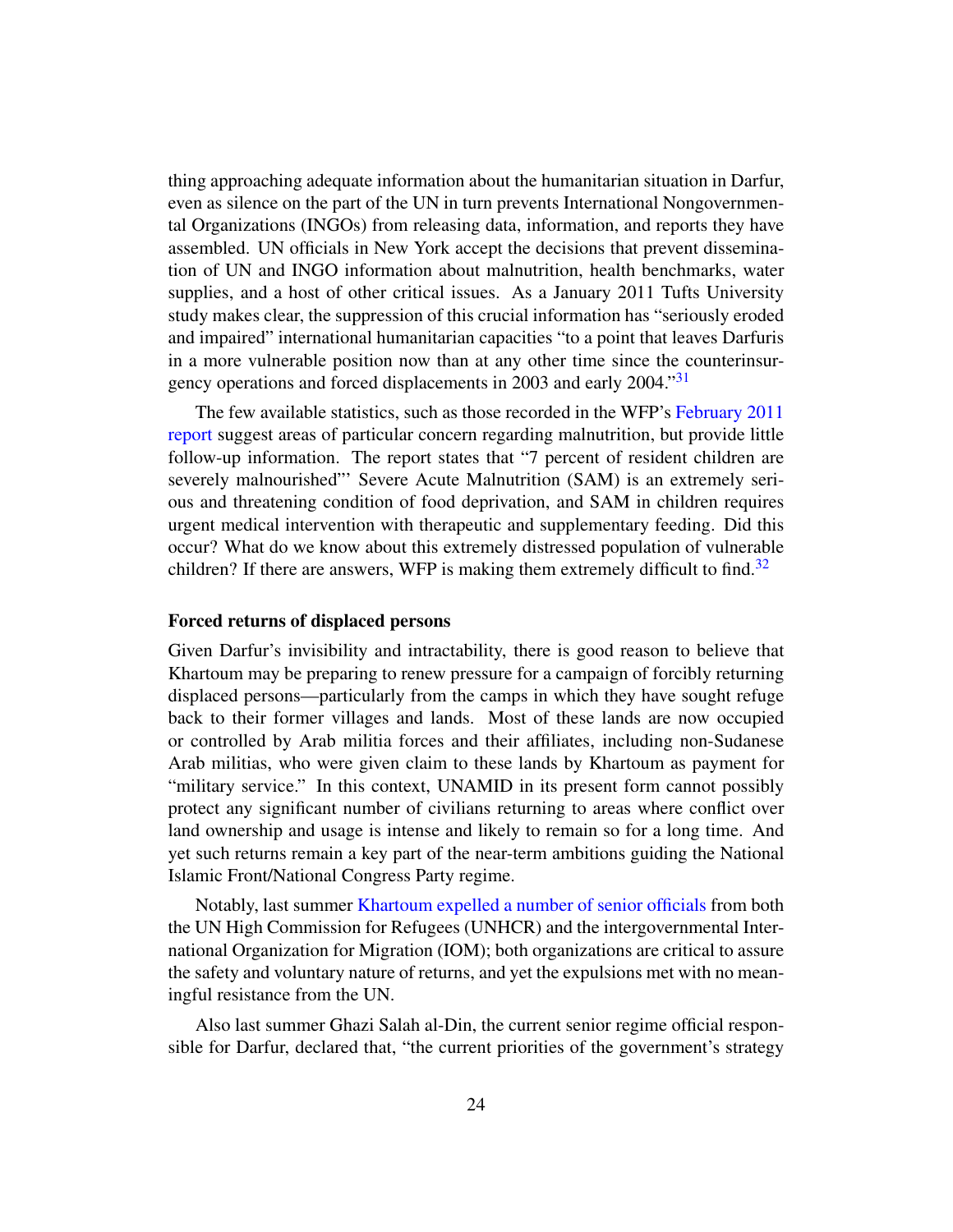thing approaching adequate information about the humanitarian situation in Darfur, even as silence on the part of the UN in turn prevents International Nongovernmental Organizations (INGOs) from releasing data, information, and reports they have assembled. UN officials in New York accept the decisions that prevent dissemination of UN and INGO information about malnutrition, health benchmarks, water supplies, and a host of other critical issues. As a January 2011 Tufts University study makes clear, the suppression of this crucial information has "seriously eroded and impaired" international humanitarian capacities "to a point that leaves Darfuris in a more vulnerable position now than at any other time since the counterinsurgency operations and forced displacements in 2003 and early 2004."[31]

The few available statistics, such as those recorded in the WFP's February 2011 report suggest areas of particular concern regarding malnutrition, but provide little follow-up information. The report states that "7 percent of resident children are severely malnourished"' Severe Acute Malnutrition (SAM) is an extremely serious and threatening condition of food deprivation, and SAM in children requires urgent medical intervention with therapeutic and supplementary feeding. Did this occur? What do we know about this extremely distressed population of vulnerable children? If there are answers, WFP is making them extremely difficult to find.[32]

### Forced returns of displaced persons

Given Darfur's invisibility and intractability, there is good reason to believe that Khartoum may be preparing to renew pressure for a campaign of forcibly returning displaced persons—particularly from the camps in which they have sought refuge back to their former villages and lands. Most of these lands are now occupied or controlled by Arab militia forces and their affiliates, including non-Sudanese Arab militias, who were given claim to these lands by Khartoum as payment for "military service." In this context, UNAMID in its present form cannot possibly protect any significant number of civilians returning to areas where conflict over land ownership and usage is intense and likely to remain so for a long time. And yet such returns remain a key part of the near-term ambitions guiding the National Islamic Front/National Congress Party regime.

Notably, last summer Khartoum expelled a number of senior officials from both the UN High Commission for Refugees (UNHCR) and the intergovernmental International Organization for Migration (IOM); both organizations are critical to assure the safety and voluntary nature of returns, and yet the expulsions met with no meaningful resistance from the UN.

Also last summer Ghazi Salah al-Din, the current senior regime official responsible for Darfur, declared that, "the current priorities of the government's strategy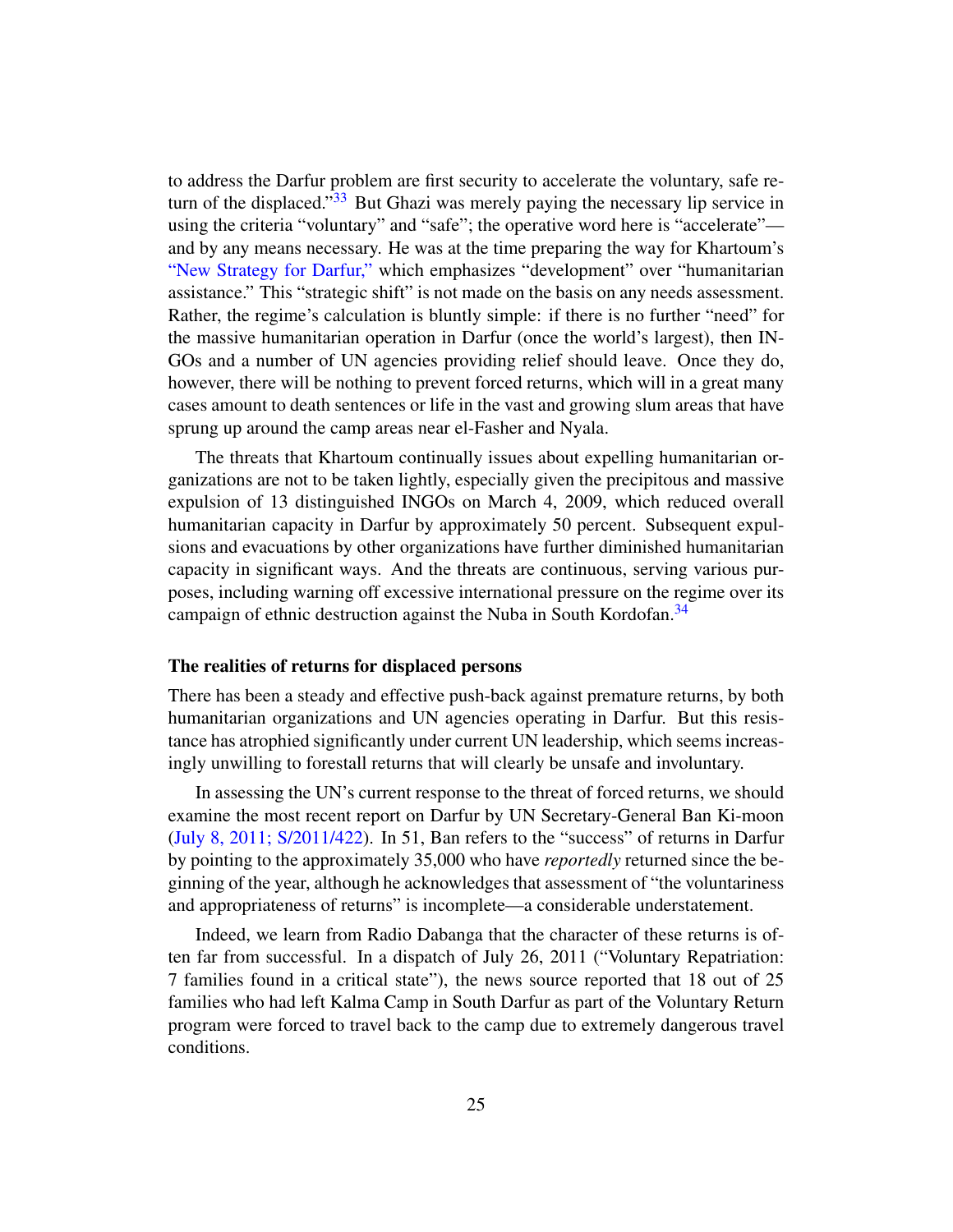to address the Darfur problem are first security to accelerate the voluntary, safe return of the displaced."[33] But Ghazi was merely paying the necessary lip service in using the criteria "voluntary" and "safe"; the operative word here is "accelerate"—and by any means necessary. He was at the time preparing the way for Khartoum's "New Strategy for Darfur," which emphasizes "development" over "humanitarian assistance." This "strategic shift" is not made on the basis on any needs assessment. Rather, the regime's calculation is bluntly simple: if there is no further "need" for the massive humanitarian operation in Darfur (once the world's largest), then INGOs and a number of UN agencies providing relief should leave. Once they do, however, there will be nothing to prevent forced returns, which will in a great many cases amount to death sentences or life in the vast and growing slum areas that have sprung up around the camp areas near el-Fasher and Nyala.

The threats that Khartoum continually issues about expelling humanitarian organizations are not to be taken lightly, especially given the precipitous and massive expulsion of 13 distinguished INGOs on March 4, 2009, which reduced overall humanitarian capacity in Darfur by approximately 50 percent. Subsequent expulsions and evacuations by other organizations have further diminished humanitarian capacity in significant ways. And the threats are continuous, serving various purposes, including warning off excessive international pressure on the regime over its campaign of ethnic destruction against the Nuba in South Kordofan.[34]

### The realities of returns for displaced persons

There has been a steady and effective push-back against premature returns, by both humanitarian organizations and UN agencies operating in Darfur. But this resistance has atrophied significantly under current UN leadership, which seems increasingly unwilling to forestall returns that will clearly be unsafe and involuntary.

In assessing the UN's current response to the threat of forced returns, we should examine the most recent report on Darfur by UN Secretary-General Ban Ki-moon (July 8, 2011; S/2011/422). In 51, Ban refers to the "success" of returns in Darfur by pointing to the approximately 35,000 who have *reportedly* returned since the beginning of the year, although he acknowledges that assessment of "the voluntariness and appropriateness of returns" is incomplete—a considerable understatement.

Indeed, we learn from Radio Dabanga that the character of these returns is often far from successful. In a dispatch of July 26, 2011 ("Voluntary Repatriation: 7 families found in a critical state"), the news source reported that 18 out of 25 families who had left Kalma Camp in South Darfur as part of the Voluntary Return program were forced to travel back to the camp due to extremely dangerous travel conditions.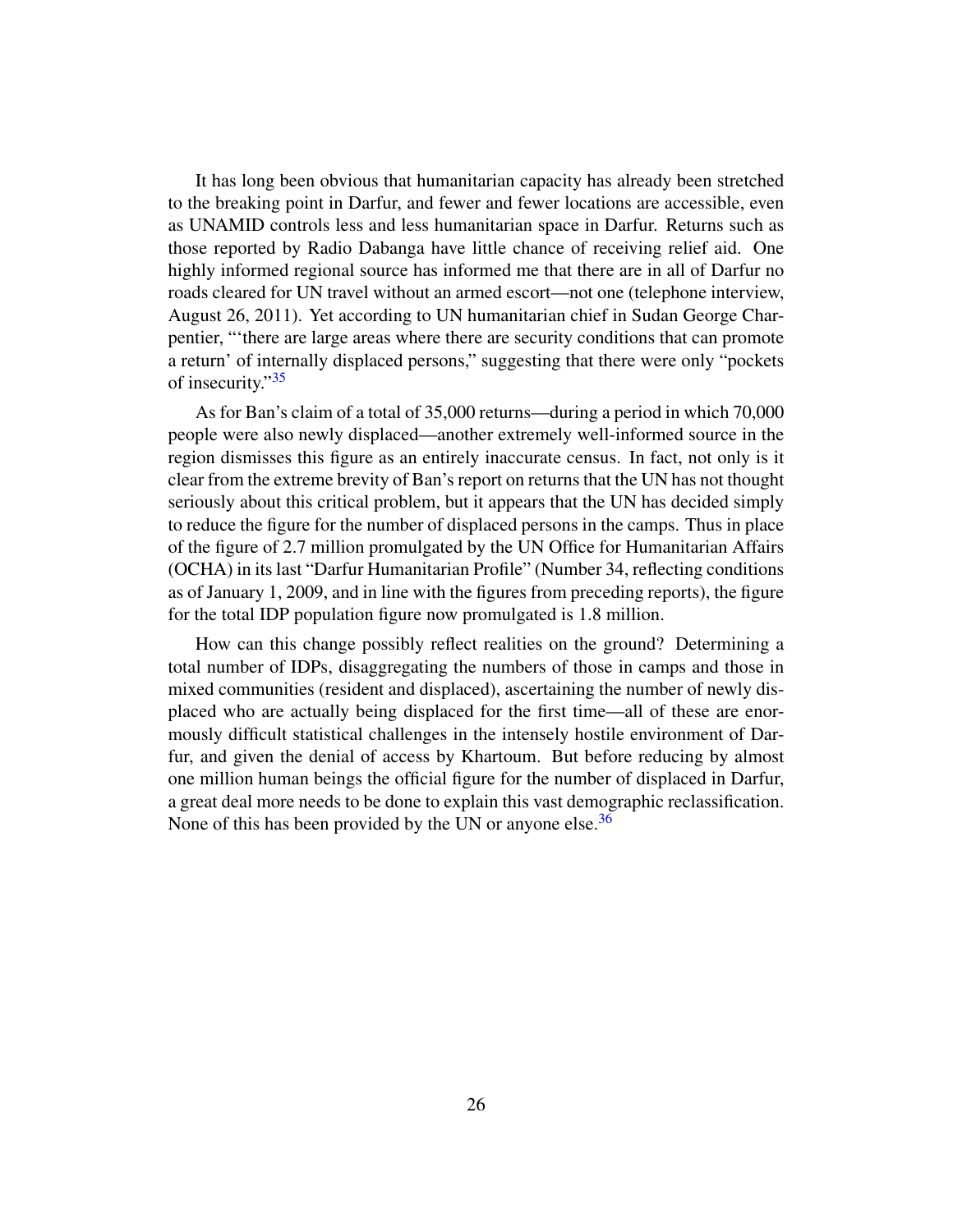It has long been obvious that humanitarian capacity has already been stretched to the breaking point in Darfur, and fewer and fewer locations are accessible, even as UNAMID controls less and less humanitarian space in Darfur. Returns such as those reported by Radio Dabanga have little chance of receiving relief aid. One highly informed regional source has informed me that there are in all of Darfur no roads cleared for UN travel without an armed escort—not one (telephone interview, August 26, 2011). Yet according to UN humanitarian chief in Sudan George Charpentier, "'there are large areas where there are security conditions that can promote a return' of internally displaced persons," suggesting that there were only "pockets of insecurity."[35]

As for Ban's claim of a total of 35,000 returns—during a period in which 70,000 people were also newly displaced—another extremely well-informed source in the region dismisses this figure as an entirely inaccurate census. In fact, not only is it clear from the extreme brevity of Ban's report on returns that the UN has not thought seriously about this critical problem, but it appears that the UN has decided simply to reduce the figure for the number of displaced persons in the camps. Thus in place of the figure of 2.7 million promulgated by the UN Office for Humanitarian Affairs (OCHA) in its last "Darfur Humanitarian Profile" (Number 34, reflecting conditions as of January 1, 2009, and in line with the figures from preceding reports), the figure for the total IDP population figure now promulgated is 1.8 million.

How can this change possibly reflect realities on the ground? Determining a total number of IDPs, disaggregating the numbers of those in camps and those in mixed communities (resident and displaced), ascertaining the number of newly displaced who are actually being displaced for the first time—all of these are enormously difficult statistical challenges in the intensely hostile environment of Darfur, and given the denial of access by Khartoum. But before reducing by almost one million human beings the official figure for the number of displaced in Darfur, a great deal more needs to be done to explain this vast demographic reclassification. None of this has been provided by the UN or anyone else.[36]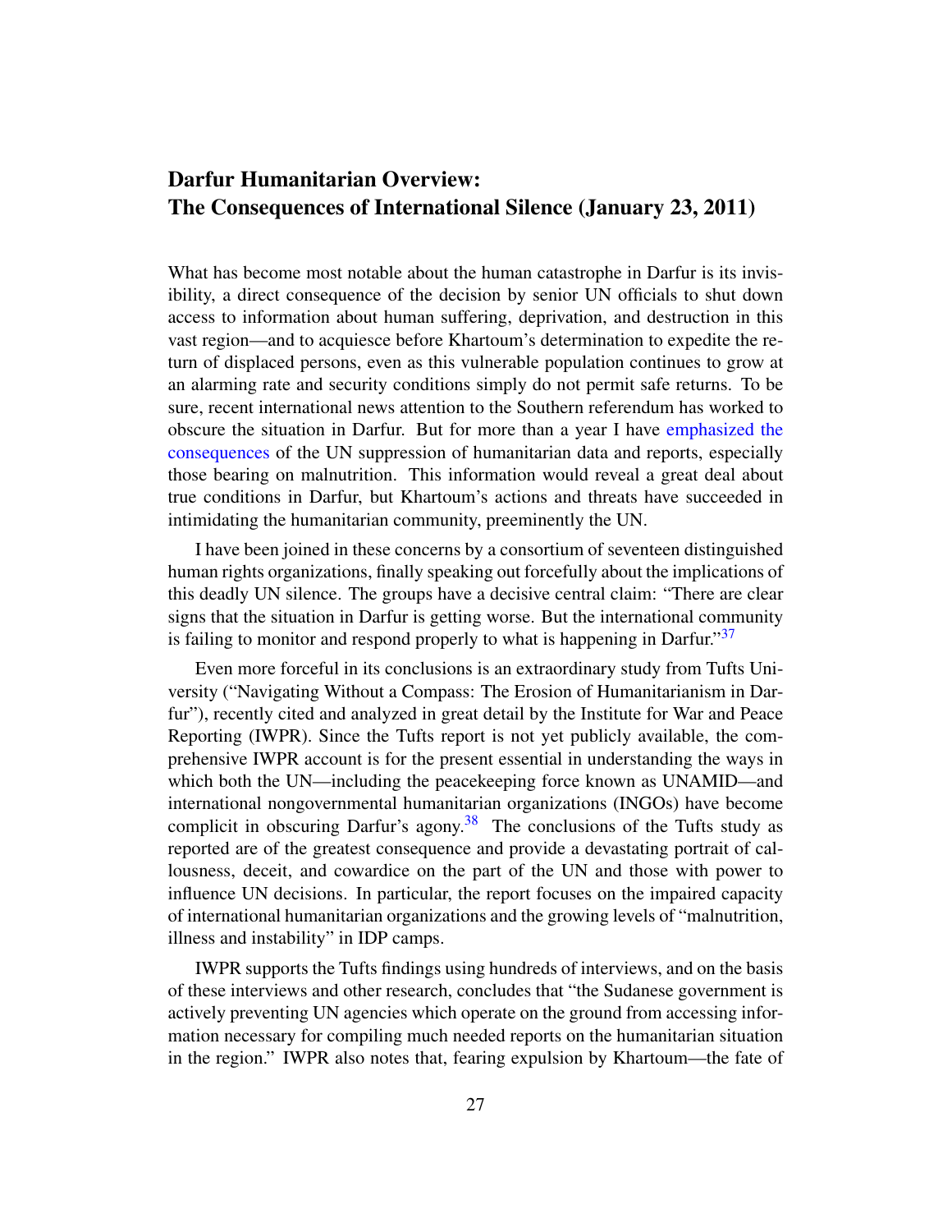## Darfur Humanitarian Overview: The Consequences of International Silence (January 23, 2011)

What has become most notable about the human catastrophe in Darfur is its invisibility, a direct consequence of the decision by senior UN officials to shut down access to information about human suffering, deprivation, and destruction in this vast region—and to acquiesce before Khartoum's determination to expedite the return of displaced persons, even as this vulnerable population continues to grow at an alarming rate and security conditions simply do not permit safe returns. To be sure, recent international news attention to the Southern referendum has worked to obscure the situation in Darfur. But for more than a year I have emphasized the consequences of the UN suppression of humanitarian data and reports, especially those bearing on malnutrition. This information would reveal a great deal about true conditions in Darfur, but Khartoum's actions and threats have succeeded in intimidating the humanitarian community, preeminently the UN.

I have been joined in these concerns by a consortium of seventeen distinguished human rights organizations, finally speaking out forcefully about the implications of this deadly UN silence. The groups have a decisive central claim: "There are clear signs that the situation in Darfur is getting worse. But the international community is failing to monitor and respond properly to what is happening in Darfur."[37]

Even more forceful in its conclusions is an extraordinary study from Tufts University ("Navigating Without a Compass: The Erosion of Humanitarianism in Darfur"), recently cited and analyzed in great detail by the Institute for War and Peace Reporting (IWPR). Since the Tufts report is not yet publicly available, the comprehensive IWPR account is for the present essential in understanding the ways in which both the UN—including the peacekeeping force known as UNAMID—and international nongovernmental humanitarian organizations (INGOs) have become complicit in obscuring Darfur's agony.[38] The conclusions of the Tufts study as reported are of the greatest consequence and provide a devastating portrait of callousness, deceit, and cowardice on the part of the UN and those with power to influence UN decisions. In particular, the report focuses on the impaired capacity of international humanitarian organizations and the growing levels of "malnutrition, illness and instability" in IDP camps.

IWPR supports the Tufts findings using hundreds of interviews, and on the basis of these interviews and other research, concludes that "the Sudanese government is actively preventing UN agencies which operate on the ground from accessing information necessary for compiling much needed reports on the humanitarian situation in the region." IWPR also notes that, fearing expulsion by Khartoum—the fate of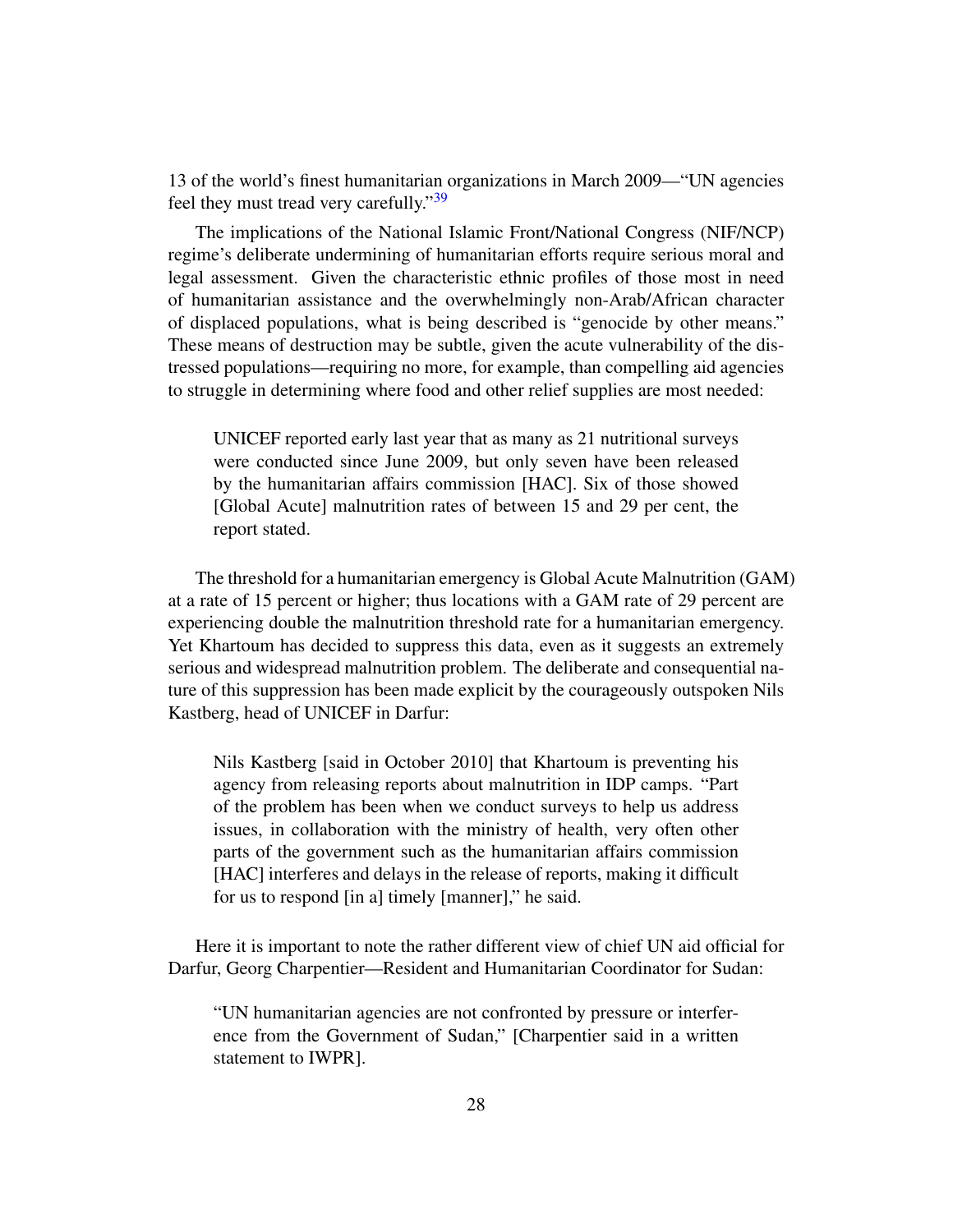13 of the world's finest humanitarian organizations in March 2009—"UN agencies feel they must tread very carefully."[39]

The implications of the National Islamic Front/National Congress (NIF/NCP) regime's deliberate undermining of humanitarian efforts require serious moral and legal assessment. Given the characteristic ethnic profiles of those most in need of humanitarian assistance and the overwhelmingly non-Arab/African character of displaced populations, what is being described is "genocide by other means." These means of destruction may be subtle, given the acute vulnerability of the distressed populations—requiring no more, for example, than compelling aid agencies to struggle in determining where food and other relief supplies are most needed:

> UNICEF reported early last year that as many as 21 nutritional surveys were conducted since June 2009, but only seven have been released by the humanitarian affairs commission [HAC]. Six of those showed [Global Acute] malnutrition rates of between 15 and 29 per cent, the report stated.

The threshold for a humanitarian emergency is Global Acute Malnutrition (GAM) at a rate of 15 percent or higher; thus locations with a GAM rate of 29 percent are experiencing double the malnutrition threshold rate for a humanitarian emergency. Yet Khartoum has decided to suppress this data, even as it suggests an extremely serious and widespread malnutrition problem. The deliberate and consequential nature of this suppression has been made explicit by the courageously outspoken Nils Kastberg, head of UNICEF in Darfur:

> Nils Kastberg [said in October 2010] that Khartoum is preventing his agency from releasing reports about malnutrition in IDP camps. "Part of the problem has been when we conduct surveys to help us address issues, in collaboration with the ministry of health, very often other parts of the government such as the humanitarian affairs commission [HAC] interferes and delays in the release of reports, making it difficult for us to respond [in a] timely [manner]," he said.

Here it is important to note the rather different view of chief UN aid official for Darfur, Georg Charpentier—Resident and Humanitarian Coordinator for Sudan:

> "UN humanitarian agencies are not confronted by pressure or interference from the Government of Sudan," [Charpentier said in a written statement to IWPR].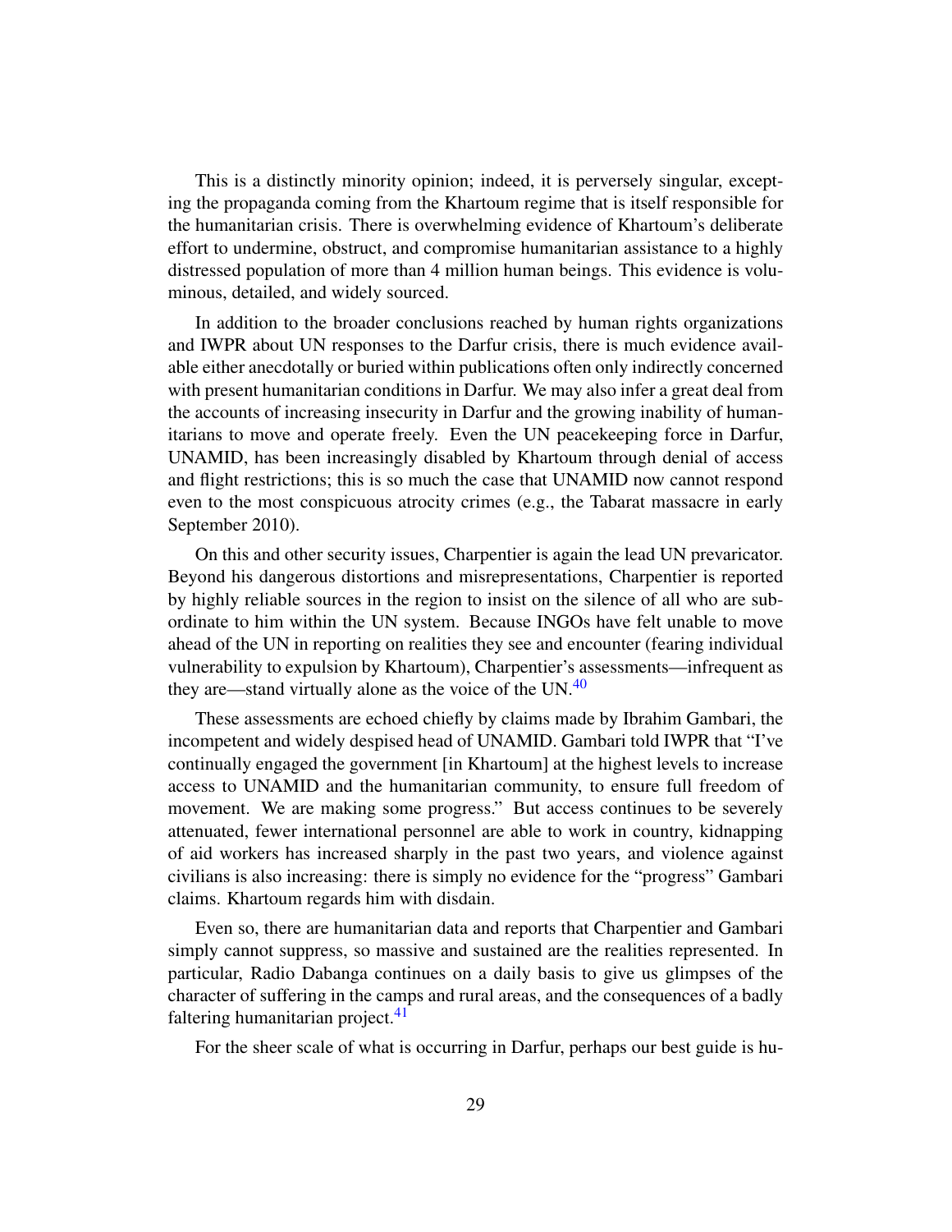This is a distinctly minority opinion; indeed, it is perversely singular, excepting the propaganda coming from the Khartoum regime that is itself responsible for the humanitarian crisis. There is overwhelming evidence of Khartoum's deliberate effort to undermine, obstruct, and compromise humanitarian assistance to a highly distressed population of more than 4 million human beings. This evidence is voluminous, detailed, and widely sourced.

In addition to the broader conclusions reached by human rights organizations and IWPR about UN responses to the Darfur crisis, there is much evidence available either anecdotally or buried within publications often only indirectly concerned with present humanitarian conditions in Darfur. We may also infer a great deal from the accounts of increasing insecurity in Darfur and the growing inability of humanitarians to move and operate freely. Even the UN peacekeeping force in Darfur, UNAMID, has been increasingly disabled by Khartoum through denial of access and flight restrictions; this is so much the case that UNAMID now cannot respond even to the most conspicuous atrocity crimes (e.g., the Tabarat massacre in early September 2010).

On this and other security issues, Charpentier is again the lead UN prevaricator. Beyond his dangerous distortions and misrepresentations, Charpentier is reported by highly reliable sources in the region to insist on the silence of all who are subordinate to him within the UN system. Because INGOs have felt unable to move ahead of the UN in reporting on realities they see and encounter (fearing individual vulnerability to expulsion by Khartoum), Charpentier's assessments—infrequent as they are—stand virtually alone as the voice of the UN.[40]

These assessments are echoed chiefly by claims made by Ibrahim Gambari, the incompetent and widely despised head of UNAMID. Gambari told IWPR that "I've continually engaged the government [in Khartoum] at the highest levels to increase access to UNAMID and the humanitarian community, to ensure full freedom of movement. We are making some progress." But access continues to be severely attenuated, fewer international personnel are able to work in country, kidnapping of aid workers has increased sharply in the past two years, and violence against civilians is also increasing: there is simply no evidence for the "progress" Gambari claims. Khartoum regards him with disdain.

Even so, there are humanitarian data and reports that Charpentier and Gambari simply cannot suppress, so massive and sustained are the realities represented. In particular, Radio Dabanga continues on a daily basis to give us glimpses of the character of suffering in the camps and rural areas, and the consequences of a badly faltering humanitarian project.[41]

For the sheer scale of what is occurring in Darfur, perhaps our best guide is hu-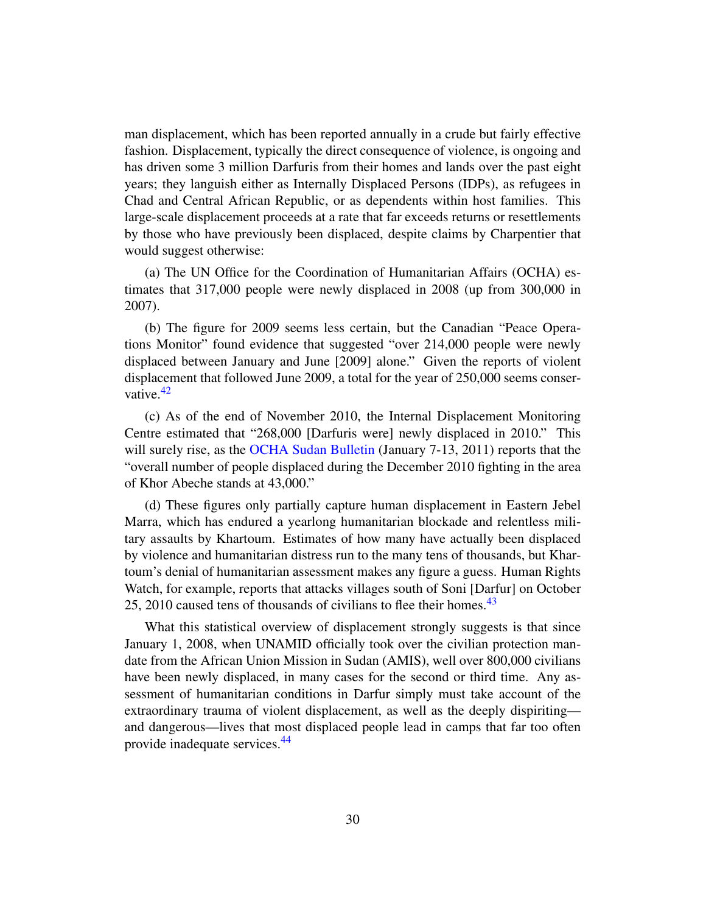man displacement, which has been reported annually in a crude but fairly effective fashion. Displacement, typically the direct consequence of violence, is ongoing and has driven some 3 million Darfuris from their homes and lands over the past eight years; they languish either as Internally Displaced Persons (IDPs), as refugees in Chad and Central African Republic, or as dependents within host families. This large-scale displacement proceeds at a rate that far exceeds returns or resettlements by those who have previously been displaced, despite claims by Charpentier that would suggest otherwise:

(a) The UN Office for the Coordination of Humanitarian Affairs (OCHA) estimates that 317,000 people were newly displaced in 2008 (up from 300,000 in 2007).

(b) The figure for 2009 seems less certain, but the Canadian "Peace Operations Monitor" found evidence that suggested "over 214,000 people were newly displaced between January and June [2009] alone." Given the reports of violent displacement that followed June 2009, a total for the year of 250,000 seems conservative.[42]

(c) As of the end of November 2010, the Internal Displacement Monitoring Centre estimated that "268,000 [Darfuris were] newly displaced in 2010." This will surely rise, as the OCHA Sudan Bulletin (January 7-13, 2011) reports that the "overall number of people displaced during the December 2010 fighting in the area of Khor Abeche stands at 43,000."

(d) These figures only partially capture human displacement in Eastern Jebel Marra, which has endured a yearlong humanitarian blockade and relentless military assaults by Khartoum. Estimates of how many have actually been displaced by violence and humanitarian distress run to the many tens of thousands, but Khartoum's denial of humanitarian assessment makes any figure a guess. Human Rights Watch, for example, reports that attacks villages south of Soni [Darfur] on October 25, 2010 caused tens of thousands of civilians to flee their homes.[43]

What this statistical overview of displacement strongly suggests is that since January 1, 2008, when UNAMID officially took over the civilian protection mandate from the African Union Mission in Sudan (AMIS), well over 800,000 civilians have been newly displaced, in many cases for the second or third time. Any assessment of humanitarian conditions in Darfur simply must take account of the extraordinary trauma of violent displacement, as well as the deeply dispiriting—and dangerous—lives that most displaced people lead in camps that far too often provide inadequate services.[44]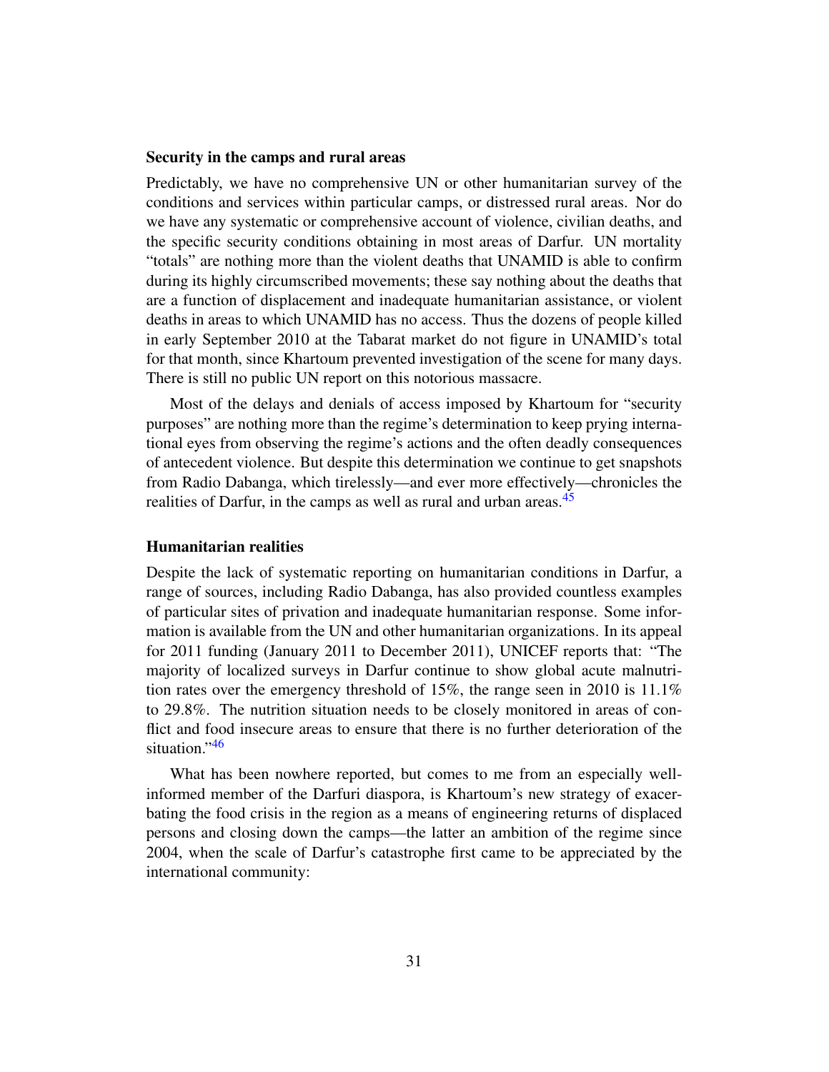### Security in the camps and rural areas

Predictably, we have no comprehensive UN or other humanitarian survey of the conditions and services within particular camps, or distressed rural areas. Nor do we have any systematic or comprehensive account of violence, civilian deaths, and the specific security conditions obtaining in most areas of Darfur. UN mortality "totals" are nothing more than the violent deaths that UNAMID is able to confirm during its highly circumscribed movements; these say nothing about the deaths that are a function of displacement and inadequate humanitarian assistance, or violent deaths in areas to which UNAMID has no access. Thus the dozens of people killed in early September 2010 at the Tabarat market do not figure in UNAMID's total for that month, since Khartoum prevented investigation of the scene for many days. There is still no public UN report on this notorious massacre.

Most of the delays and denials of access imposed by Khartoum for "security purposes" are nothing more than the regime's determination to keep prying international eyes from observing the regime's actions and the often deadly consequences of antecedent violence. But despite this determination we continue to get snapshots from Radio Dabanga, which tirelessly—and ever more effectively—chronicles the realities of Darfur, in the camps as well as rural and urban areas.[45]

### Humanitarian realities

Despite the lack of systematic reporting on humanitarian conditions in Darfur, a range of sources, including Radio Dabanga, has also provided countless examples of particular sites of privation and inadequate humanitarian response. Some information is available from the UN and other humanitarian organizations. In its appeal for 2011 funding (January 2011 to December 2011), UNICEF reports that: "The majority of localized surveys in Darfur continue to show global acute malnutrition rates over the emergency threshold of 15%, the range seen in 2010 is 11.1% to 29.8%. The nutrition situation needs to be closely monitored in areas of conflict and food insecure areas to ensure that there is no further deterioration of the situation."[46]

What has been nowhere reported, but comes to me from an especially well-informed member of the Darfuri diaspora, is Khartoum's new strategy of exacerbating the food crisis in the region as a means of engineering returns of displaced persons and closing down the camps—the latter an ambition of the regime since 2004, when the scale of Darfur's catastrophe first came to be appreciated by the international community: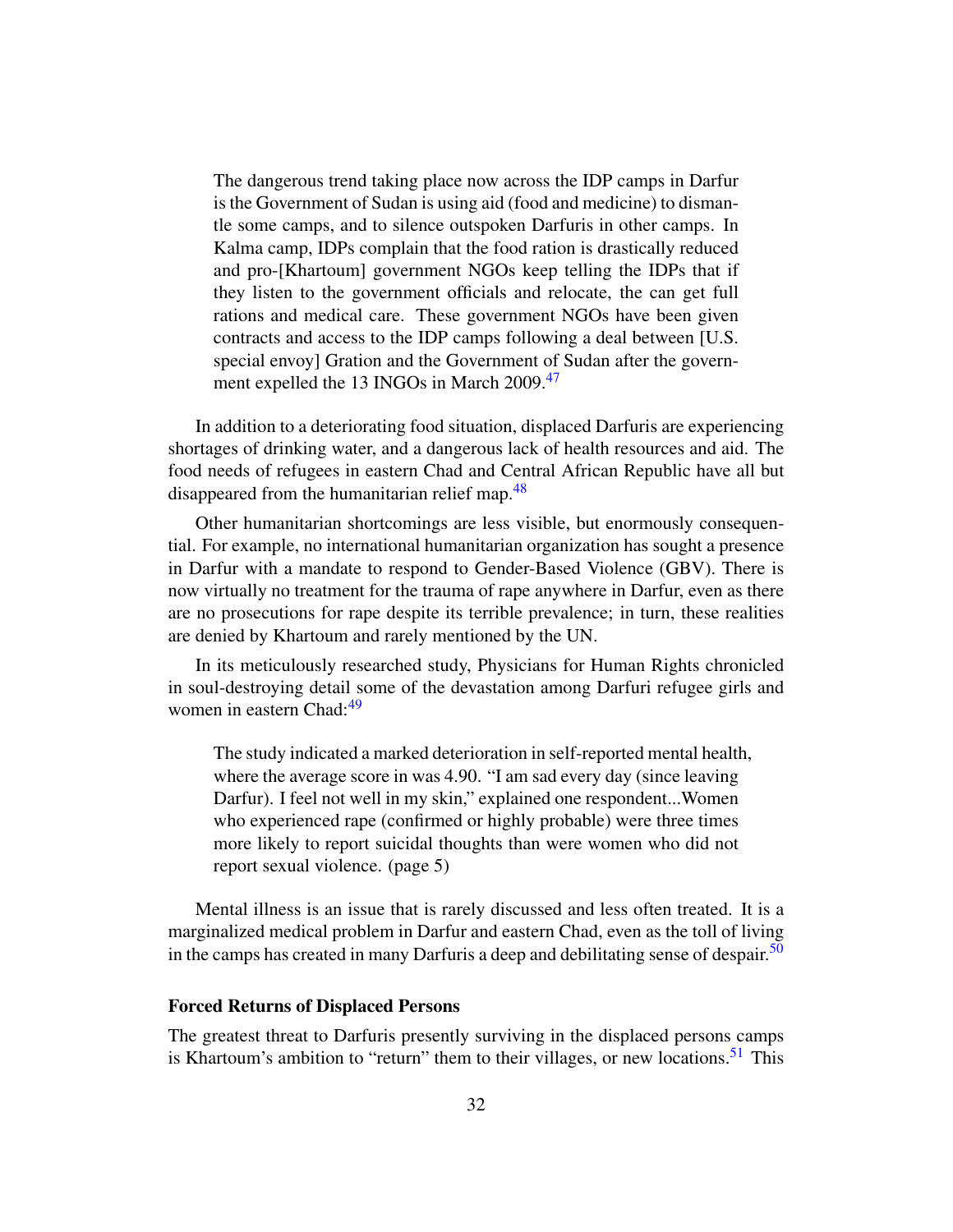> The dangerous trend taking place now across the IDP camps in Darfur is the Government of Sudan is using aid (food and medicine) to dismantle some camps, and to silence outspoken Darfuris in other camps. In Kalma camp, IDPs complain that the food ration is drastically reduced and pro-[Khartoum] government NGOs keep telling the IDPs that if they listen to the government officials and relocate, the can get full rations and medical care. These government NGOs have been given contracts and access to the IDP camps following a deal between [U.S. special envoy] Gration and the Government of Sudan after the government expelled the 13 INGOs in March 2009.[47]

In addition to a deteriorating food situation, displaced Darfuris are experiencing shortages of drinking water, and a dangerous lack of health resources and aid. The food needs of refugees in eastern Chad and Central African Republic have all but disappeared from the humanitarian relief map.[48]

Other humanitarian shortcomings are less visible, but enormously consequential. For example, no international humanitarian organization has sought a presence in Darfur with a mandate to respond to Gender-Based Violence (GBV). There is now virtually no treatment for the trauma of rape anywhere in Darfur, even as there are no prosecutions for rape despite its terrible prevalence; in turn, these realities are denied by Khartoum and rarely mentioned by the UN.

In its meticulously researched study, Physicians for Human Rights chronicled in soul-destroying detail some of the devastation among Darfuri refugee girls and women in eastern Chad:[49]

> The study indicated a marked deterioration in self-reported mental health, where the average score in was 4.90. "I am sad every day (since leaving Darfur). I feel not well in my skin," explained one respondent...Women who experienced rape (confirmed or highly probable) were three times more likely to report suicidal thoughts than were women who did not report sexual violence. (page 5)

Mental illness is an issue that is rarely discussed and less often treated. It is a marginalized medical problem in Darfur and eastern Chad, even as the toll of living in the camps has created in many Darfuris a deep and debilitating sense of despair.[50]

### Forced Returns of Displaced Persons

The greatest threat to Darfuris presently surviving in the displaced persons camps is Khartoum's ambition to "return" them to their villages, or new locations.[51] This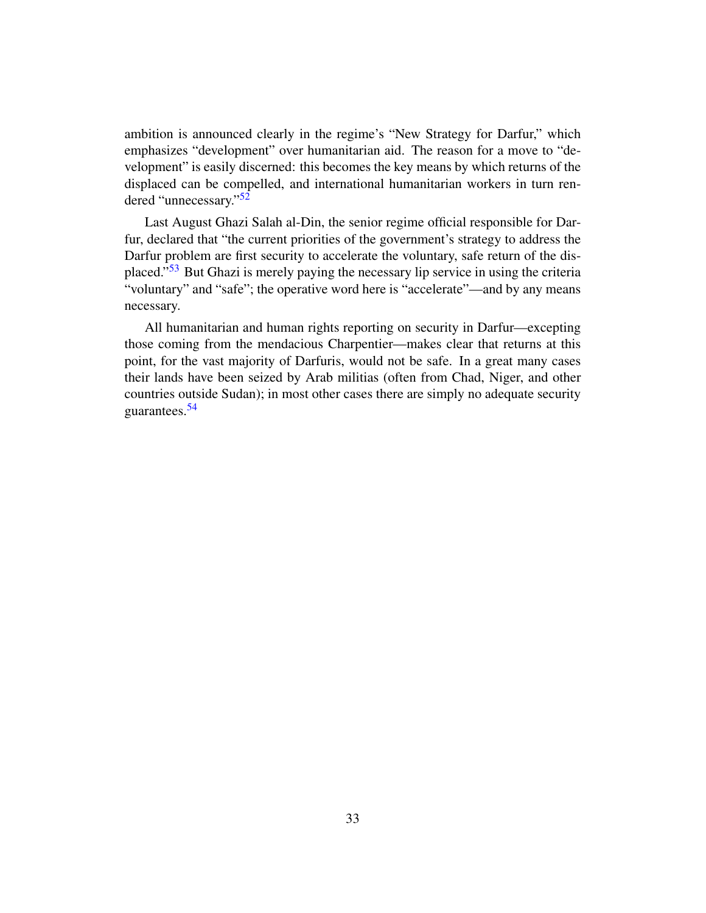ambition is announced clearly in the regime's "New Strategy for Darfur," which emphasizes "development" over humanitarian aid. The reason for a move to "development" is easily discerned: this becomes the key means by which returns of the displaced can be compelled, and international humanitarian workers in turn rendered "unnecessary."[52]

Last August Ghazi Salah al-Din, the senior regime official responsible for Darfur, declared that "the current priorities of the government's strategy to address the Darfur problem are first security to accelerate the voluntary, safe return of the displaced."[53] But Ghazi is merely paying the necessary lip service in using the criteria "voluntary" and "safe"; the operative word here is "accelerate"—and by any means necessary.

All humanitarian and human rights reporting on security in Darfur—excepting those coming from the mendacious Charpentier—makes clear that returns at this point, for the vast majority of Darfuris, would not be safe. In a great many cases their lands have been seized by Arab militias (often from Chad, Niger, and other countries outside Sudan); in most other cases there are simply no adequate security guarantees.[54]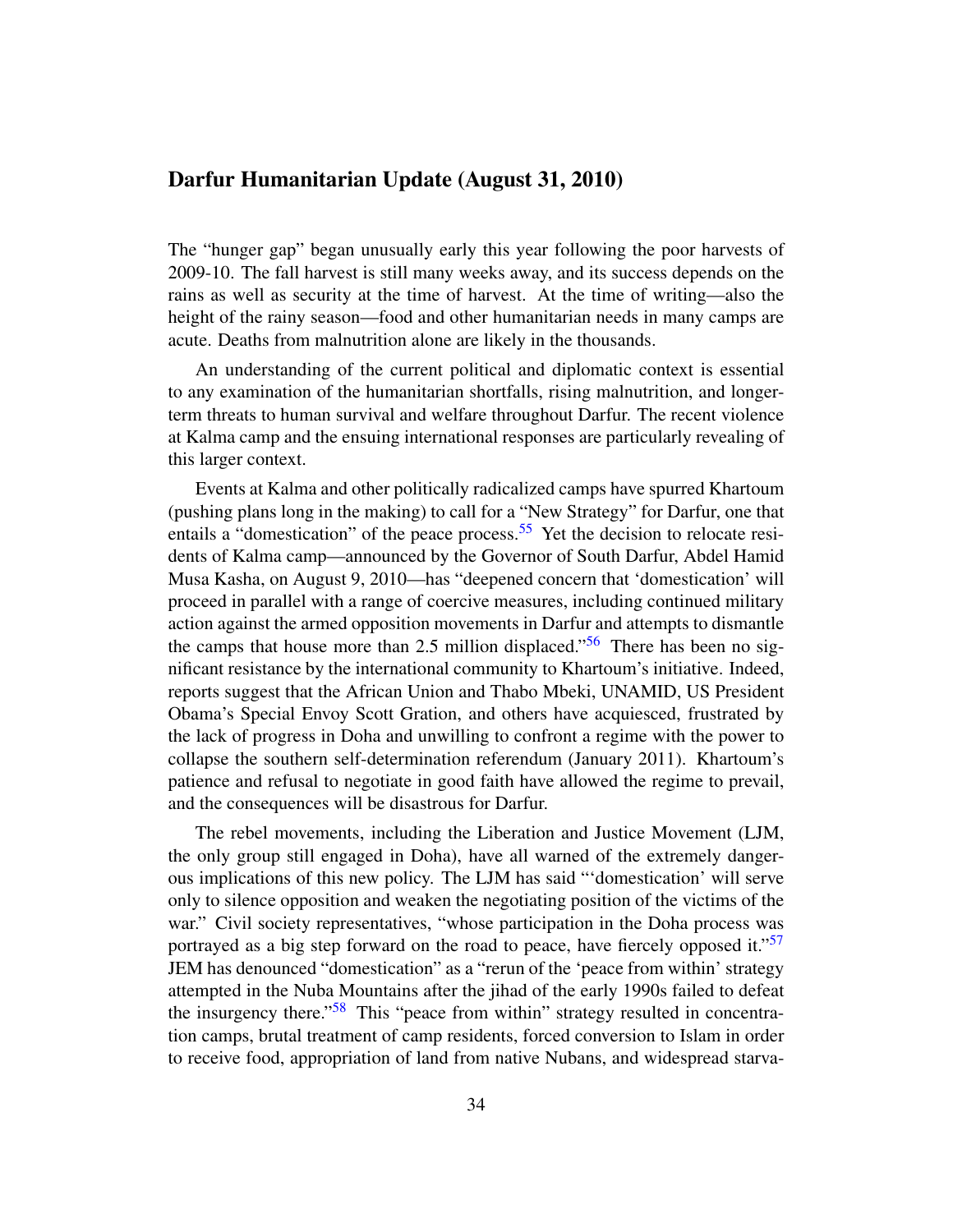## Darfur Humanitarian Update (August 31, 2010)

The "hunger gap" began unusually early this year following the poor harvests of 2009-10. The fall harvest is still many weeks away, and its success depends on the rains as well as security at the time of harvest. At the time of writing—also the height of the rainy season—food and other humanitarian needs in many camps are acute. Deaths from malnutrition alone are likely in the thousands.

An understanding of the current political and diplomatic context is essential to any examination of the humanitarian shortfalls, rising malnutrition, and longer-term threats to human survival and welfare throughout Darfur. The recent violence at Kalma camp and the ensuing international responses are particularly revealing of this larger context.

Events at Kalma and other politically radicalized camps have spurred Khartoum (pushing plans long in the making) to call for a "New Strategy" for Darfur, one that entails a "domestication" of the peace process.[55] Yet the decision to relocate residents of Kalma camp—announced by the Governor of South Darfur, Abdel Hamid Musa Kasha, on August 9, 2010—has "deepened concern that 'domestication' will proceed in parallel with a range of coercive measures, including continued military action against the armed opposition movements in Darfur and attempts to dismantle the camps that house more than 2.5 million displaced."[56] There has been no significant resistance by the international community to Khartoum's initiative. Indeed, reports suggest that the African Union and Thabo Mbeki, UNAMID, US President Obama's Special Envoy Scott Gration, and others have acquiesced, frustrated by the lack of progress in Doha and unwilling to confront a regime with the power to collapse the southern self-determination referendum (January 2011). Khartoum's patience and refusal to negotiate in good faith have allowed the regime to prevail, and the consequences will be disastrous for Darfur.

The rebel movements, including the Liberation and Justice Movement (LJM, the only group still engaged in Doha), have all warned of the extremely dangerous implications of this new policy. The LJM has said "'domestication' will serve only to silence opposition and weaken the negotiating position of the victims of the war." Civil society representatives, "whose participation in the Doha process was portrayed as a big step forward on the road to peace, have fiercely opposed it."[57] JEM has denounced "domestication" as a "rerun of the 'peace from within' strategy attempted in the Nuba Mountains after the jihad of the early 1990s failed to defeat the insurgency there."[58] This "peace from within" strategy resulted in concentration camps, brutal treatment of camp residents, forced conversion to Islam in order to receive food, appropriation of land from native Nubans, and widespread starva-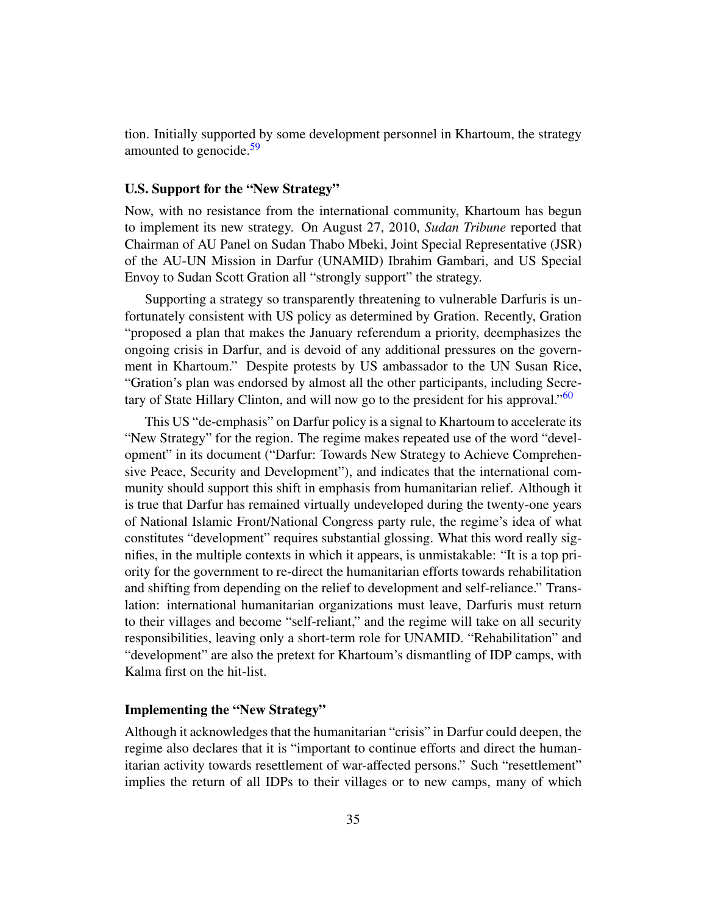tion. Initially supported by some development personnel in Khartoum, the strategy amounted to genocide.[59]

### U.S. Support for the "New Strategy"

Now, with no resistance from the international community, Khartoum has begun to implement its new strategy. On August 27, 2010, *Sudan Tribune* reported that Chairman of AU Panel on Sudan Thabo Mbeki, Joint Special Representative (JSR) of the AU-UN Mission in Darfur (UNAMID) Ibrahim Gambari, and US Special Envoy to Sudan Scott Gration all "strongly support" the strategy.

Supporting a strategy so transparently threatening to vulnerable Darfuris is unfortunately consistent with US policy as determined by Gration. Recently, Gration "proposed a plan that makes the January referendum a priority, deemphasizes the ongoing crisis in Darfur, and is devoid of any additional pressures on the government in Khartoum." Despite protests by US ambassador to the UN Susan Rice, "Gration's plan was endorsed by almost all the other participants, including Secretary of State Hillary Clinton, and will now go to the president for his approval."[60]

This US "de-emphasis" on Darfur policy is a signal to Khartoum to accelerate its "New Strategy" for the region. The regime makes repeated use of the word "development" in its document ("Darfur: Towards New Strategy to Achieve Comprehensive Peace, Security and Development"), and indicates that the international community should support this shift in emphasis from humanitarian relief. Although it is true that Darfur has remained virtually undeveloped during the twenty-one years of National Islamic Front/National Congress party rule, the regime's idea of what constitutes "development" requires substantial glossing. What this word really signifies, in the multiple contexts in which it appears, is unmistakable: "It is a top priority for the government to re-direct the humanitarian efforts towards rehabilitation and shifting from depending on the relief to development and self-reliance." Translation: international humanitarian organizations must leave, Darfuris must return to their villages and become "self-reliant," and the regime will take on all security responsibilities, leaving only a short-term role for UNAMID. "Rehabilitation" and "development" are also the pretext for Khartoum's dismantling of IDP camps, with Kalma first on the hit-list.

### Implementing the "New Strategy"

Although it acknowledges that the humanitarian "crisis" in Darfur could deepen, the regime also declares that it is "important to continue efforts and direct the humanitarian activity towards resettlement of war-affected persons." Such "resettlement" implies the return of all IDPs to their villages or to new camps, many of which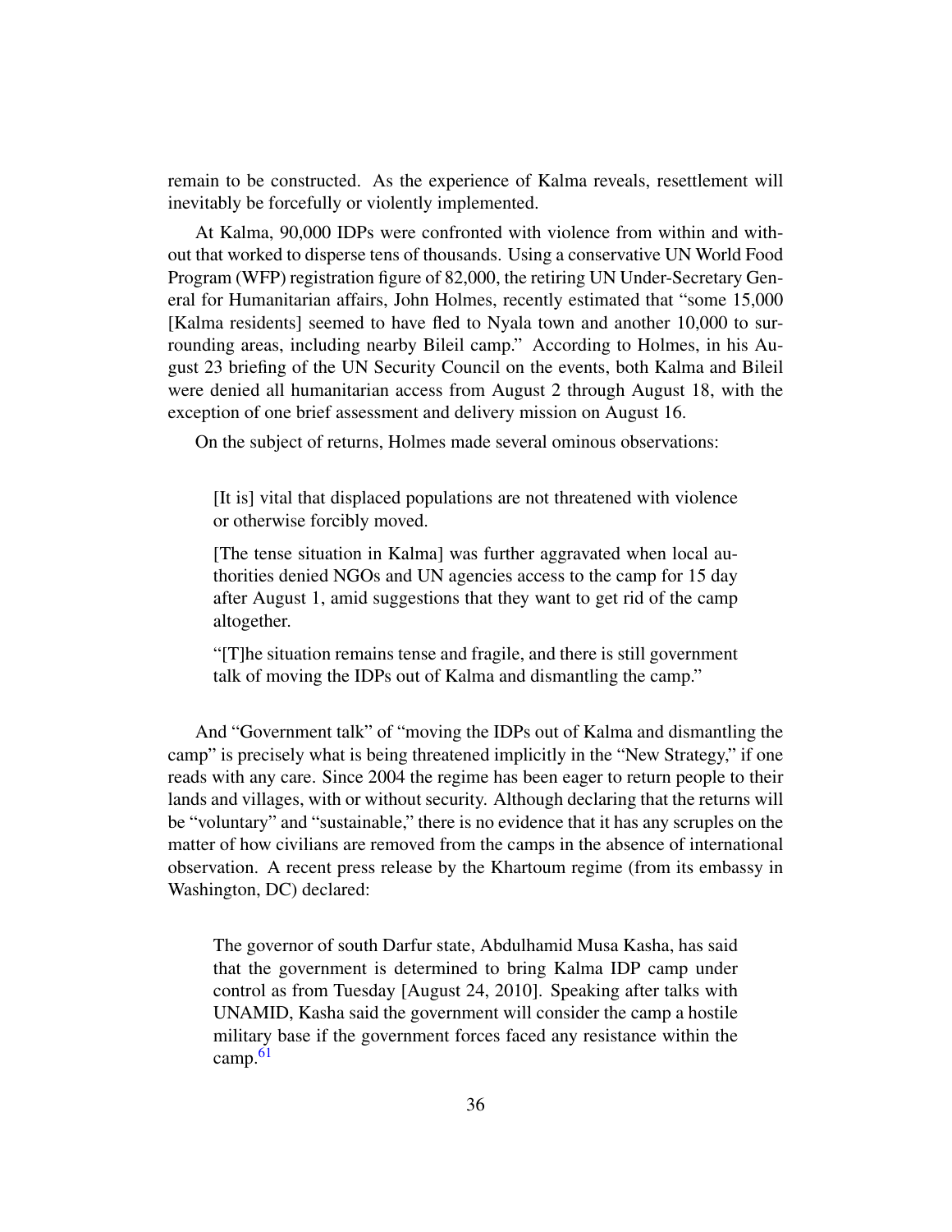remain to be constructed. As the experience of Kalma reveals, resettlement will inevitably be forcefully or violently implemented.

At Kalma, 90,000 IDPs were confronted with violence from within and without that worked to disperse tens of thousands. Using a conservative UN World Food Program (WFP) registration figure of 82,000, the retiring UN Under-Secretary General for Humanitarian affairs, John Holmes, recently estimated that "some 15,000 [Kalma residents] seemed to have fled to Nyala town and another 10,000 to surrounding areas, including nearby Bileil camp." According to Holmes, in his August 23 briefing of the UN Security Council on the events, both Kalma and Bileil were denied all humanitarian access from August 2 through August 18, with the exception of one brief assessment and delivery mission on August 16.

On the subject of returns, Holmes made several ominous observations:

> [It is] vital that displaced populations are not threatened with violence or otherwise forcibly moved.
>
> [The tense situation in Kalma] was further aggravated when local authorities denied NGOs and UN agencies access to the camp for 15 day after August 1, amid suggestions that they want to get rid of the camp altogether.
>
> "[T]he situation remains tense and fragile, and there is still government talk of moving the IDPs out of Kalma and dismantling the camp."

And "Government talk" of "moving the IDPs out of Kalma and dismantling the camp" is precisely what is being threatened implicitly in the "New Strategy," if one reads with any care. Since 2004 the regime has been eager to return people to their lands and villages, with or without security. Although declaring that the returns will be "voluntary" and "sustainable," there is no evidence that it has any scruples on the matter of how civilians are removed from the camps in the absence of international observation. A recent press release by the Khartoum regime (from its embassy in Washington, DC) declared:

> The governor of south Darfur state, Abdulhamid Musa Kasha, has said that the government is determined to bring Kalma IDP camp under control as from Tuesday [August 24, 2010]. Speaking after talks with UNAMID, Kasha said the government will consider the camp a hostile military base if the government forces faced any resistance within the camp.[61]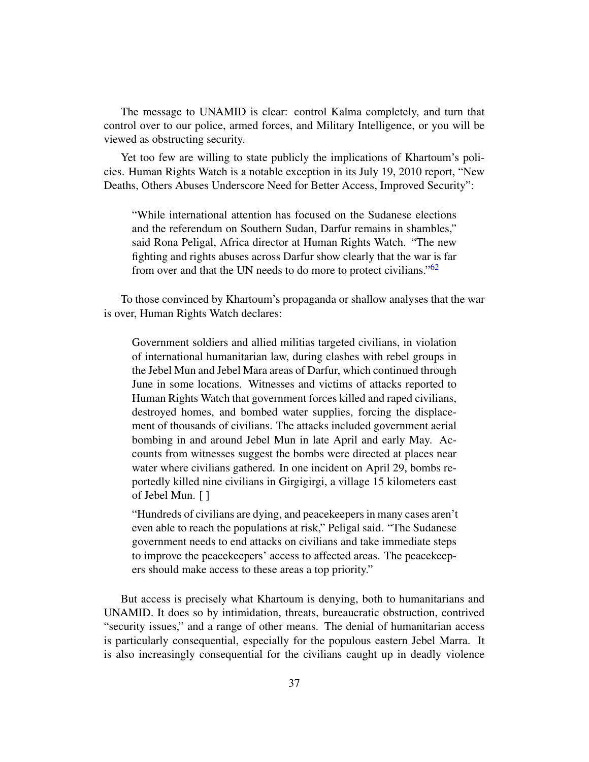The message to UNAMID is clear: control Kalma completely, and turn that control over to our police, armed forces, and Military Intelligence, or you will be viewed as obstructing security.

Yet too few are willing to state publicly the implications of Khartoum's policies. Human Rights Watch is a notable exception in its July 19, 2010 report, "New Deaths, Others Abuses Underscore Need for Better Access, Improved Security":

> "While international attention has focused on the Sudanese elections and the referendum on Southern Sudan, Darfur remains in shambles," said Rona Peligal, Africa director at Human Rights Watch. "The new fighting and rights abuses across Darfur show clearly that the war is far from over and that the UN needs to do more to protect civilians."[62]

To those convinced by Khartoum's propaganda or shallow analyses that the war is over, Human Rights Watch declares:

> Government soldiers and allied militias targeted civilians, in violation of international humanitarian law, during clashes with rebel groups in the Jebel Mun and Jebel Mara areas of Darfur, which continued through June in some locations. Witnesses and victims of attacks reported to Human Rights Watch that government forces killed and raped civilians, destroyed homes, and bombed water supplies, forcing the displacement of thousands of civilians. The attacks included government aerial bombing in and around Jebel Mun in late April and early May. Accounts from witnesses suggest the bombs were directed at places near water where civilians gathered. In one incident on April 29, bombs reportedly killed nine civilians in Girgigirgi, a village 15 kilometers east of Jebel Mun. [ ]
>
> "Hundreds of civilians are dying, and peacekeepers in many cases aren't even able to reach the populations at risk," Peligal said. "The Sudanese government needs to end attacks on civilians and take immediate steps to improve the peacekeepers' access to affected areas. The peacekeepers should make access to these areas a top priority."

But access is precisely what Khartoum is denying, both to humanitarians and UNAMID. It does so by intimidation, threats, bureaucratic obstruction, contrived "security issues," and a range of other means. The denial of humanitarian access is particularly consequential, especially for the populous eastern Jebel Marra. It is also increasingly consequential for the civilians caught up in deadly violence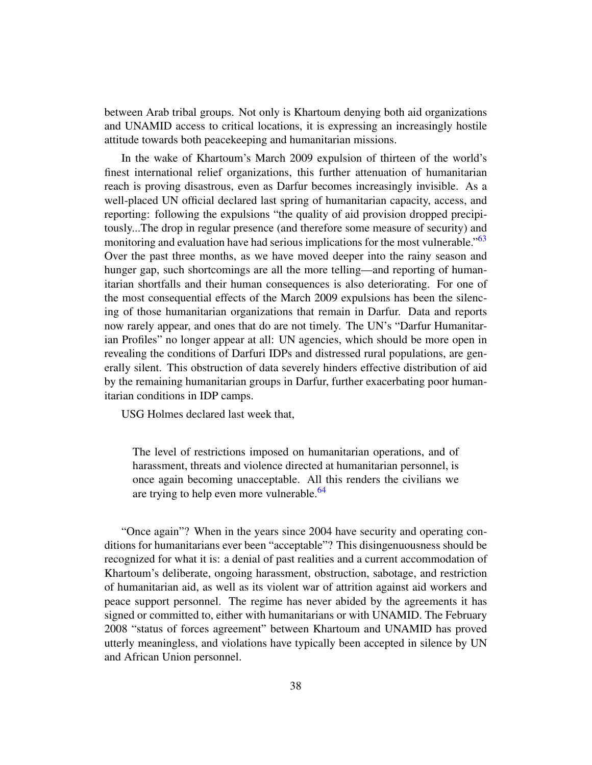between Arab tribal groups. Not only is Khartoum denying both aid organizations and UNAMID access to critical locations, it is expressing an increasingly hostile attitude towards both peacekeeping and humanitarian missions.

In the wake of Khartoum's March 2009 expulsion of thirteen of the world's finest international relief organizations, this further attenuation of humanitarian reach is proving disastrous, even as Darfur becomes increasingly invisible. As a well-placed UN official declared last spring of humanitarian capacity, access, and reporting: following the expulsions "the quality of aid provision dropped precipitously...The drop in regular presence (and therefore some measure of security) and monitoring and evaluation have had serious implications for the most vulnerable."[63] Over the past three months, as we have moved deeper into the rainy season and hunger gap, such shortcomings are all the more telling—and reporting of humanitarian shortfalls and their human consequences is also deteriorating. For one of the most consequential effects of the March 2009 expulsions has been the silencing of those humanitarian organizations that remain in Darfur. Data and reports now rarely appear, and ones that do are not timely. The UN's "Darfur Humanitarian Profiles" no longer appear at all: UN agencies, which should be more open in revealing the conditions of Darfuri IDPs and distressed rural populations, are generally silent. This obstruction of data severely hinders effective distribution of aid by the remaining humanitarian groups in Darfur, further exacerbating poor humanitarian conditions in IDP camps.

USG Holmes declared last week that,

> The level of restrictions imposed on humanitarian operations, and of harassment, threats and violence directed at humanitarian personnel, is once again becoming unacceptable. All this renders the civilians we are trying to help even more vulnerable.[64]

"Once again"? When in the years since 2004 have security and operating conditions for humanitarians ever been "acceptable"? This disingenuousness should be recognized for what it is: a denial of past realities and a current accommodation of Khartoum's deliberate, ongoing harassment, obstruction, sabotage, and restriction of humanitarian aid, as well as its violent war of attrition against aid workers and peace support personnel. The regime has never abided by the agreements it has signed or committed to, either with humanitarians or with UNAMID. The February 2008 "status of forces agreement" between Khartoum and UNAMID has proved utterly meaningless, and violations have typically been accepted in silence by UN and African Union personnel.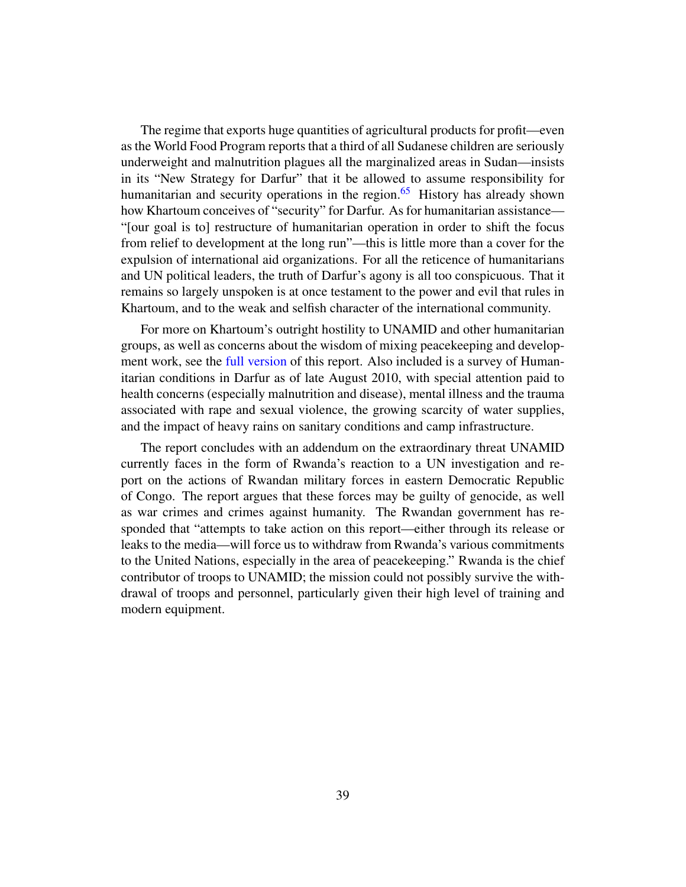The regime that exports huge quantities of agricultural products for profit—even as the World Food Program reports that a third of all Sudanese children are seriously underweight and malnutrition plagues all the marginalized areas in Sudan—insists in its "New Strategy for Darfur" that it be allowed to assume responsibility for humanitarian and security operations in the region.[65] History has already shown how Khartoum conceives of "security" for Darfur. As for humanitarian assistance—"[our goal is to] restructure of humanitarian operation in order to shift the focus from relief to development at the long run"—this is little more than a cover for the expulsion of international aid organizations. For all the reticence of humanitarians and UN political leaders, the truth of Darfur's agony is all too conspicuous. That it remains so largely unspoken is at once testament to the power and evil that rules in Khartoum, and to the weak and selfish character of the international community.

For more on Khartoum's outright hostility to UNAMID and other humanitarian groups, as well as concerns about the wisdom of mixing peacekeeping and development work, see the full version of this report. Also included is a survey of Humanitarian conditions in Darfur as of late August 2010, with special attention paid to health concerns (especially malnutrition and disease), mental illness and the trauma associated with rape and sexual violence, the growing scarcity of water supplies, and the impact of heavy rains on sanitary conditions and camp infrastructure.

The report concludes with an addendum on the extraordinary threat UNAMID currently faces in the form of Rwanda's reaction to a UN investigation and report on the actions of Rwandan military forces in eastern Democratic Republic of Congo. The report argues that these forces may be guilty of genocide, as well as war crimes and crimes against humanity. The Rwandan government has responded that "attempts to take action on this report—either through its release or leaks to the media—will force us to withdraw from Rwanda's various commitments to the United Nations, especially in the area of peacekeeping." Rwanda is the chief contributor of troops to UNAMID; the mission could not possibly survive the withdrawal of troops and personnel, particularly given their high level of training and modern equipment.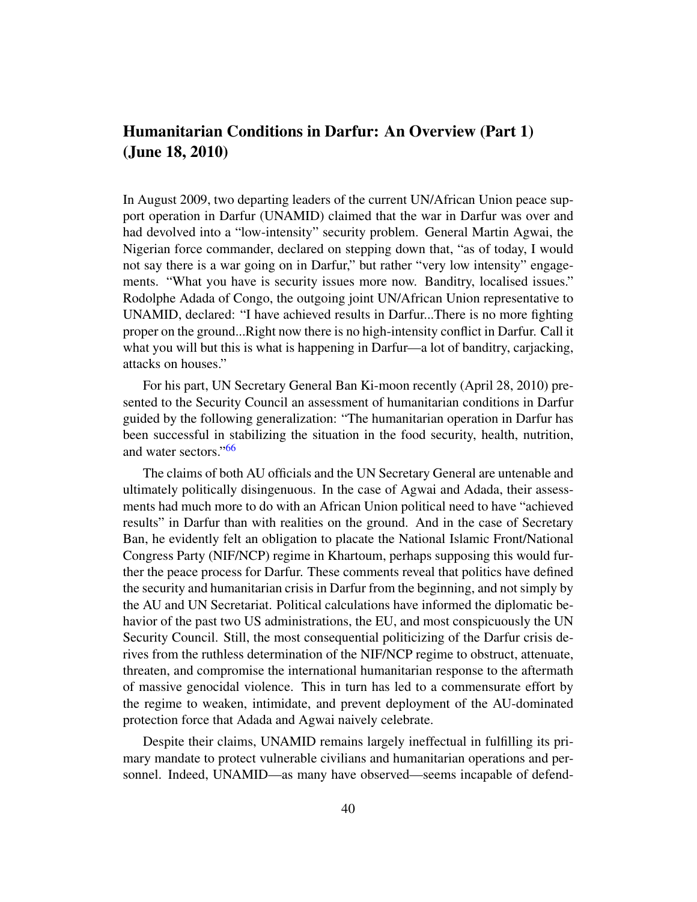## Humanitarian Conditions in Darfur: An Overview (Part 1) (June 18, 2010)

In August 2009, two departing leaders of the current UN/African Union peace support operation in Darfur (UNAMID) claimed that the war in Darfur was over and had devolved into a "low-intensity" security problem. General Martin Agwai, the Nigerian force commander, declared on stepping down that, "as of today, I would not say there is a war going on in Darfur," but rather "very low intensity" engagements. "What you have is security issues more now. Banditry, localised issues." Rodolphe Adada of Congo, the outgoing joint UN/African Union representative to UNAMID, declared: "I have achieved results in Darfur...There is no more fighting proper on the ground...Right now there is no high-intensity conflict in Darfur. Call it what you will but this is what is happening in Darfur—a lot of banditry, carjacking, attacks on houses."

For his part, UN Secretary General Ban Ki-moon recently (April 28, 2010) presented to the Security Council an assessment of humanitarian conditions in Darfur guided by the following generalization: "The humanitarian operation in Darfur has been successful in stabilizing the situation in the food security, health, nutrition, and water sectors."[66]

The claims of both AU officials and the UN Secretary General are untenable and ultimately politically disingenuous. In the case of Agwai and Adada, their assessments had much more to do with an African Union political need to have "achieved results" in Darfur than with realities on the ground. And in the case of Secretary Ban, he evidently felt an obligation to placate the National Islamic Front/National Congress Party (NIF/NCP) regime in Khartoum, perhaps supposing this would further the peace process for Darfur. These comments reveal that politics have defined the security and humanitarian crisis in Darfur from the beginning, and not simply by the AU and UN Secretariat. Political calculations have informed the diplomatic behavior of the past two US administrations, the EU, and most conspicuously the UN Security Council. Still, the most consequential politicizing of the Darfur crisis derives from the ruthless determination of the NIF/NCP regime to obstruct, attenuate, threaten, and compromise the international humanitarian response to the aftermath of massive genocidal violence. This in turn has led to a commensurate effort by the regime to weaken, intimidate, and prevent deployment of the AU-dominated protection force that Adada and Agwai naively celebrate.

Despite their claims, UNAMID remains largely ineffectual in fulfilling its primary mandate to protect vulnerable civilians and humanitarian operations and personnel. Indeed, UNAMID—as many have observed—seems incapable of defend-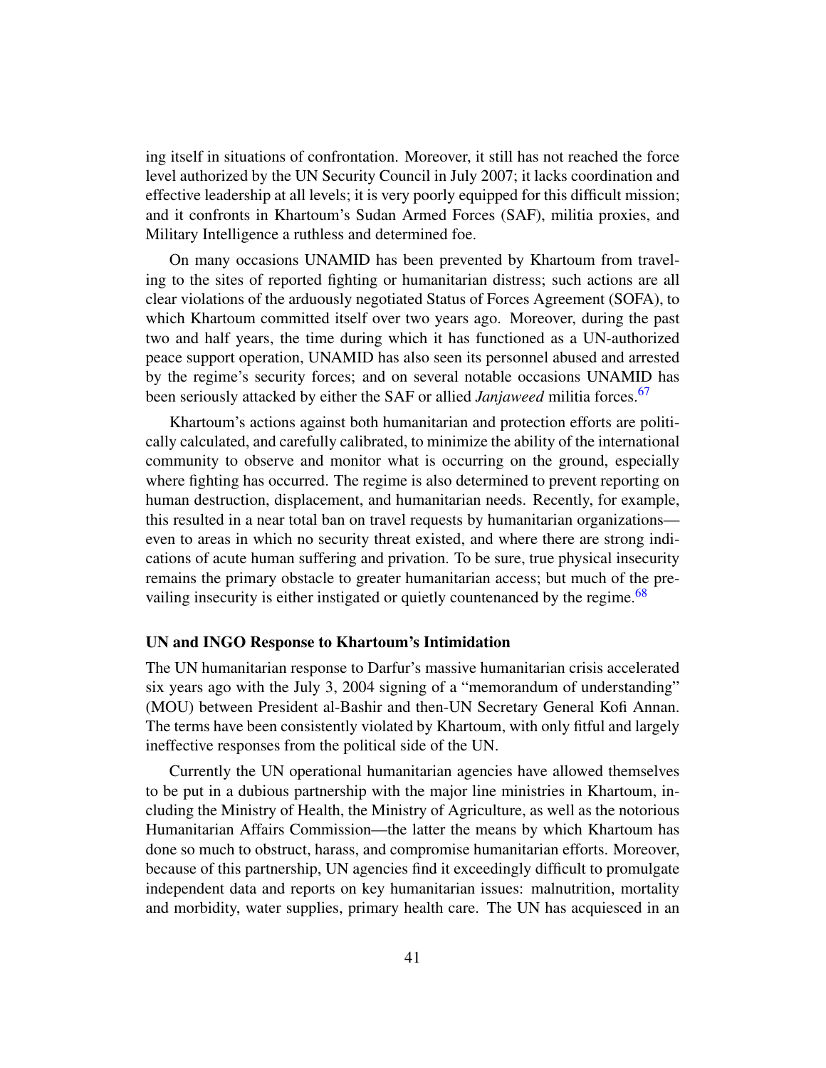ing itself in situations of confrontation. Moreover, it still has not reached the force level authorized by the UN Security Council in July 2007; it lacks coordination and effective leadership at all levels; it is very poorly equipped for this difficult mission; and it confronts in Khartoum's Sudan Armed Forces (SAF), militia proxies, and Military Intelligence a ruthless and determined foe.

On many occasions UNAMID has been prevented by Khartoum from traveling to the sites of reported fighting or humanitarian distress; such actions are all clear violations of the arduously negotiated Status of Forces Agreement (SOFA), to which Khartoum committed itself over two years ago. Moreover, during the past two and half years, the time during which it has functioned as a UN-authorized peace support operation, UNAMID has also seen its personnel abused and arrested by the regime's security forces; and on several notable occasions UNAMID has been seriously attacked by either the SAF or allied *Janjaweed* militia forces.[67]

Khartoum's actions against both humanitarian and protection efforts are politically calculated, and carefully calibrated, to minimize the ability of the international community to observe and monitor what is occurring on the ground, especially where fighting has occurred. The regime is also determined to prevent reporting on human destruction, displacement, and humanitarian needs. Recently, for example, this resulted in a near total ban on travel requests by humanitarian organizations—even to areas in which no security threat existed, and where there are strong indications of acute human suffering and privation. To be sure, true physical insecurity remains the primary obstacle to greater humanitarian access; but much of the prevailing insecurity is either instigated or quietly countenanced by the regime.[68]

### UN and INGO Response to Khartoum's Intimidation

The UN humanitarian response to Darfur's massive humanitarian crisis accelerated six years ago with the July 3, 2004 signing of a "memorandum of understanding" (MOU) between President al-Bashir and then-UN Secretary General Kofi Annan. The terms have been consistently violated by Khartoum, with only fitful and largely ineffective responses from the political side of the UN.

Currently the UN operational humanitarian agencies have allowed themselves to be put in a dubious partnership with the major line ministries in Khartoum, including the Ministry of Health, the Ministry of Agriculture, as well as the notorious Humanitarian Affairs Commission—the latter the means by which Khartoum has done so much to obstruct, harass, and compromise humanitarian efforts. Moreover, because of this partnership, UN agencies find it exceedingly difficult to promulgate independent data and reports on key humanitarian issues: malnutrition, mortality and morbidity, water supplies, primary health care. The UN has acquiesced in an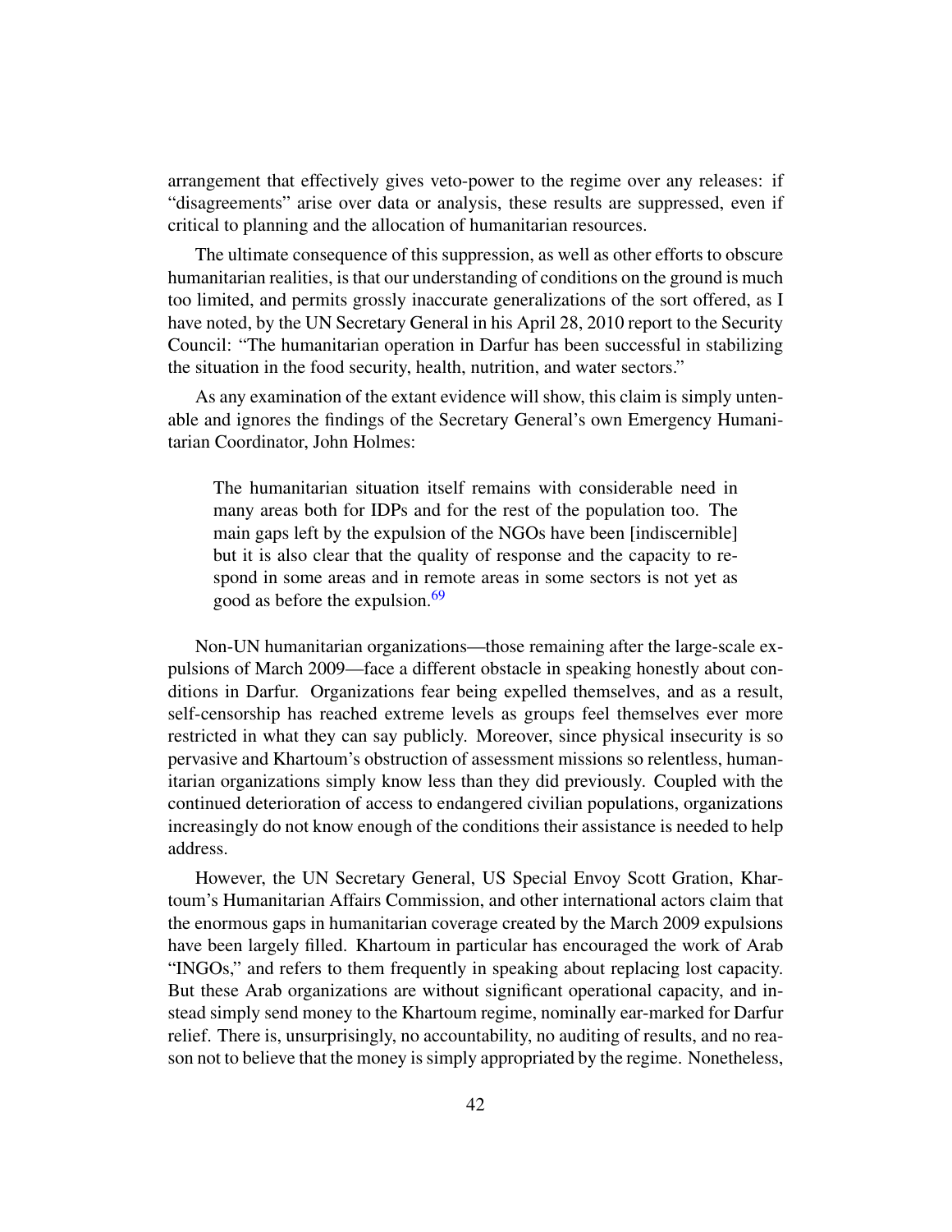arrangement that effectively gives veto-power to the regime over any releases: if "disagreements" arise over data or analysis, these results are suppressed, even if critical to planning and the allocation of humanitarian resources.

The ultimate consequence of this suppression, as well as other efforts to obscure humanitarian realities, is that our understanding of conditions on the ground is much too limited, and permits grossly inaccurate generalizations of the sort offered, as I have noted, by the UN Secretary General in his April 28, 2010 report to the Security Council: "The humanitarian operation in Darfur has been successful in stabilizing the situation in the food security, health, nutrition, and water sectors."

As any examination of the extant evidence will show, this claim is simply untenable and ignores the findings of the Secretary General's own Emergency Humanitarian Coordinator, John Holmes:

> The humanitarian situation itself remains with considerable need in many areas both for IDPs and for the rest of the population too. The main gaps left by the expulsion of the NGOs have been [indiscernible] but it is also clear that the quality of response and the capacity to respond in some areas and in remote areas in some sectors is not yet as good as before the expulsion.[69]

Non-UN humanitarian organizations—those remaining after the large-scale expulsions of March 2009—face a different obstacle in speaking honestly about conditions in Darfur. Organizations fear being expelled themselves, and as a result, self-censorship has reached extreme levels as groups feel themselves ever more restricted in what they can say publicly. Moreover, since physical insecurity is so pervasive and Khartoum's obstruction of assessment missions so relentless, humanitarian organizations simply know less than they did previously. Coupled with the continued deterioration of access to endangered civilian populations, organizations increasingly do not know enough of the conditions their assistance is needed to help address.

However, the UN Secretary General, US Special Envoy Scott Gration, Khartoum's Humanitarian Affairs Commission, and other international actors claim that the enormous gaps in humanitarian coverage created by the March 2009 expulsions have been largely filled. Khartoum in particular has encouraged the work of Arab "INGOs," and refers to them frequently in speaking about replacing lost capacity. But these Arab organizations are without significant operational capacity, and instead simply send money to the Khartoum regime, nominally ear-marked for Darfur relief. There is, unsurprisingly, no accountability, no auditing of results, and no reason not to believe that the money is simply appropriated by the regime. Nonetheless,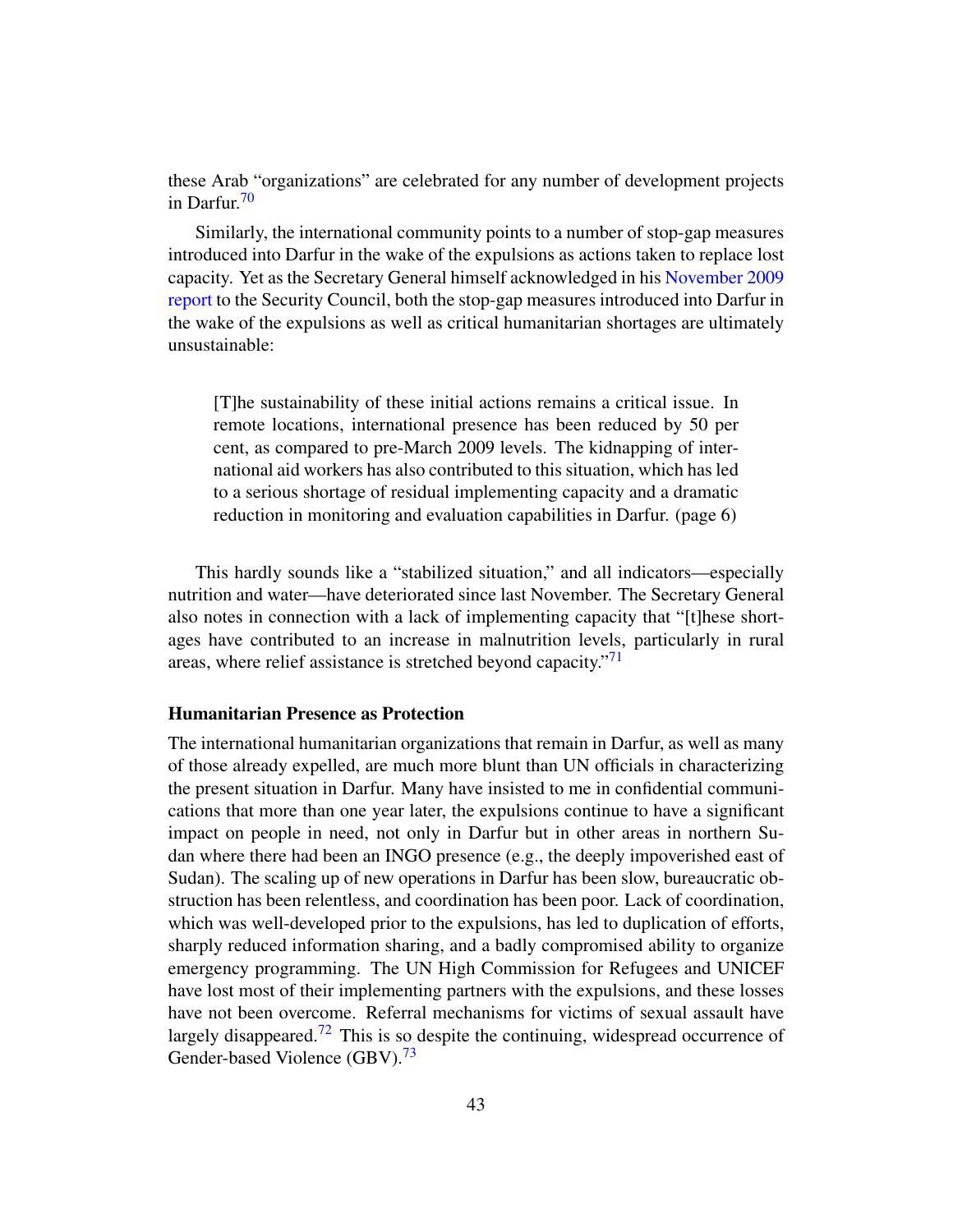these Arab "organizations" are celebrated for any number of development projects in Darfur.[70]

Similarly, the international community points to a number of stop-gap measures introduced into Darfur in the wake of the expulsions as actions taken to replace lost capacity. Yet as the Secretary General himself acknowledged in his November 2009 report to the Security Council, both the stop-gap measures introduced into Darfur in the wake of the expulsions as well as critical humanitarian shortages are ultimately unsustainable:

> [T]he sustainability of these initial actions remains a critical issue. In remote locations, international presence has been reduced by 50 per cent, as compared to pre-March 2009 levels. The kidnapping of international aid workers has also contributed to this situation, which has led to a serious shortage of residual implementing capacity and a dramatic reduction in monitoring and evaluation capabilities in Darfur. (page 6)

This hardly sounds like a "stabilized situation," and all indicators—especially nutrition and water—have deteriorated since last November. The Secretary General also notes in connection with a lack of implementing capacity that "[t]hese shortages have contributed to an increase in malnutrition levels, particularly in rural areas, where relief assistance is stretched beyond capacity."[71]

### Humanitarian Presence as Protection

The international humanitarian organizations that remain in Darfur, as well as many of those already expelled, are much more blunt than UN officials in characterizing the present situation in Darfur. Many have insisted to me in confidential communications that more than one year later, the expulsions continue to have a significant impact on people in need, not only in Darfur but in other areas in northern Sudan where there had been an INGO presence (e.g., the deeply impoverished east of Sudan). The scaling up of new operations in Darfur has been slow, bureaucratic obstruction has been relentless, and coordination has been poor. Lack of coordination, which was well-developed prior to the expulsions, has led to duplication of efforts, sharply reduced information sharing, and a badly compromised ability to organize emergency programming. The UN High Commission for Refugees and UNICEF have lost most of their implementing partners with the expulsions, and these losses have not been overcome. Referral mechanisms for victims of sexual assault have largely disappeared.[72] This is so despite the continuing, widespread occurrence of Gender-based Violence (GBV).[73]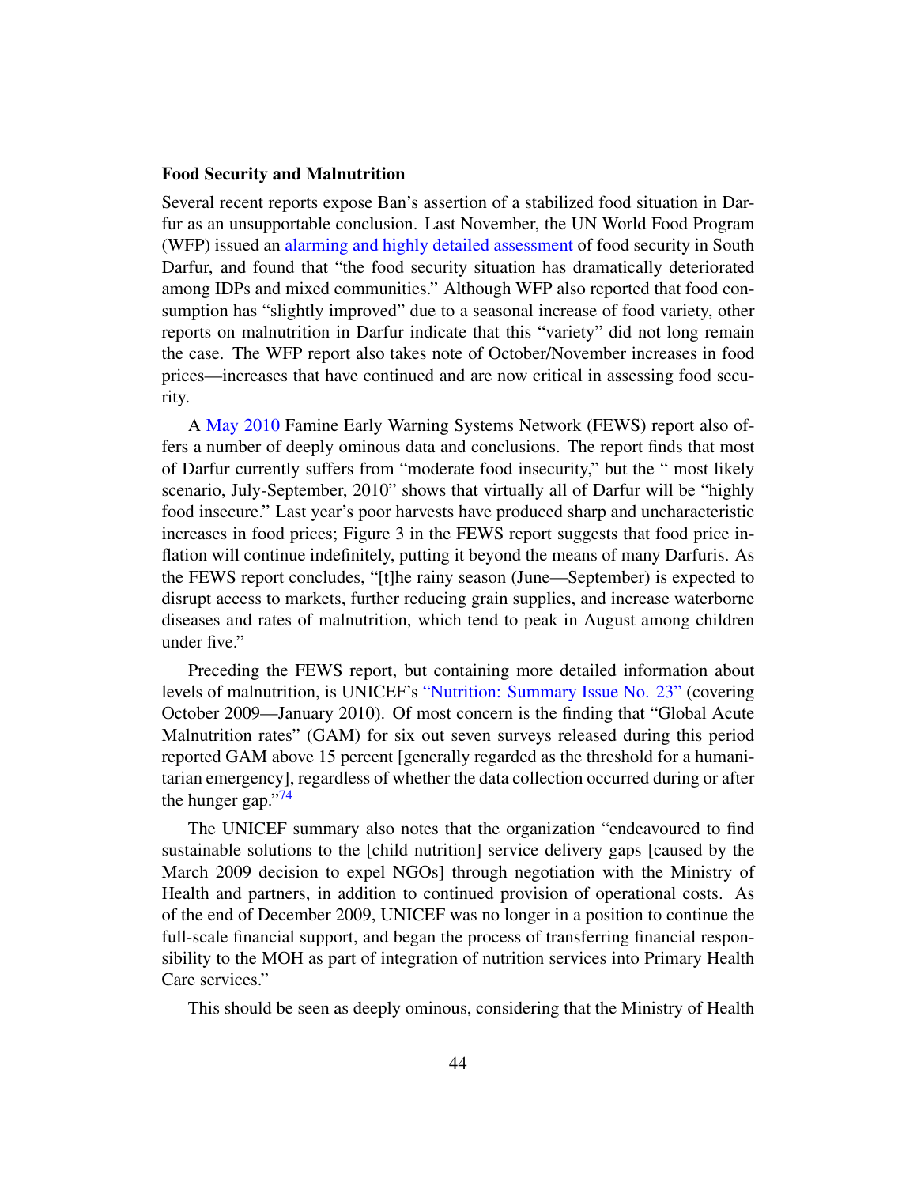**Food Security and Malnutrition**

Several recent reports expose Ban's assertion of a stabilized food situation in Darfur as an unsupportable conclusion. Last November, the UN World Food Program (WFP) issued an alarming and highly detailed assessment of food security in South Darfur, and found that "the food security situation has dramatically deteriorated among IDPs and mixed communities." Although WFP also reported that food consumption has "slightly improved" due to a seasonal increase of food variety, other reports on malnutrition in Darfur indicate that this "variety" did not long remain the case. The WFP report also takes note of October/November increases in food prices—increases that have continued and are now critical in assessing food security.

A May 2010 Famine Early Warning Systems Network (FEWS) report also offers a number of deeply ominous data and conclusions. The report finds that most of Darfur currently suffers from "moderate food insecurity," but the " most likely scenario, July-September, 2010" shows that virtually all of Darfur will be "highly food insecure." Last year's poor harvests have produced sharp and uncharacteristic increases in food prices; Figure 3 in the FEWS report suggests that food price inflation will continue indefinitely, putting it beyond the means of many Darfuris. As the FEWS report concludes, "[t]he rainy season (June—September) is expected to disrupt access to markets, further reducing grain supplies, and increase waterborne diseases and rates of malnutrition, which tend to peak in August among children under five."

Preceding the FEWS report, but containing more detailed information about levels of malnutrition, is UNICEF's "Nutrition: Summary Issue No. 23" (covering October 2009—January 2010). Of most concern is the finding that "Global Acute Malnutrition rates" (GAM) for six out seven surveys released during this period reported GAM above 15 percent [generally regarded as the threshold for a humanitarian emergency], regardless of whether the data collection occurred during or after the hunger gap."[74]

The UNICEF summary also notes that the organization "endeavoured to find sustainable solutions to the [child nutrition] service delivery gaps [caused by the March 2009 decision to expel NGOs] through negotiation with the Ministry of Health and partners, in addition to continued provision of operational costs. As of the end of December 2009, UNICEF was no longer in a position to continue the full-scale financial support, and began the process of transferring financial responsibility to the MOH as part of integration of nutrition services into Primary Health Care services."

This should be seen as deeply ominous, considering that the Ministry of Health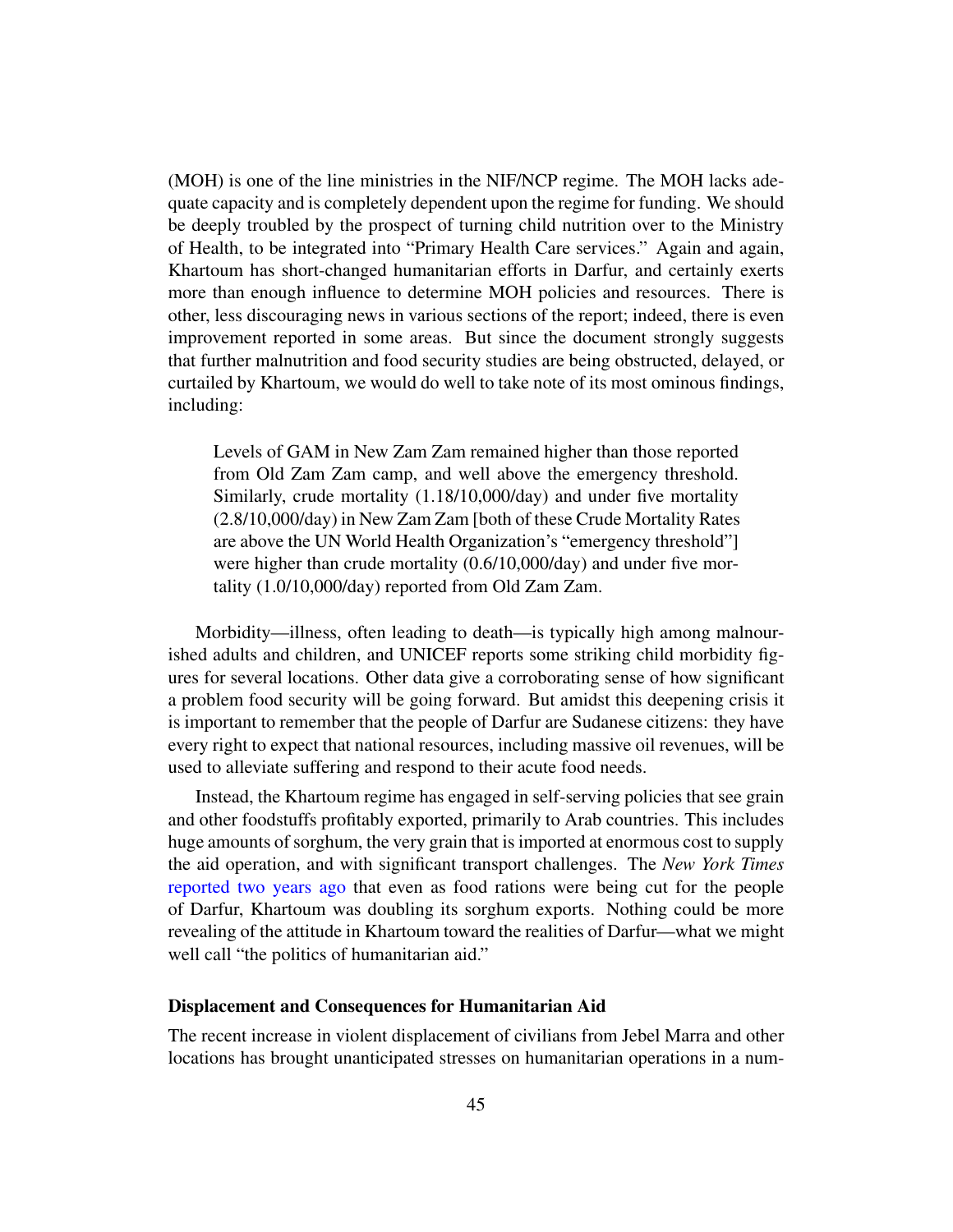(MOH) is one of the line ministries in the NIF/NCP regime. The MOH lacks adequate capacity and is completely dependent upon the regime for funding. We should be deeply troubled by the prospect of turning child nutrition over to the Ministry of Health, to be integrated into "Primary Health Care services." Again and again, Khartoum has short-changed humanitarian efforts in Darfur, and certainly exerts more than enough influence to determine MOH policies and resources. There is other, less discouraging news in various sections of the report; indeed, there is even improvement reported in some areas. But since the document strongly suggests that further malnutrition and food security studies are being obstructed, delayed, or curtailed by Khartoum, we would do well to take note of its most ominous findings, including:

> Levels of GAM in New Zam Zam remained higher than those reported from Old Zam Zam camp, and well above the emergency threshold. Similarly, crude mortality (1.18/10,000/day) and under five mortality (2.8/10,000/day) in New Zam Zam [both of these Crude Mortality Rates are above the UN World Health Organization's "emergency threshold"] were higher than crude mortality (0.6/10,000/day) and under five mortality (1.0/10,000/day) reported from Old Zam Zam.

Morbidity—illness, often leading to death—is typically high among malnourished adults and children, and UNICEF reports some striking child morbidity figures for several locations. Other data give a corroborating sense of how significant a problem food security will be going forward. But amidst this deepening crisis it is important to remember that the people of Darfur are Sudanese citizens: they have every right to expect that national resources, including massive oil revenues, will be used to alleviate suffering and respond to their acute food needs.

Instead, the Khartoum regime has engaged in self-serving policies that see grain and other foodstuffs profitably exported, primarily to Arab countries. This includes huge amounts of sorghum, the very grain that is imported at enormous cost to supply the aid operation, and with significant transport challenges. The *New York Times* reported two years ago that even as food rations were being cut for the people of Darfur, Khartoum was doubling its sorghum exports. Nothing could be more revealing of the attitude in Khartoum toward the realities of Darfur—what we might well call "the politics of humanitarian aid."

### Displacement and Consequences for Humanitarian Aid

The recent increase in violent displacement of civilians from Jebel Marra and other locations has brought unanticipated stresses on humanitarian operations in a num-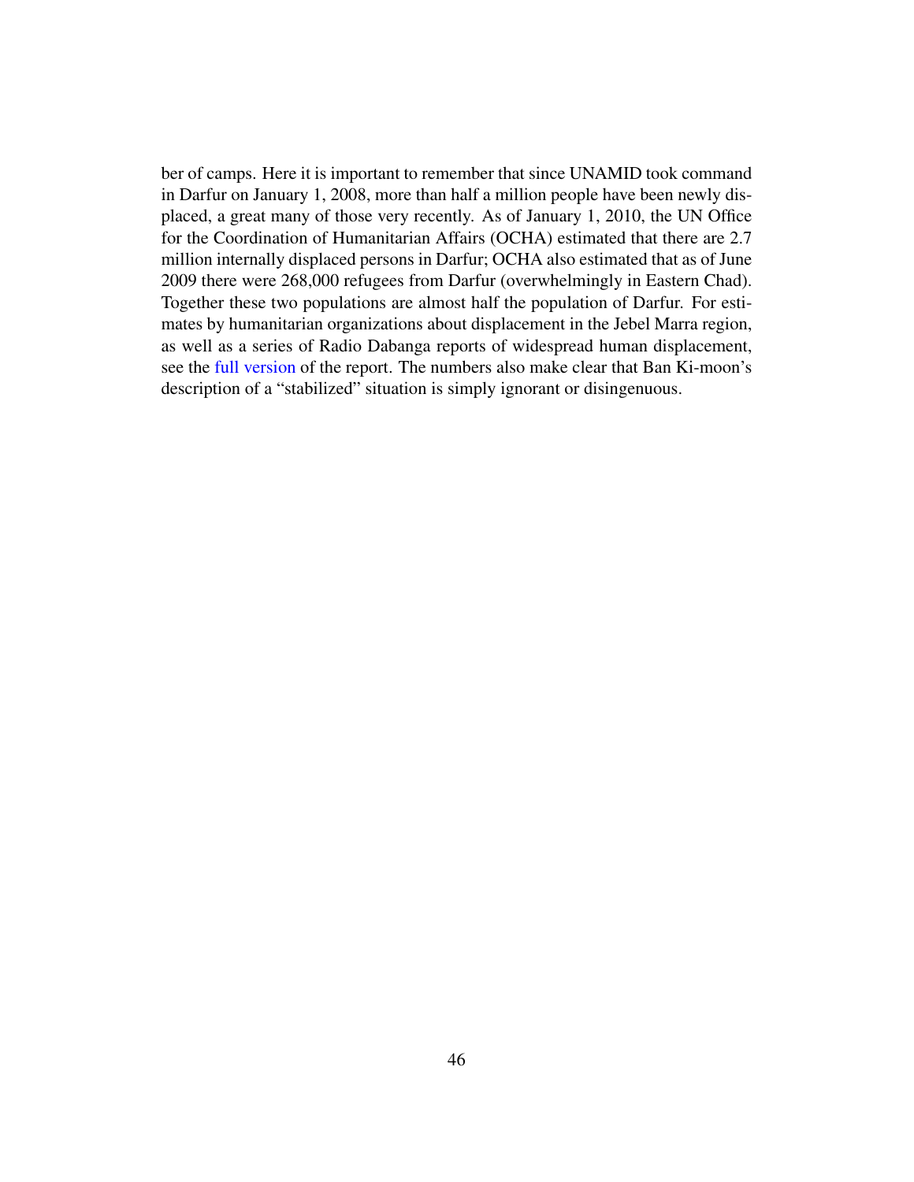ber of camps. Here it is important to remember that since UNAMID took command in Darfur on January 1, 2008, more than half a million people have been newly displaced, a great many of those very recently. As of January 1, 2010, the UN Office for the Coordination of Humanitarian Affairs (OCHA) estimated that there are 2.7 million internally displaced persons in Darfur; OCHA also estimated that as of June 2009 there were 268,000 refugees from Darfur (overwhelmingly in Eastern Chad). Together these two populations are almost half the population of Darfur. For estimates by humanitarian organizations about displacement in the Jebel Marra region, as well as a series of Radio Dabanga reports of widespread human displacement, see the full version of the report. The numbers also make clear that Ban Ki-moon's description of a "stabilized" situation is simply ignorant or disingenuous.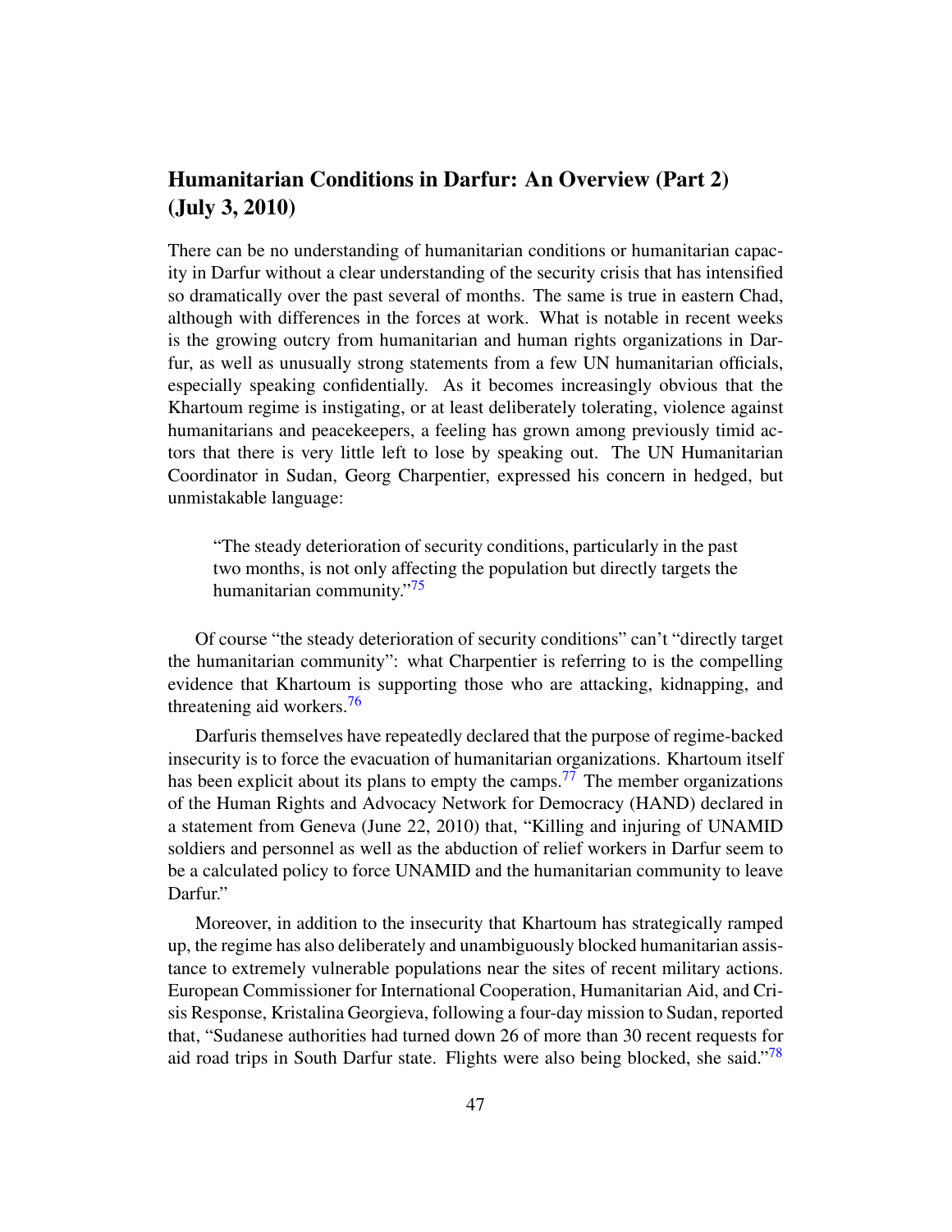## Humanitarian Conditions in Darfur: An Overview (Part 2) (July 3, 2010)

There can be no understanding of humanitarian conditions or humanitarian capacity in Darfur without a clear understanding of the security crisis that has intensified so dramatically over the past several of months. The same is true in eastern Chad, although with differences in the forces at work. What is notable in recent weeks is the growing outcry from humanitarian and human rights organizations in Darfur, as well as unusually strong statements from a few UN humanitarian officials, especially speaking confidentially. As it becomes increasingly obvious that the Khartoum regime is instigating, or at least deliberately tolerating, violence against humanitarians and peacekeepers, a feeling has grown among previously timid actors that there is very little left to lose by speaking out. The UN Humanitarian Coordinator in Sudan, Georg Charpentier, expressed his concern in hedged, but unmistakable language:

> "The steady deterioration of security conditions, particularly in the past two months, is not only affecting the population but directly targets the humanitarian community."[75]

Of course "the steady deterioration of security conditions" can't "directly target the humanitarian community": what Charpentier is referring to is the compelling evidence that Khartoum is supporting those who are attacking, kidnapping, and threatening aid workers.[76]

Darfuris themselves have repeatedly declared that the purpose of regime-backed insecurity is to force the evacuation of humanitarian organizations. Khartoum itself has been explicit about its plans to empty the camps.[77] The member organizations of the Human Rights and Advocacy Network for Democracy (HAND) declared in a statement from Geneva (June 22, 2010) that, "Killing and injuring of UNAMID soldiers and personnel as well as the abduction of relief workers in Darfur seem to be a calculated policy to force UNAMID and the humanitarian community to leave Darfur."

Moreover, in addition to the insecurity that Khartoum has strategically ramped up, the regime has also deliberately and unambiguously blocked humanitarian assistance to extremely vulnerable populations near the sites of recent military actions. European Commissioner for International Cooperation, Humanitarian Aid, and Crisis Response, Kristalina Georgieva, following a four-day mission to Sudan, reported that, "Sudanese authorities had turned down 26 of more than 30 recent requests for aid road trips in South Darfur state. Flights were also being blocked, she said."[78]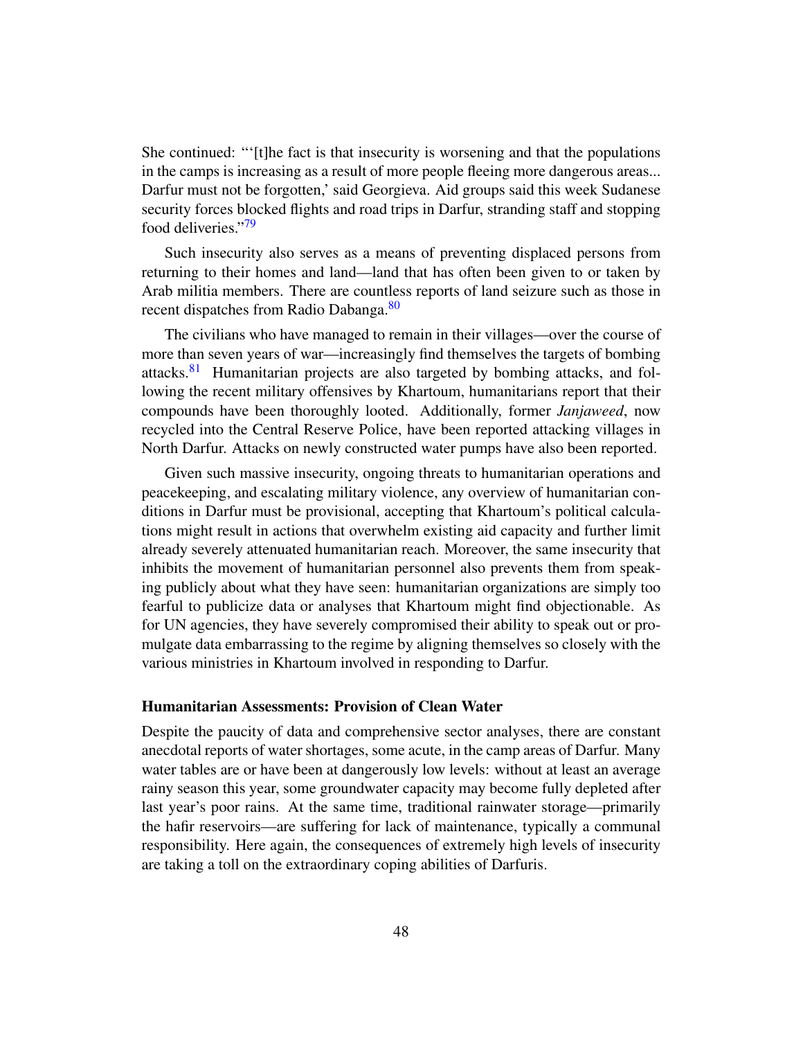She continued: "'[t]he fact is that insecurity is worsening and that the populations in the camps is increasing as a result of more people fleeing more dangerous areas... Darfur must not be forgotten,' said Georgieva. Aid groups said this week Sudanese security forces blocked flights and road trips in Darfur, stranding staff and stopping food deliveries."[79]

Such insecurity also serves as a means of preventing displaced persons from returning to their homes and land—land that has often been given to or taken by Arab militia members. There are countless reports of land seizure such as those in recent dispatches from Radio Dabanga.[80]

The civilians who have managed to remain in their villages—over the course of more than seven years of war—increasingly find themselves the targets of bombing attacks.[81] Humanitarian projects are also targeted by bombing attacks, and following the recent military offensives by Khartoum, humanitarians report that their compounds have been thoroughly looted. Additionally, former *Janjaweed*, now recycled into the Central Reserve Police, have been reported attacking villages in North Darfur. Attacks on newly constructed water pumps have also been reported.

Given such massive insecurity, ongoing threats to humanitarian operations and peacekeeping, and escalating military violence, any overview of humanitarian conditions in Darfur must be provisional, accepting that Khartoum's political calculations might result in actions that overwhelm existing aid capacity and further limit already severely attenuated humanitarian reach. Moreover, the same insecurity that inhibits the movement of humanitarian personnel also prevents them from speaking publicly about what they have seen: humanitarian organizations are simply too fearful to publicize data or analyses that Khartoum might find objectionable. As for UN agencies, they have severely compromised their ability to speak out or promulgate data embarrassing to the regime by aligning themselves so closely with the various ministries in Khartoum involved in responding to Darfur.

### Humanitarian Assessments: Provision of Clean Water

Despite the paucity of data and comprehensive sector analyses, there are constant anecdotal reports of water shortages, some acute, in the camp areas of Darfur. Many water tables are or have been at dangerously low levels: without at least an average rainy season this year, some groundwater capacity may become fully depleted after last year's poor rains. At the same time, traditional rainwater storage—primarily the hafir reservoirs—are suffering for lack of maintenance, typically a communal responsibility. Here again, the consequences of extremely high levels of insecurity are taking a toll on the extraordinary coping abilities of Darfuris.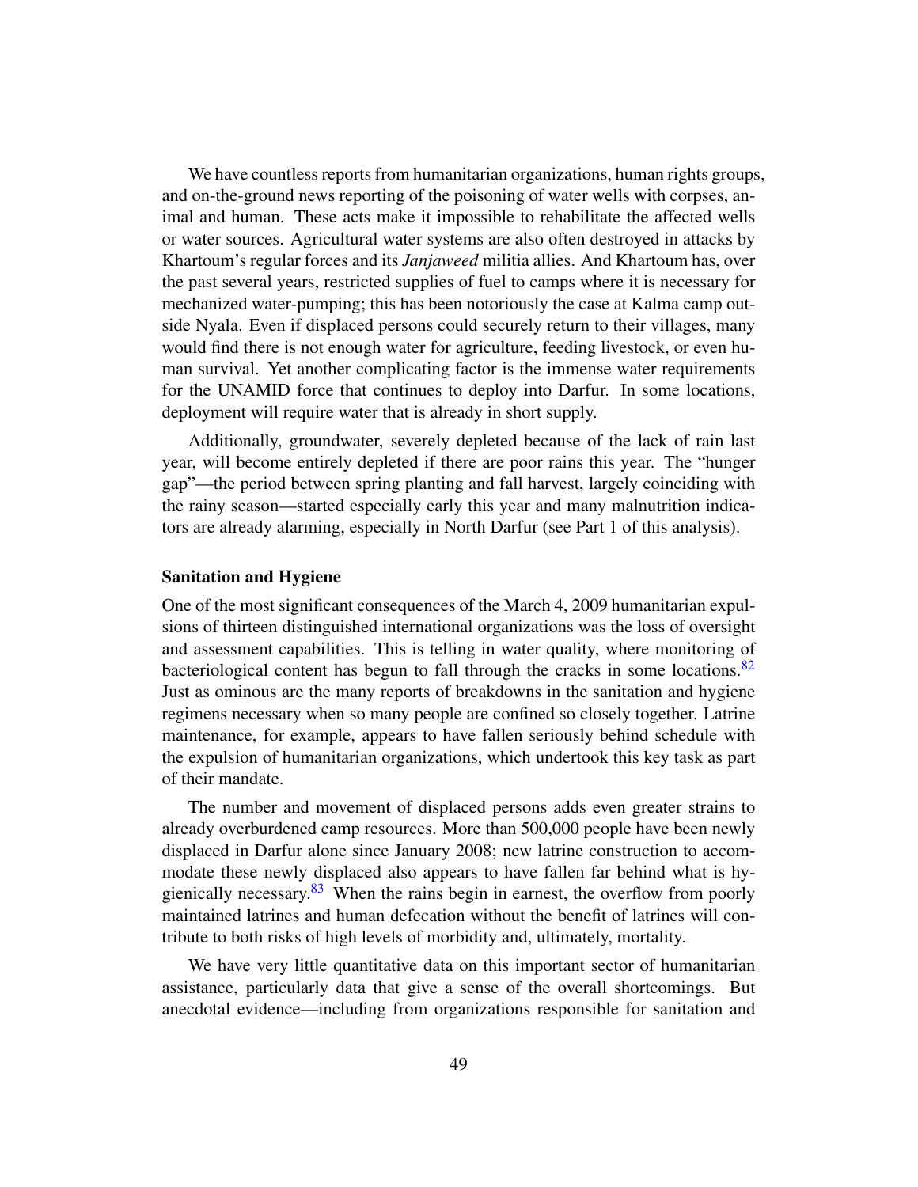We have countless reports from humanitarian organizations, human rights groups, and on-the-ground news reporting of the poisoning of water wells with corpses, animal and human. These acts make it impossible to rehabilitate the affected wells or water sources. Agricultural water systems are also often destroyed in attacks by Khartoum's regular forces and its *Janjaweed* militia allies. And Khartoum has, over the past several years, restricted supplies of fuel to camps where it is necessary for mechanized water-pumping; this has been notoriously the case at Kalma camp outside Nyala. Even if displaced persons could securely return to their villages, many would find there is not enough water for agriculture, feeding livestock, or even human survival. Yet another complicating factor is the immense water requirements for the UNAMID force that continues to deploy into Darfur. In some locations, deployment will require water that is already in short supply.

Additionally, groundwater, severely depleted because of the lack of rain last year, will become entirely depleted if there are poor rains this year. The "hunger gap"—the period between spring planting and fall harvest, largely coinciding with the rainy season—started especially early this year and many malnutrition indicators are already alarming, especially in North Darfur (see Part 1 of this analysis).

**Sanitation and Hygiene**

One of the most significant consequences of the March 4, 2009 humanitarian expulsions of thirteen distinguished international organizations was the loss of oversight and assessment capabilities. This is telling in water quality, where monitoring of bacteriological content has begun to fall through the cracks in some locations.[82] Just as ominous are the many reports of breakdowns in the sanitation and hygiene regimens necessary when so many people are confined so closely together. Latrine maintenance, for example, appears to have fallen seriously behind schedule with the expulsion of humanitarian organizations, which undertook this key task as part of their mandate.

The number and movement of displaced persons adds even greater strains to already overburdened camp resources. More than 500,000 people have been newly displaced in Darfur alone since January 2008; new latrine construction to accommodate these newly displaced also appears to have fallen far behind what is hygienically necessary.[83] When the rains begin in earnest, the overflow from poorly maintained latrines and human defecation without the benefit of latrines will contribute to both risks of high levels of morbidity and, ultimately, mortality.

We have very little quantitative data on this important sector of humanitarian assistance, particularly data that give a sense of the overall shortcomings. But anecdotal evidence—including from organizations responsible for sanitation and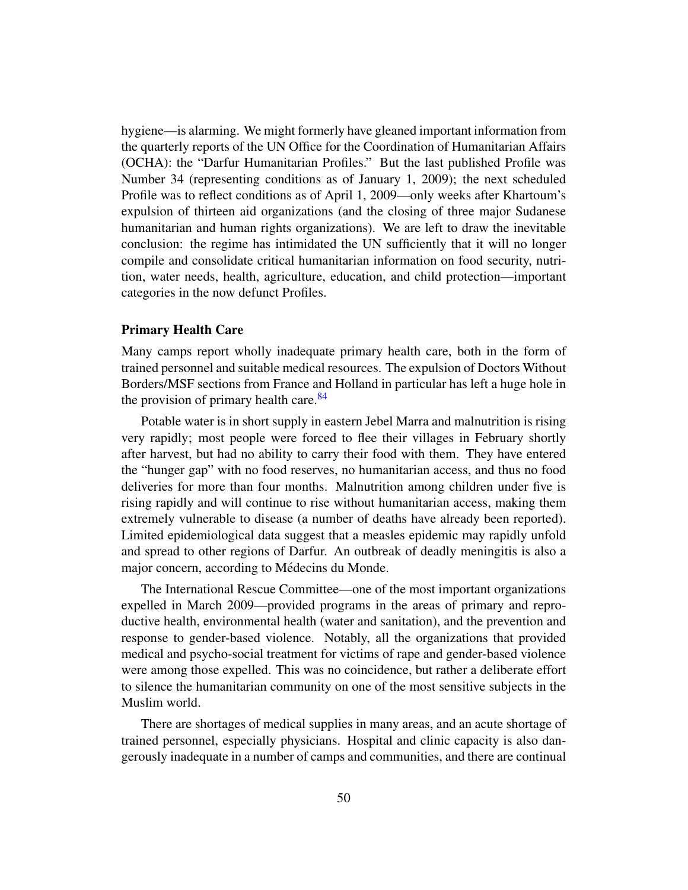hygiene—is alarming. We might formerly have gleaned important information from the quarterly reports of the UN Office for the Coordination of Humanitarian Affairs (OCHA): the "Darfur Humanitarian Profiles." But the last published Profile was Number 34 (representing conditions as of January 1, 2009); the next scheduled Profile was to reflect conditions as of April 1, 2009—only weeks after Khartoum's expulsion of thirteen aid organizations (and the closing of three major Sudanese humanitarian and human rights organizations). We are left to draw the inevitable conclusion: the regime has intimidated the UN sufficiently that it will no longer compile and consolidate critical humanitarian information on food security, nutrition, water needs, health, agriculture, education, and child protection—important categories in the now defunct Profiles.

### Primary Health Care

Many camps report wholly inadequate primary health care, both in the form of trained personnel and suitable medical resources. The expulsion of Doctors Without Borders/MSF sections from France and Holland in particular has left a huge hole in the provision of primary health care.[84]

Potable water is in short supply in eastern Jebel Marra and malnutrition is rising very rapidly; most people were forced to flee their villages in February shortly after harvest, but had no ability to carry their food with them. They have entered the "hunger gap" with no food reserves, no humanitarian access, and thus no food deliveries for more than four months. Malnutrition among children under five is rising rapidly and will continue to rise without humanitarian access, making them extremely vulnerable to disease (a number of deaths have already been reported). Limited epidemiological data suggest that a measles epidemic may rapidly unfold and spread to other regions of Darfur. An outbreak of deadly meningitis is also a major concern, according to Médecins du Monde.

The International Rescue Committee—one of the most important organizations expelled in March 2009—provided programs in the areas of primary and reproductive health, environmental health (water and sanitation), and the prevention and response to gender-based violence. Notably, all the organizations that provided medical and psycho-social treatment for victims of rape and gender-based violence were among those expelled. This was no coincidence, but rather a deliberate effort to silence the humanitarian community on one of the most sensitive subjects in the Muslim world.

There are shortages of medical supplies in many areas, and an acute shortage of trained personnel, especially physicians. Hospital and clinic capacity is also dangerously inadequate in a number of camps and communities, and there are continual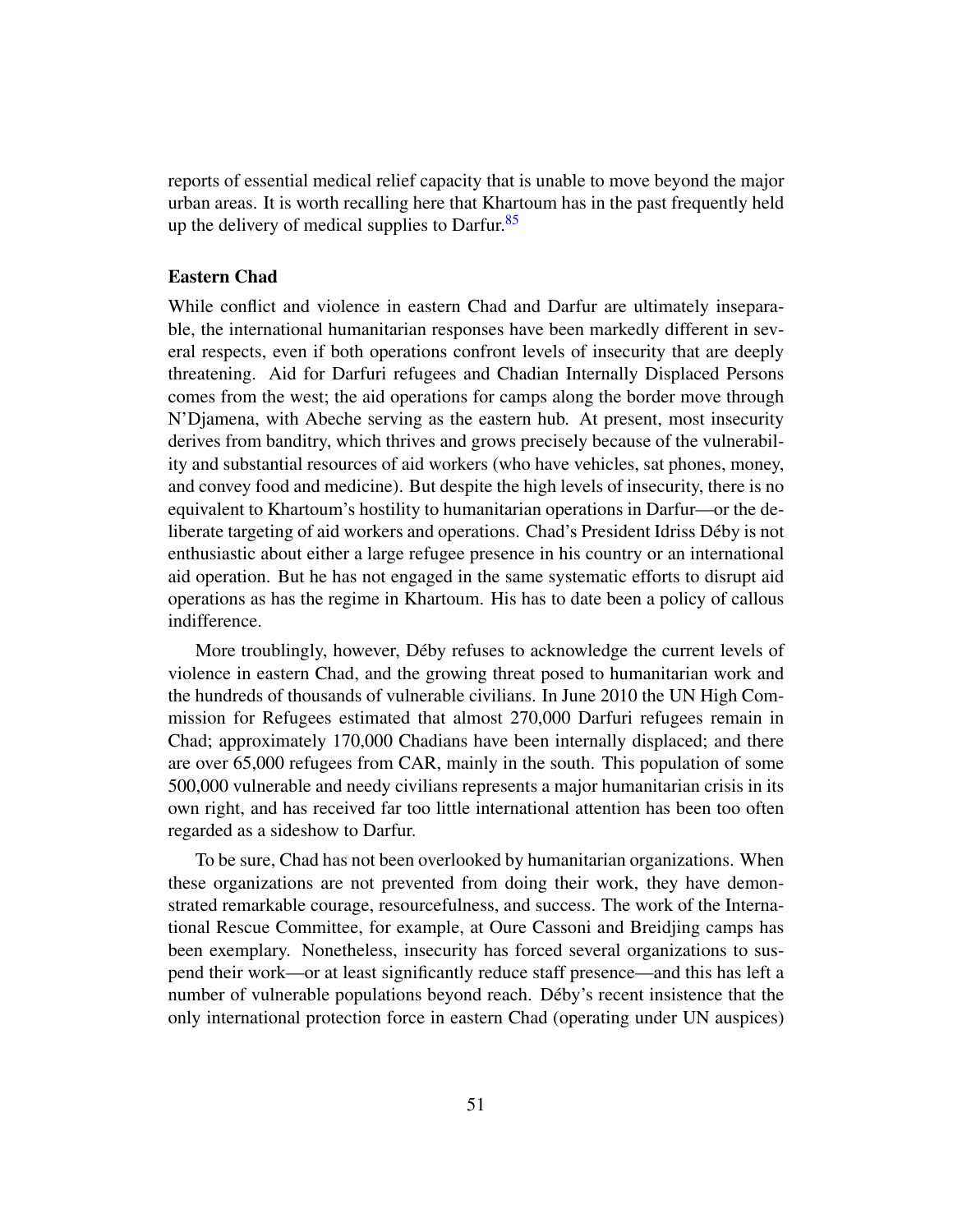reports of essential medical relief capacity that is unable to move beyond the major urban areas. It is worth recalling here that Khartoum has in the past frequently held up the delivery of medical supplies to Darfur.[85]

### Eastern Chad

While conflict and violence in eastern Chad and Darfur are ultimately inseparable, the international humanitarian responses have been markedly different in several respects, even if both operations confront levels of insecurity that are deeply threatening. Aid for Darfuri refugees and Chadian Internally Displaced Persons comes from the west; the aid operations for camps along the border move through N'Djamena, with Abeche serving as the eastern hub. At present, most insecurity derives from banditry, which thrives and grows precisely because of the vulnerability and substantial resources of aid workers (who have vehicles, sat phones, money, and convey food and medicine). But despite the high levels of insecurity, there is no equivalent to Khartoum's hostility to humanitarian operations in Darfur—or the deliberate targeting of aid workers and operations. Chad's President Idriss Déby is not enthusiastic about either a large refugee presence in his country or an international aid operation. But he has not engaged in the same systematic efforts to disrupt aid operations as has the regime in Khartoum. His has to date been a policy of callous indifference.

More troublingly, however, Déby refuses to acknowledge the current levels of violence in eastern Chad, and the growing threat posed to humanitarian work and the hundreds of thousands of vulnerable civilians. In June 2010 the UN High Commission for Refugees estimated that almost 270,000 Darfuri refugees remain in Chad; approximately 170,000 Chadians have been internally displaced; and there are over 65,000 refugees from CAR, mainly in the south. This population of some 500,000 vulnerable and needy civilians represents a major humanitarian crisis in its own right, and has received far too little international attention has been too often regarded as a sideshow to Darfur.

To be sure, Chad has not been overlooked by humanitarian organizations. When these organizations are not prevented from doing their work, they have demonstrated remarkable courage, resourcefulness, and success. The work of the International Rescue Committee, for example, at Oure Cassoni and Breidjing camps has been exemplary. Nonetheless, insecurity has forced several organizations to suspend their work—or at least significantly reduce staff presence—and this has left a number of vulnerable populations beyond reach. Déby's recent insistence that the only international protection force in eastern Chad (operating under UN auspices)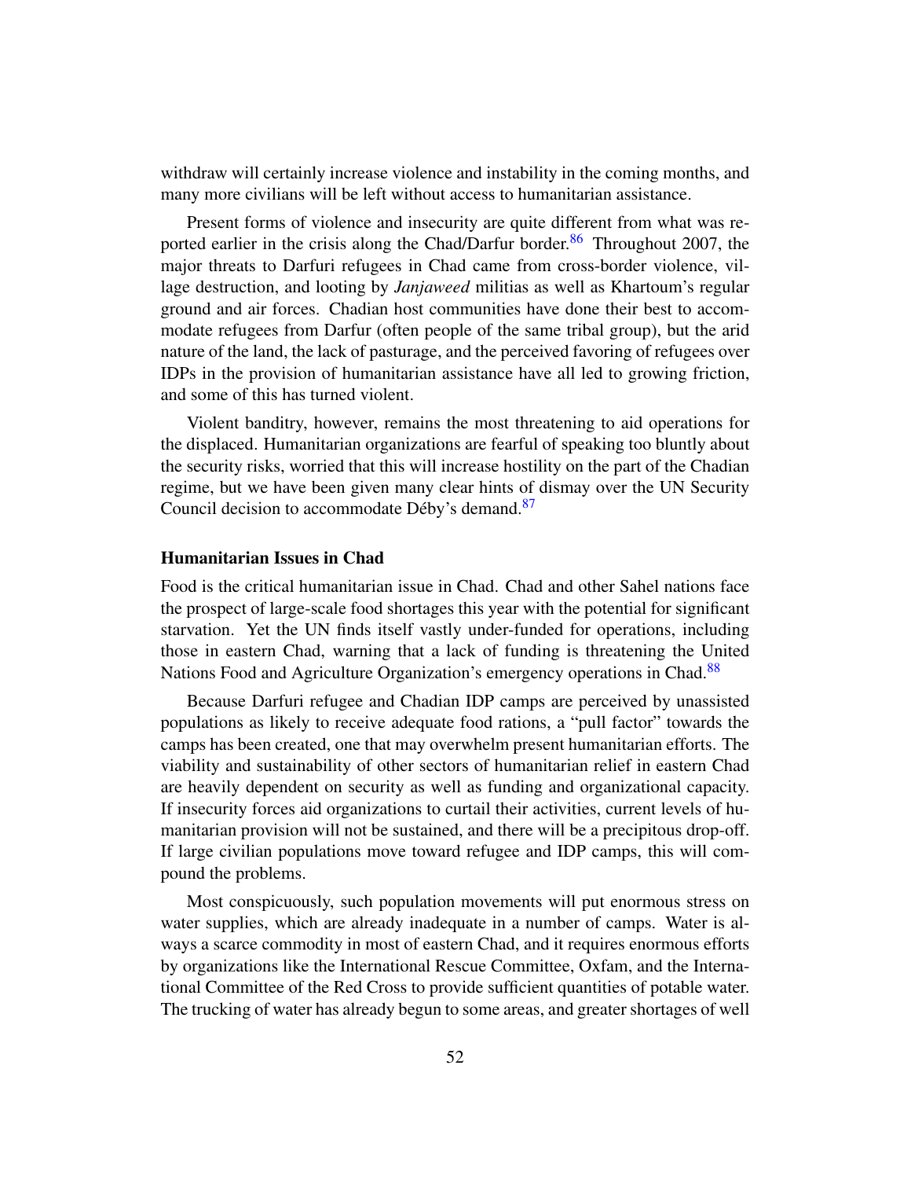withdraw will certainly increase violence and instability in the coming months, and many more civilians will be left without access to humanitarian assistance.

Present forms of violence and insecurity are quite different from what was reported earlier in the crisis along the Chad/Darfur border.[86] Throughout 2007, the major threats to Darfuri refugees in Chad came from cross-border violence, village destruction, and looting by *Janjaweed* militias as well as Khartoum's regular ground and air forces. Chadian host communities have done their best to accommodate refugees from Darfur (often people of the same tribal group), but the arid nature of the land, the lack of pasturage, and the perceived favoring of refugees over IDPs in the provision of humanitarian assistance have all led to growing friction, and some of this has turned violent.

Violent banditry, however, remains the most threatening to aid operations for the displaced. Humanitarian organizations are fearful of speaking too bluntly about the security risks, worried that this will increase hostility on the part of the Chadian regime, but we have been given many clear hints of dismay over the UN Security Council decision to accommodate Déby's demand.[87]

### Humanitarian Issues in Chad

Food is the critical humanitarian issue in Chad. Chad and other Sahel nations face the prospect of large-scale food shortages this year with the potential for significant starvation. Yet the UN finds itself vastly under-funded for operations, including those in eastern Chad, warning that a lack of funding is threatening the United Nations Food and Agriculture Organization's emergency operations in Chad.[88]

Because Darfuri refugee and Chadian IDP camps are perceived by unassisted populations as likely to receive adequate food rations, a "pull factor" towards the camps has been created, one that may overwhelm present humanitarian efforts. The viability and sustainability of other sectors of humanitarian relief in eastern Chad are heavily dependent on security as well as funding and organizational capacity. If insecurity forces aid organizations to curtail their activities, current levels of humanitarian provision will not be sustained, and there will be a precipitous drop-off. If large civilian populations move toward refugee and IDP camps, this will compound the problems.

Most conspicuously, such population movements will put enormous stress on water supplies, which are already inadequate in a number of camps. Water is always a scarce commodity in most of eastern Chad, and it requires enormous efforts by organizations like the International Rescue Committee, Oxfam, and the International Committee of the Red Cross to provide sufficient quantities of potable water. The trucking of water has already begun to some areas, and greater shortages of well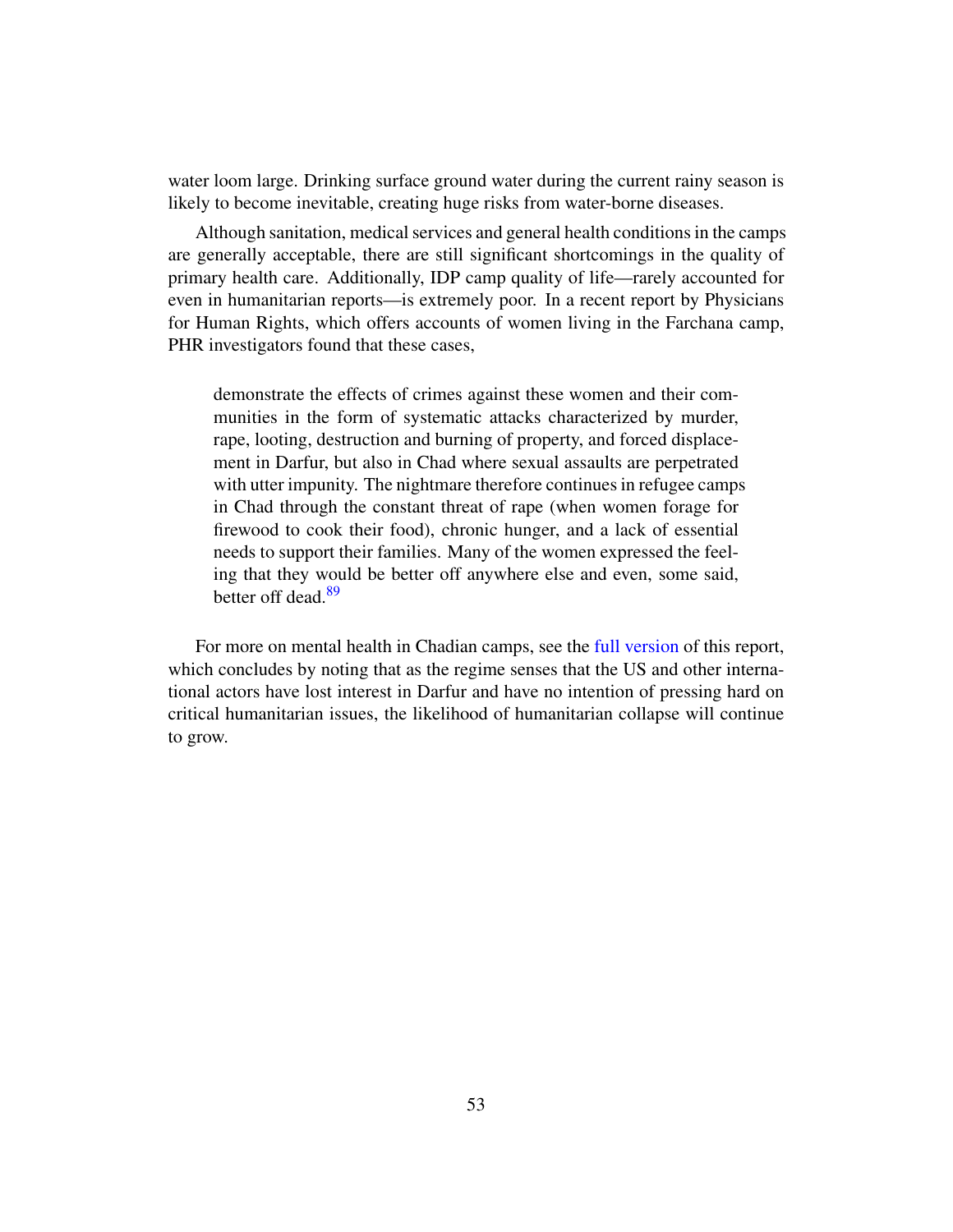water loom large. Drinking surface ground water during the current rainy season is likely to become inevitable, creating huge risks from water-borne diseases.

Although sanitation, medical services and general health conditions in the camps are generally acceptable, there are still significant shortcomings in the quality of primary health care. Additionally, IDP camp quality of life—rarely accounted for even in humanitarian reports—is extremely poor. In a recent report by Physicians for Human Rights, which offers accounts of women living in the Farchana camp, PHR investigators found that these cases,

> demonstrate the effects of crimes against these women and their communities in the form of systematic attacks characterized by murder, rape, looting, destruction and burning of property, and forced displacement in Darfur, but also in Chad where sexual assaults are perpetrated with utter impunity. The nightmare therefore continues in refugee camps in Chad through the constant threat of rape (when women forage for firewood to cook their food), chronic hunger, and a lack of essential needs to support their families. Many of the women expressed the feeling that they would be better off anywhere else and even, some said, better off dead.[89]

For more on mental health in Chadian camps, see the full version of this report, which concludes by noting that as the regime senses that the US and other international actors have lost interest in Darfur and have no intention of pressing hard on critical humanitarian issues, the likelihood of humanitarian collapse will continue to grow.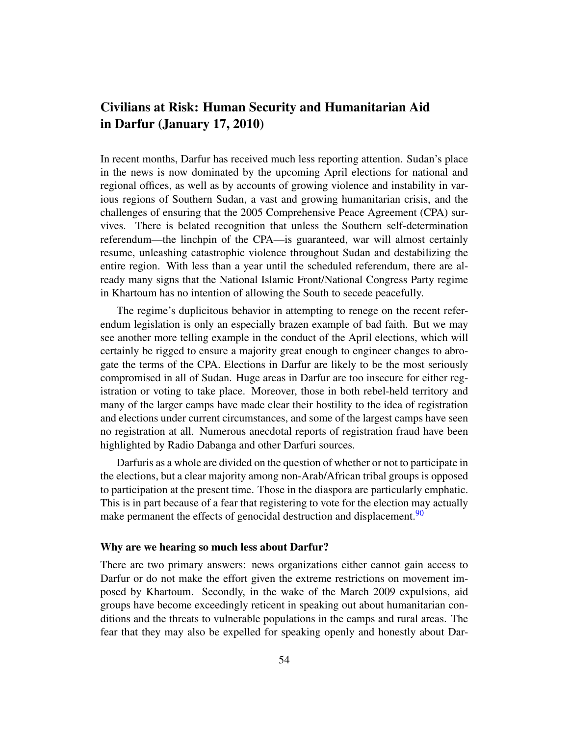## Civilians at Risk: Human Security and Humanitarian Aid in Darfur (January 17, 2010)

In recent months, Darfur has received much less reporting attention. Sudan's place in the news is now dominated by the upcoming April elections for national and regional offices, as well as by accounts of growing violence and instability in various regions of Southern Sudan, a vast and growing humanitarian crisis, and the challenges of ensuring that the 2005 Comprehensive Peace Agreement (CPA) survives. There is belated recognition that unless the Southern self-determination referendum—the linchpin of the CPA—is guaranteed, war will almost certainly resume, unleashing catastrophic violence throughout Sudan and destabilizing the entire region. With less than a year until the scheduled referendum, there are already many signs that the National Islamic Front/National Congress Party regime in Khartoum has no intention of allowing the South to secede peacefully.

The regime's duplicitous behavior in attempting to renege on the recent referendum legislation is only an especially brazen example of bad faith. But we may see another more telling example in the conduct of the April elections, which will certainly be rigged to ensure a majority great enough to engineer changes to abrogate the terms of the CPA. Elections in Darfur are likely to be the most seriously compromised in all of Sudan. Huge areas in Darfur are too insecure for either registration or voting to take place. Moreover, those in both rebel-held territory and many of the larger camps have made clear their hostility to the idea of registration and elections under current circumstances, and some of the largest camps have seen no registration at all. Numerous anecdotal reports of registration fraud have been highlighted by Radio Dabanga and other Darfuri sources.

Darfuris as a whole are divided on the question of whether or not to participate in the elections, but a clear majority among non-Arab/African tribal groups is opposed to participation at the present time. Those in the diaspora are particularly emphatic. This is in part because of a fear that registering to vote for the election may actually make permanent the effects of genocidal destruction and displacement.[90]

### Why are we hearing so much less about Darfur?

There are two primary answers: news organizations either cannot gain access to Darfur or do not make the effort given the extreme restrictions on movement imposed by Khartoum. Secondly, in the wake of the March 2009 expulsions, aid groups have become exceedingly reticent in speaking out about humanitarian conditions and the threats to vulnerable populations in the camps and rural areas. The fear that they may also be expelled for speaking openly and honestly about Dar-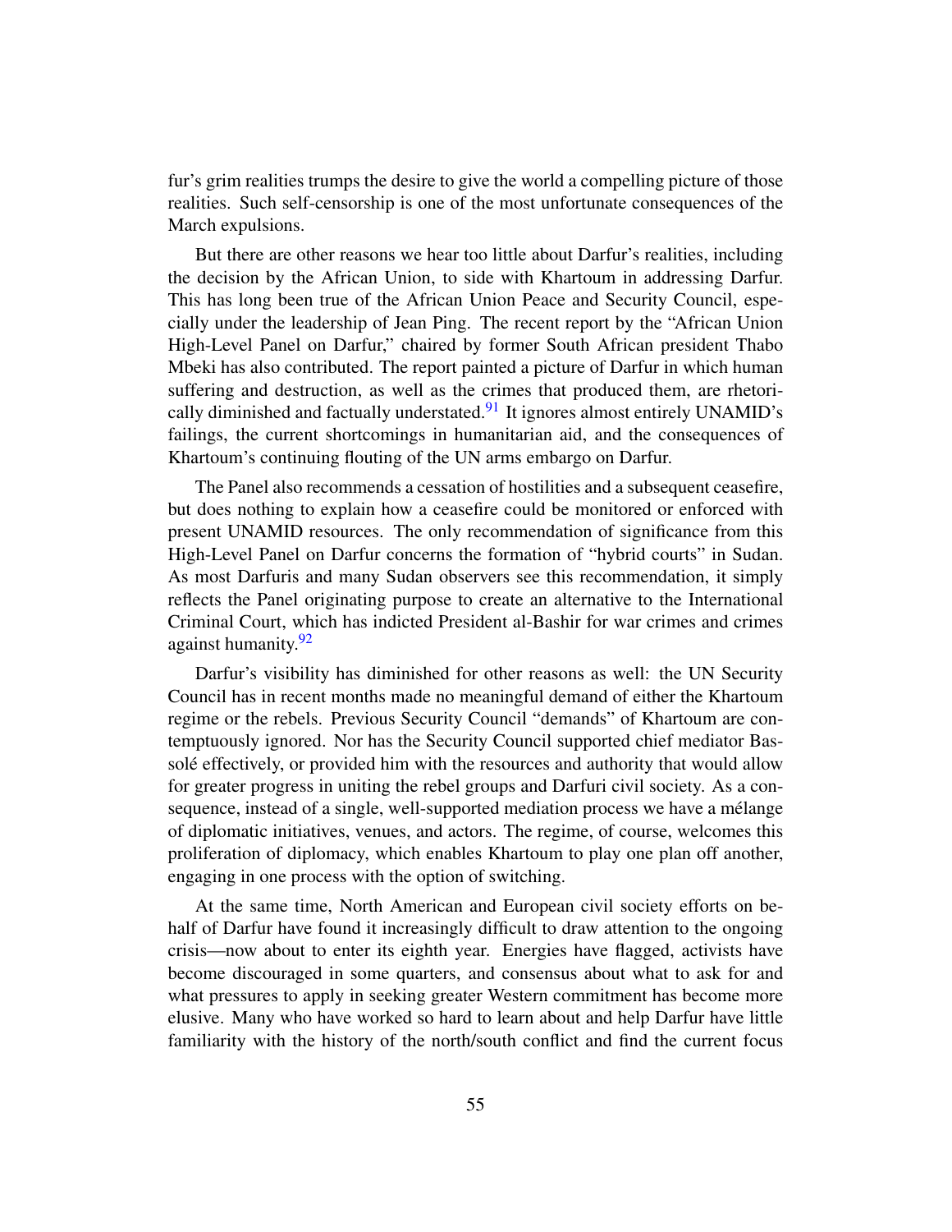fur's grim realities trumps the desire to give the world a compelling picture of those realities. Such self-censorship is one of the most unfortunate consequences of the March expulsions.

But there are other reasons we hear too little about Darfur's realities, including the decision by the African Union, to side with Khartoum in addressing Darfur. This has long been true of the African Union Peace and Security Council, especially under the leadership of Jean Ping. The recent report by the "African Union High-Level Panel on Darfur," chaired by former South African president Thabo Mbeki has also contributed. The report painted a picture of Darfur in which human suffering and destruction, as well as the crimes that produced them, are rhetorically diminished and factually understated.[91] It ignores almost entirely UNAMID's failings, the current shortcomings in humanitarian aid, and the consequences of Khartoum's continuing flouting of the UN arms embargo on Darfur.

The Panel also recommends a cessation of hostilities and a subsequent ceasefire, but does nothing to explain how a ceasefire could be monitored or enforced with present UNAMID resources. The only recommendation of significance from this High-Level Panel on Darfur concerns the formation of "hybrid courts" in Sudan. As most Darfuris and many Sudan observers see this recommendation, it simply reflects the Panel originating purpose to create an alternative to the International Criminal Court, which has indicted President al-Bashir for war crimes and crimes against humanity.[92]

Darfur's visibility has diminished for other reasons as well: the UN Security Council has in recent months made no meaningful demand of either the Khartoum regime or the rebels. Previous Security Council "demands" of Khartoum are contemptuously ignored. Nor has the Security Council supported chief mediator Bassolé effectively, or provided him with the resources and authority that would allow for greater progress in uniting the rebel groups and Darfuri civil society. As a consequence, instead of a single, well-supported mediation process we have a mélange of diplomatic initiatives, venues, and actors. The regime, of course, welcomes this proliferation of diplomacy, which enables Khartoum to play one plan off another, engaging in one process with the option of switching.

At the same time, North American and European civil society efforts on behalf of Darfur have found it increasingly difficult to draw attention to the ongoing crisis—now about to enter its eighth year. Energies have flagged, activists have become discouraged in some quarters, and consensus about what to ask for and what pressures to apply in seeking greater Western commitment has become more elusive. Many who have worked so hard to learn about and help Darfur have little familiarity with the history of the north/south conflict and find the current focus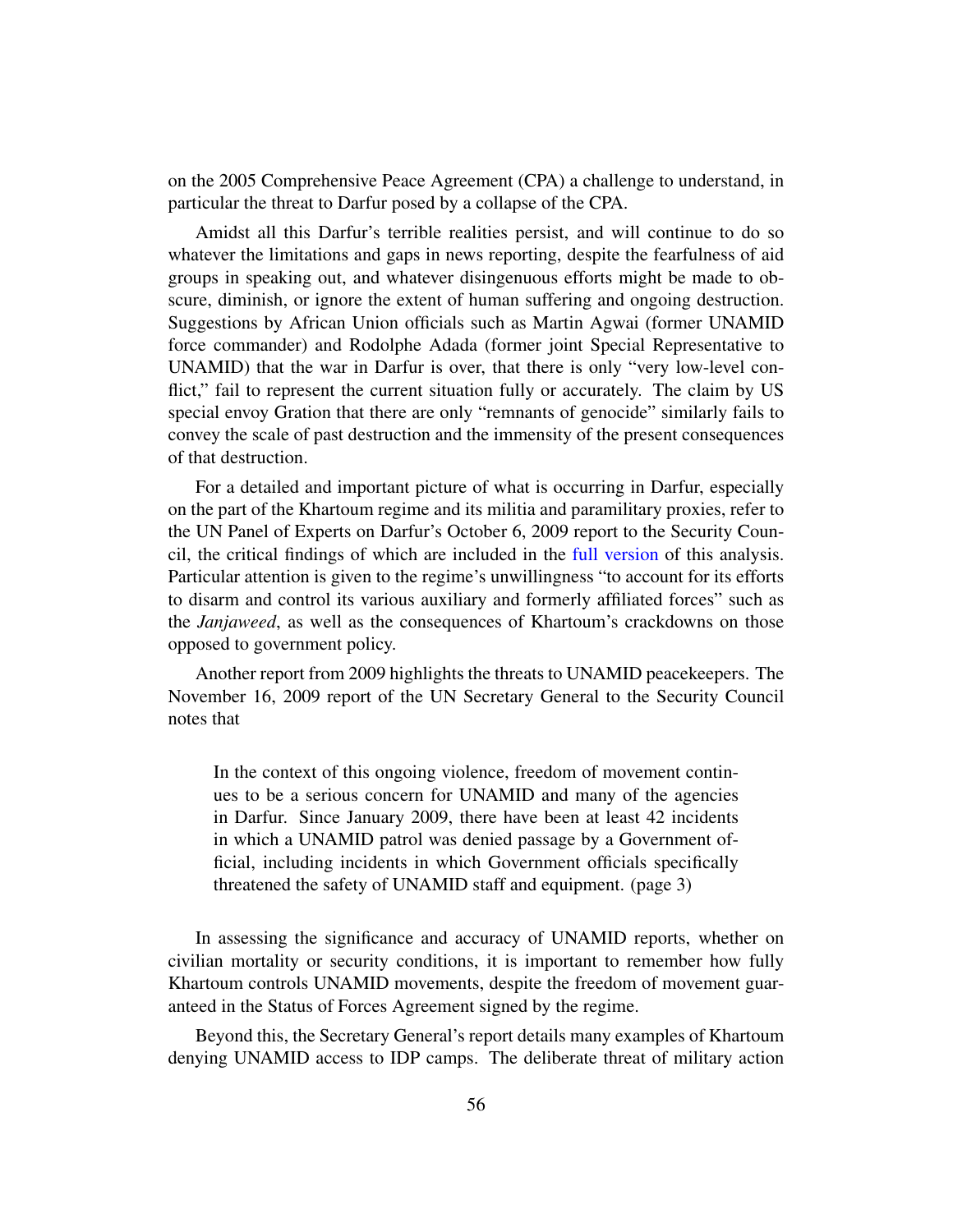on the 2005 Comprehensive Peace Agreement (CPA) a challenge to understand, in particular the threat to Darfur posed by a collapse of the CPA.

Amidst all this Darfur's terrible realities persist, and will continue to do so whatever the limitations and gaps in news reporting, despite the fearfulness of aid groups in speaking out, and whatever disingenuous efforts might be made to obscure, diminish, or ignore the extent of human suffering and ongoing destruction. Suggestions by African Union officials such as Martin Agwai (former UNAMID force commander) and Rodolphe Adada (former joint Special Representative to UNAMID) that the war in Darfur is over, that there is only "very low-level conflict," fail to represent the current situation fully or accurately. The claim by US special envoy Gration that there are only "remnants of genocide" similarly fails to convey the scale of past destruction and the immensity of the present consequences of that destruction.

For a detailed and important picture of what is occurring in Darfur, especially on the part of the Khartoum regime and its militia and paramilitary proxies, refer to the UN Panel of Experts on Darfur's October 6, 2009 report to the Security Council, the critical findings of which are included in the full version of this analysis. Particular attention is given to the regime's unwillingness "to account for its efforts to disarm and control its various auxiliary and formerly affiliated forces" such as the *Janjaweed*, as well as the consequences of Khartoum's crackdowns on those opposed to government policy.

Another report from 2009 highlights the threats to UNAMID peacekeepers. The November 16, 2009 report of the UN Secretary General to the Security Council notes that

> In the context of this ongoing violence, freedom of movement continues to be a serious concern for UNAMID and many of the agencies in Darfur. Since January 2009, there have been at least 42 incidents in which a UNAMID patrol was denied passage by a Government official, including incidents in which Government officials specifically threatened the safety of UNAMID staff and equipment. (page 3)

In assessing the significance and accuracy of UNAMID reports, whether on civilian mortality or security conditions, it is important to remember how fully Khartoum controls UNAMID movements, despite the freedom of movement guaranteed in the Status of Forces Agreement signed by the regime.

Beyond this, the Secretary General's report details many examples of Khartoum denying UNAMID access to IDP camps. The deliberate threat of military action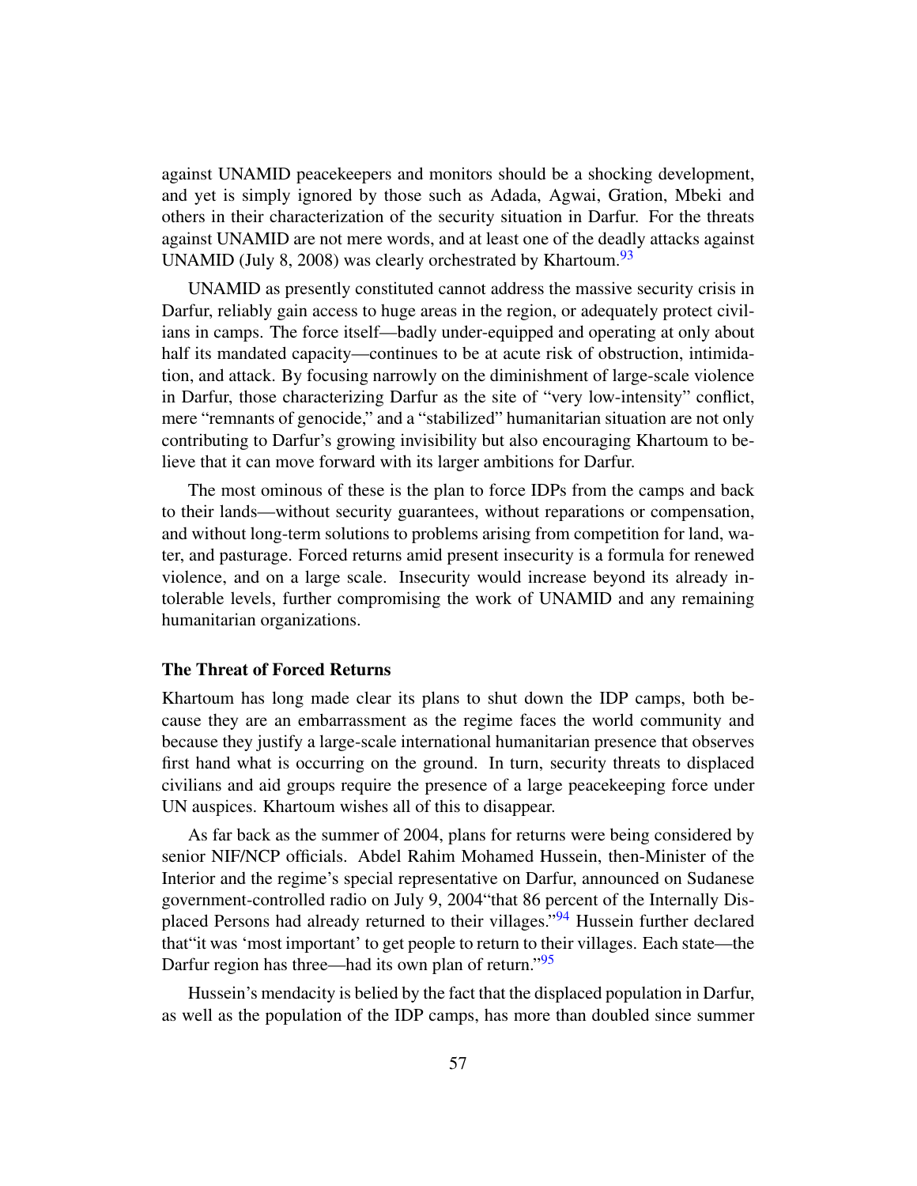against UNAMID peacekeepers and monitors should be a shocking development, and yet is simply ignored by those such as Adada, Agwai, Gration, Mbeki and others in their characterization of the security situation in Darfur. For the threats against UNAMID are not mere words, and at least one of the deadly attacks against UNAMID (July 8, 2008) was clearly orchestrated by Khartoum.[93]

UNAMID as presently constituted cannot address the massive security crisis in Darfur, reliably gain access to huge areas in the region, or adequately protect civilians in camps. The force itself—badly under-equipped and operating at only about half its mandated capacity—continues to be at acute risk of obstruction, intimidation, and attack. By focusing narrowly on the diminishment of large-scale violence in Darfur, those characterizing Darfur as the site of "very low-intensity" conflict, mere "remnants of genocide," and a "stabilized" humanitarian situation are not only contributing to Darfur's growing invisibility but also encouraging Khartoum to believe that it can move forward with its larger ambitions for Darfur.

The most ominous of these is the plan to force IDPs from the camps and back to their lands—without security guarantees, without reparations or compensation, and without long-term solutions to problems arising from competition for land, water, and pasturage. Forced returns amid present insecurity is a formula for renewed violence, and on a large scale. Insecurity would increase beyond its already intolerable levels, further compromising the work of UNAMID and any remaining humanitarian organizations.

### The Threat of Forced Returns

Khartoum has long made clear its plans to shut down the IDP camps, both because they are an embarrassment as the regime faces the world community and because they justify a large-scale international humanitarian presence that observes first hand what is occurring on the ground. In turn, security threats to displaced civilians and aid groups require the presence of a large peacekeeping force under UN auspices. Khartoum wishes all of this to disappear.

As far back as the summer of 2004, plans for returns were being considered by senior NIF/NCP officials. Abdel Rahim Mohamed Hussein, then-Minister of the Interior and the regime's special representative on Darfur, announced on Sudanese government-controlled radio on July 9, 2004"that 86 percent of the Internally Displaced Persons had already returned to their villages."[94] Hussein further declared that"it was 'most important' to get people to return to their villages. Each state—the Darfur region has three—had its own plan of return."[95]

Hussein's mendacity is belied by the fact that the displaced population in Darfur, as well as the population of the IDP camps, has more than doubled since summer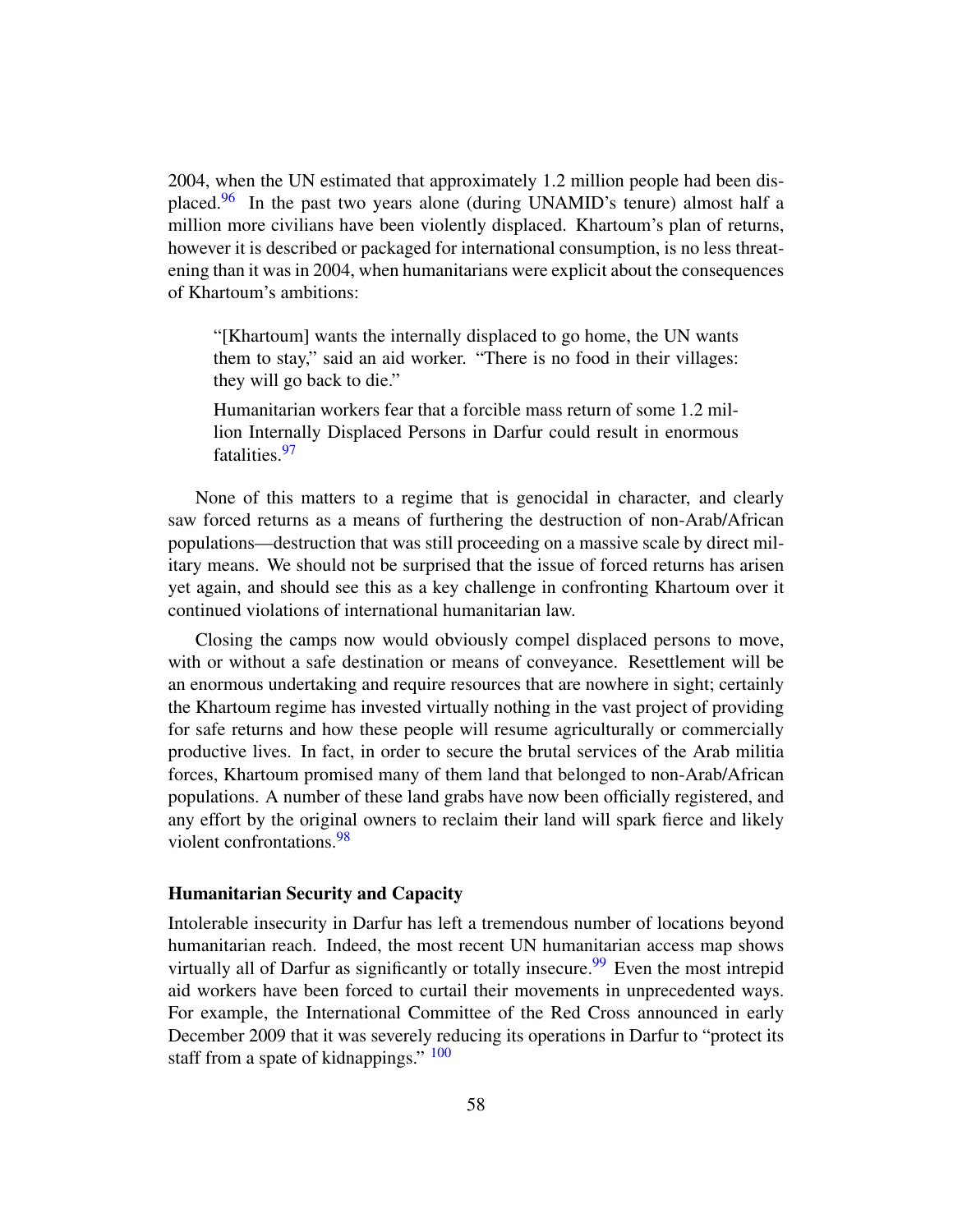2004, when the UN estimated that approximately 1.2 million people had been displaced.[96] In the past two years alone (during UNAMID's tenure) almost half a million more civilians have been violently displaced. Khartoum's plan of returns, however it is described or packaged for international consumption, is no less threatening than it was in 2004, when humanitarians were explicit about the consequences of Khartoum's ambitions:

> "[Khartoum] wants the internally displaced to go home, the UN wants them to stay," said an aid worker. "There is no food in their villages: they will go back to die."
>
> Humanitarian workers fear that a forcible mass return of some 1.2 million Internally Displaced Persons in Darfur could result in enormous fatalities.[97]

None of this matters to a regime that is genocidal in character, and clearly saw forced returns as a means of furthering the destruction of non-Arab/African populations—destruction that was still proceeding on a massive scale by direct military means. We should not be surprised that the issue of forced returns has arisen yet again, and should see this as a key challenge in confronting Khartoum over it continued violations of international humanitarian law.

Closing the camps now would obviously compel displaced persons to move, with or without a safe destination or means of conveyance. Resettlement will be an enormous undertaking and require resources that are nowhere in sight; certainly the Khartoum regime has invested virtually nothing in the vast project of providing for safe returns and how these people will resume agriculturally or commercially productive lives. In fact, in order to secure the brutal services of the Arab militia forces, Khartoum promised many of them land that belonged to non-Arab/African populations. A number of these land grabs have now been officially registered, and any effort by the original owners to reclaim their land will spark fierce and likely violent confrontations.[98]

### Humanitarian Security and Capacity

Intolerable insecurity in Darfur has left a tremendous number of locations beyond humanitarian reach. Indeed, the most recent UN humanitarian access map shows virtually all of Darfur as significantly or totally insecure.[99] Even the most intrepid aid workers have been forced to curtail their movements in unprecedented ways. For example, the International Committee of the Red Cross announced in early December 2009 that it was severely reducing its operations in Darfur to "protect its staff from a spate of kidnappings." [100]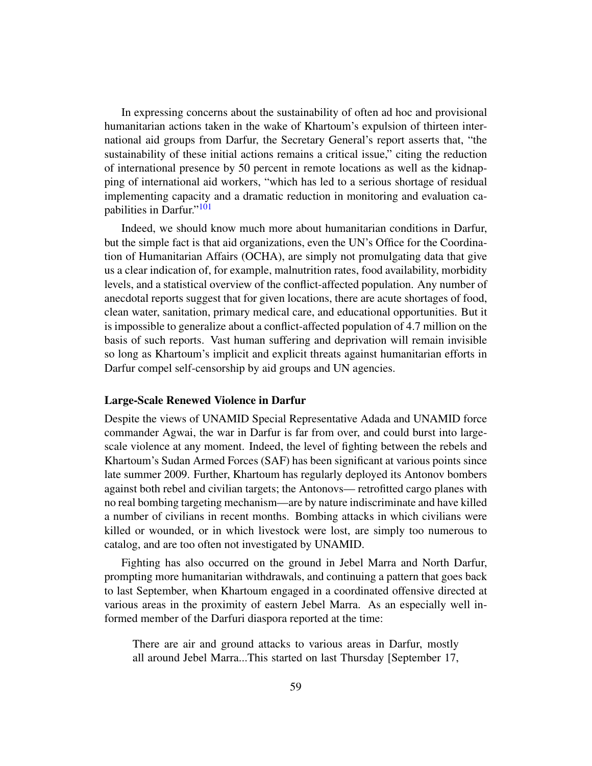In expressing concerns about the sustainability of often ad hoc and provisional humanitarian actions taken in the wake of Khartoum's expulsion of thirteen international aid groups from Darfur, the Secretary General's report asserts that, "the sustainability of these initial actions remains a critical issue," citing the reduction of international presence by 50 percent in remote locations as well as the kidnapping of international aid workers, "which has led to a serious shortage of residual implementing capacity and a dramatic reduction in monitoring and evaluation capabilities in Darfur."[101]

Indeed, we should know much more about humanitarian conditions in Darfur, but the simple fact is that aid organizations, even the UN's Office for the Coordination of Humanitarian Affairs (OCHA), are simply not promulgating data that give us a clear indication of, for example, malnutrition rates, food availability, morbidity levels, and a statistical overview of the conflict-affected population. Any number of anecdotal reports suggest that for given locations, there are acute shortages of food, clean water, sanitation, primary medical care, and educational opportunities. But it is impossible to generalize about a conflict-affected population of 4.7 million on the basis of such reports. Vast human suffering and deprivation will remain invisible so long as Khartoum's implicit and explicit threats against humanitarian efforts in Darfur compel self-censorship by aid groups and UN agencies.

### Large-Scale Renewed Violence in Darfur

Despite the views of UNAMID Special Representative Adada and UNAMID force commander Agwai, the war in Darfur is far from over, and could burst into large-scale violence at any moment. Indeed, the level of fighting between the rebels and Khartoum's Sudan Armed Forces (SAF) has been significant at various points since late summer 2009. Further, Khartoum has regularly deployed its Antonov bombers against both rebel and civilian targets; the Antonovs— retrofitted cargo planes with no real bombing targeting mechanism—are by nature indiscriminate and have killed a number of civilians in recent months. Bombing attacks in which civilians were killed or wounded, or in which livestock were lost, are simply too numerous to catalog, and are too often not investigated by UNAMID.

Fighting has also occurred on the ground in Jebel Marra and North Darfur, prompting more humanitarian withdrawals, and continuing a pattern that goes back to last September, when Khartoum engaged in a coordinated offensive directed at various areas in the proximity of eastern Jebel Marra. As an especially well informed member of the Darfuri diaspora reported at the time:

> There are air and ground attacks to various areas in Darfur, mostly all around Jebel Marra...This started on last Thursday [September 17,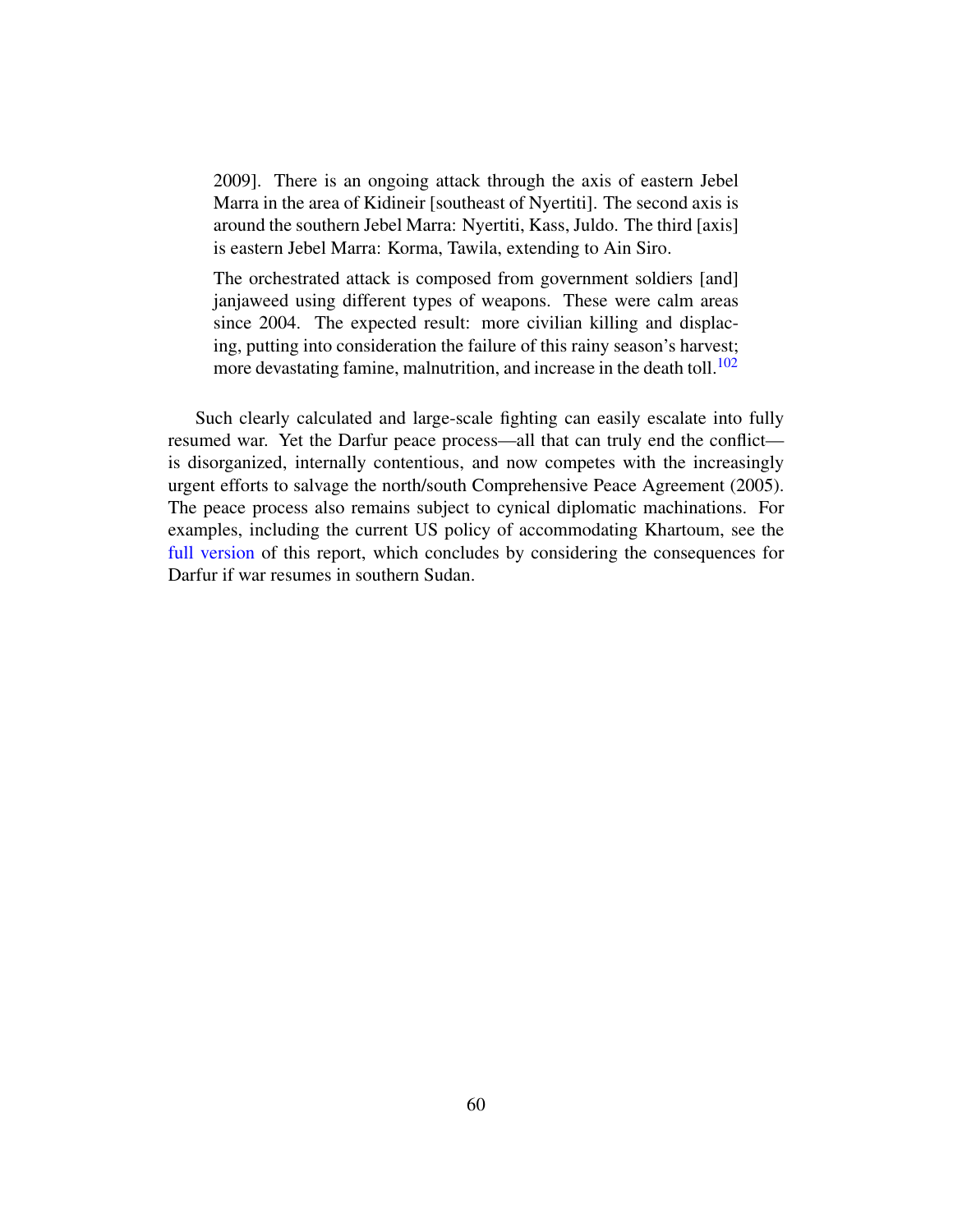> 2009]. There is an ongoing attack through the axis of eastern Jebel Marra in the area of Kidineir [southeast of Nyertiti]. The second axis is around the southern Jebel Marra: Nyertiti, Kass, Juldo. The third [axis] is eastern Jebel Marra: Korma, Tawila, extending to Ain Siro.
>
> The orchestrated attack is composed from government soldiers [and] janjaweed using different types of weapons. These were calm areas since 2004. The expected result: more civilian killing and displacing, putting into consideration the failure of this rainy season's harvest; more devastating famine, malnutrition, and increase in the death toll.[102]

Such clearly calculated and large-scale fighting can easily escalate into fully resumed war. Yet the Darfur peace process—all that can truly end the conflict—is disorganized, internally contentious, and now competes with the increasingly urgent efforts to salvage the north/south Comprehensive Peace Agreement (2005). The peace process also remains subject to cynical diplomatic machinations. For examples, including the current US policy of accommodating Khartoum, see the full version of this report, which concludes by considering the consequences for Darfur if war resumes in southern Sudan.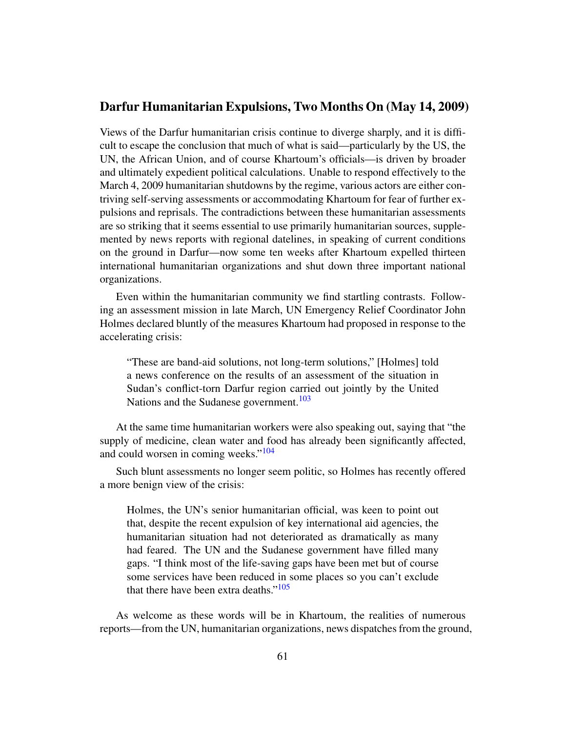## Darfur Humanitarian Expulsions, Two Months On (May 14, 2009)

Views of the Darfur humanitarian crisis continue to diverge sharply, and it is difficult to escape the conclusion that much of what is said—particularly by the US, the UN, the African Union, and of course Khartoum's officials—is driven by broader and ultimately expedient political calculations. Unable to respond effectively to the March 4, 2009 humanitarian shutdowns by the regime, various actors are either contriving self-serving assessments or accommodating Khartoum for fear of further expulsions and reprisals. The contradictions between these humanitarian assessments are so striking that it seems essential to use primarily humanitarian sources, supplemented by news reports with regional datelines, in speaking of current conditions on the ground in Darfur—now some ten weeks after Khartoum expelled thirteen international humanitarian organizations and shut down three important national organizations.

Even within the humanitarian community we find startling contrasts. Following an assessment mission in late March, UN Emergency Relief Coordinator John Holmes declared bluntly of the measures Khartoum had proposed in response to the accelerating crisis:

> "These are band-aid solutions, not long-term solutions," [Holmes] told a news conference on the results of an assessment of the situation in Sudan's conflict-torn Darfur region carried out jointly by the United Nations and the Sudanese government.[103]

At the same time humanitarian workers were also speaking out, saying that "the supply of medicine, clean water and food has already been significantly affected, and could worsen in coming weeks."[104]

Such blunt assessments no longer seem politic, so Holmes has recently offered a more benign view of the crisis:

> Holmes, the UN's senior humanitarian official, was keen to point out that, despite the recent expulsion of key international aid agencies, the humanitarian situation had not deteriorated as dramatically as many had feared. The UN and the Sudanese government have filled many gaps. "I think most of the life-saving gaps have been met but of course some services have been reduced in some places so you can't exclude that there have been extra deaths."[105]

As welcome as these words will be in Khartoum, the realities of numerous reports—from the UN, humanitarian organizations, news dispatches from the ground,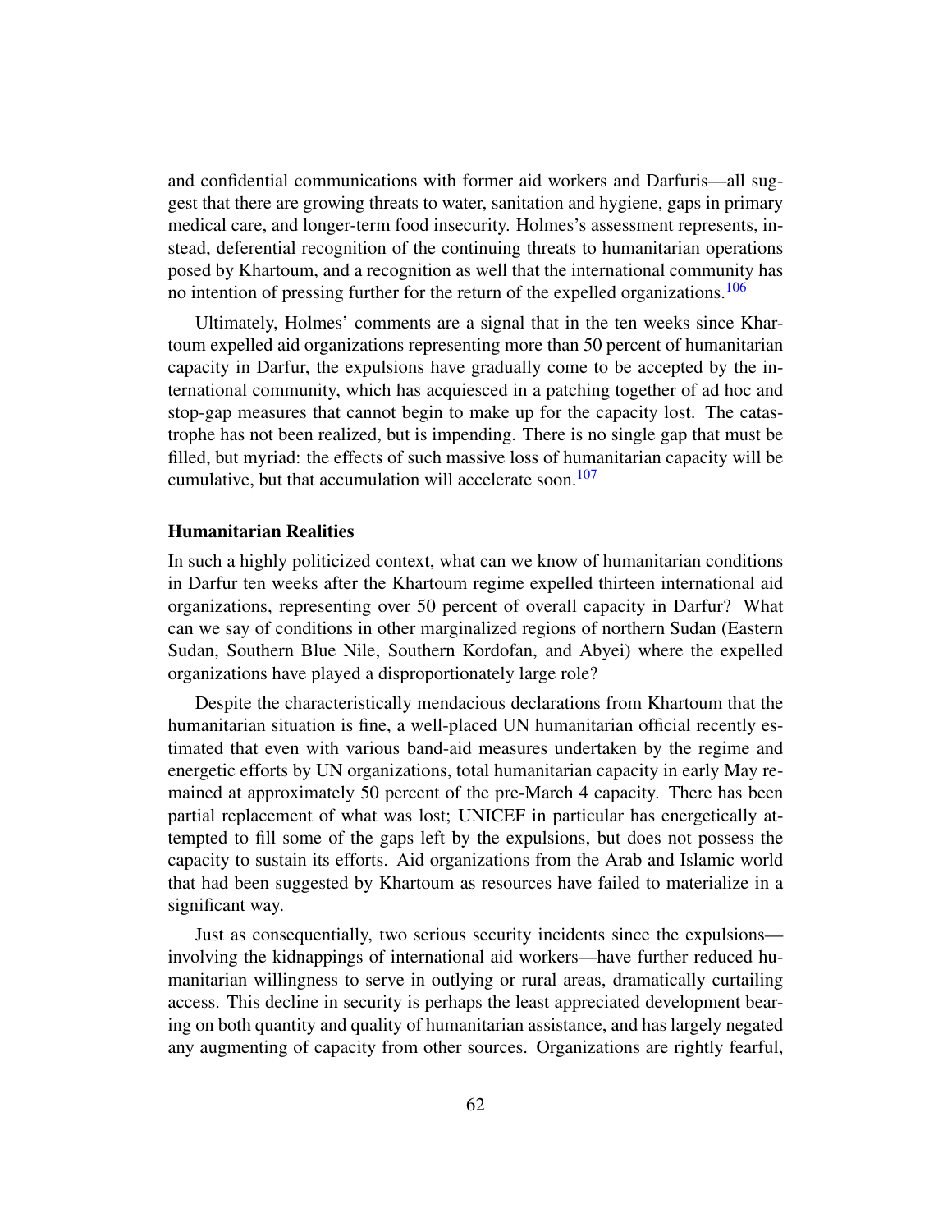and confidential communications with former aid workers and Darfuris—all suggest that there are growing threats to water, sanitation and hygiene, gaps in primary medical care, and longer-term food insecurity. Holmes's assessment represents, instead, deferential recognition of the continuing threats to humanitarian operations posed by Khartoum, and a recognition as well that the international community has no intention of pressing further for the return of the expelled organizations.[106]

Ultimately, Holmes' comments are a signal that in the ten weeks since Khartoum expelled aid organizations representing more than 50 percent of humanitarian capacity in Darfur, the expulsions have gradually come to be accepted by the international community, which has acquiesced in a patching together of ad hoc and stop-gap measures that cannot begin to make up for the capacity lost. The catastrophe has not been realized, but is impending. There is no single gap that must be filled, but myriad: the effects of such massive loss of humanitarian capacity will be cumulative, but that accumulation will accelerate soon.[107]

### Humanitarian Realities

In such a highly politicized context, what can we know of humanitarian conditions in Darfur ten weeks after the Khartoum regime expelled thirteen international aid organizations, representing over 50 percent of overall capacity in Darfur? What can we say of conditions in other marginalized regions of northern Sudan (Eastern Sudan, Southern Blue Nile, Southern Kordofan, and Abyei) where the expelled organizations have played a disproportionately large role?

Despite the characteristically mendacious declarations from Khartoum that the humanitarian situation is fine, a well-placed UN humanitarian official recently estimated that even with various band-aid measures undertaken by the regime and energetic efforts by UN organizations, total humanitarian capacity in early May remained at approximately 50 percent of the pre-March 4 capacity. There has been partial replacement of what was lost; UNICEF in particular has energetically attempted to fill some of the gaps left by the expulsions, but does not possess the capacity to sustain its efforts. Aid organizations from the Arab and Islamic world that had been suggested by Khartoum as resources have failed to materialize in a significant way.

Just as consequentially, two serious security incidents since the expulsions—involving the kidnappings of international aid workers—have further reduced humanitarian willingness to serve in outlying or rural areas, dramatically curtailing access. This decline in security is perhaps the least appreciated development bearing on both quantity and quality of humanitarian assistance, and has largely negated any augmenting of capacity from other sources. Organizations are rightly fearful,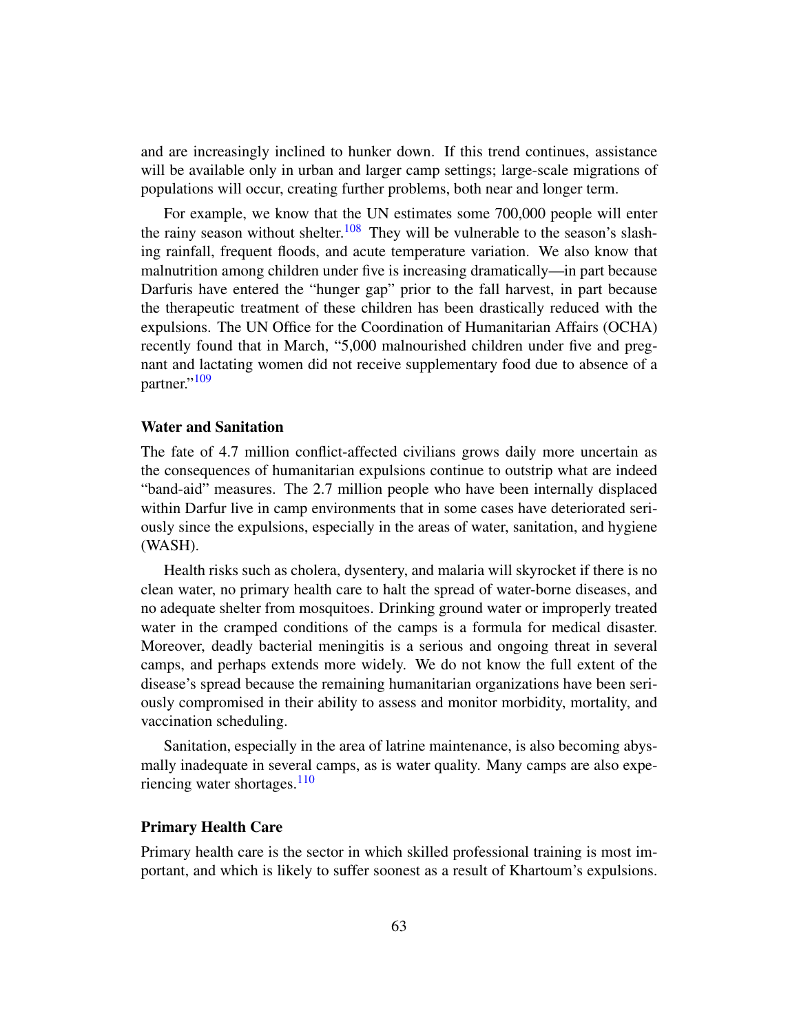and are increasingly inclined to hunker down. If this trend continues, assistance will be available only in urban and larger camp settings; large-scale migrations of populations will occur, creating further problems, both near and longer term.

For example, we know that the UN estimates some 700,000 people will enter the rainy season without shelter.[108] They will be vulnerable to the season's slashing rainfall, frequent floods, and acute temperature variation. We also know that malnutrition among children under five is increasing dramatically—in part because Darfuris have entered the "hunger gap" prior to the fall harvest, in part because the therapeutic treatment of these children has been drastically reduced with the expulsions. The UN Office for the Coordination of Humanitarian Affairs (OCHA) recently found that in March, "5,000 malnourished children under five and pregnant and lactating women did not receive supplementary food due to absence of a partner."[109]

### Water and Sanitation

The fate of 4.7 million conflict-affected civilians grows daily more uncertain as the consequences of humanitarian expulsions continue to outstrip what are indeed "band-aid" measures. The 2.7 million people who have been internally displaced within Darfur live in camp environments that in some cases have deteriorated seriously since the expulsions, especially in the areas of water, sanitation, and hygiene (WASH).

Health risks such as cholera, dysentery, and malaria will skyrocket if there is no clean water, no primary health care to halt the spread of water-borne diseases, and no adequate shelter from mosquitoes. Drinking ground water or improperly treated water in the cramped conditions of the camps is a formula for medical disaster. Moreover, deadly bacterial meningitis is a serious and ongoing threat in several camps, and perhaps extends more widely. We do not know the full extent of the disease's spread because the remaining humanitarian organizations have been seriously compromised in their ability to assess and monitor morbidity, mortality, and vaccination scheduling.

Sanitation, especially in the area of latrine maintenance, is also becoming abysmally inadequate in several camps, as is water quality. Many camps are also experiencing water shortages.[110]

### Primary Health Care

Primary health care is the sector in which skilled professional training is most important, and which is likely to suffer soonest as a result of Khartoum's expulsions.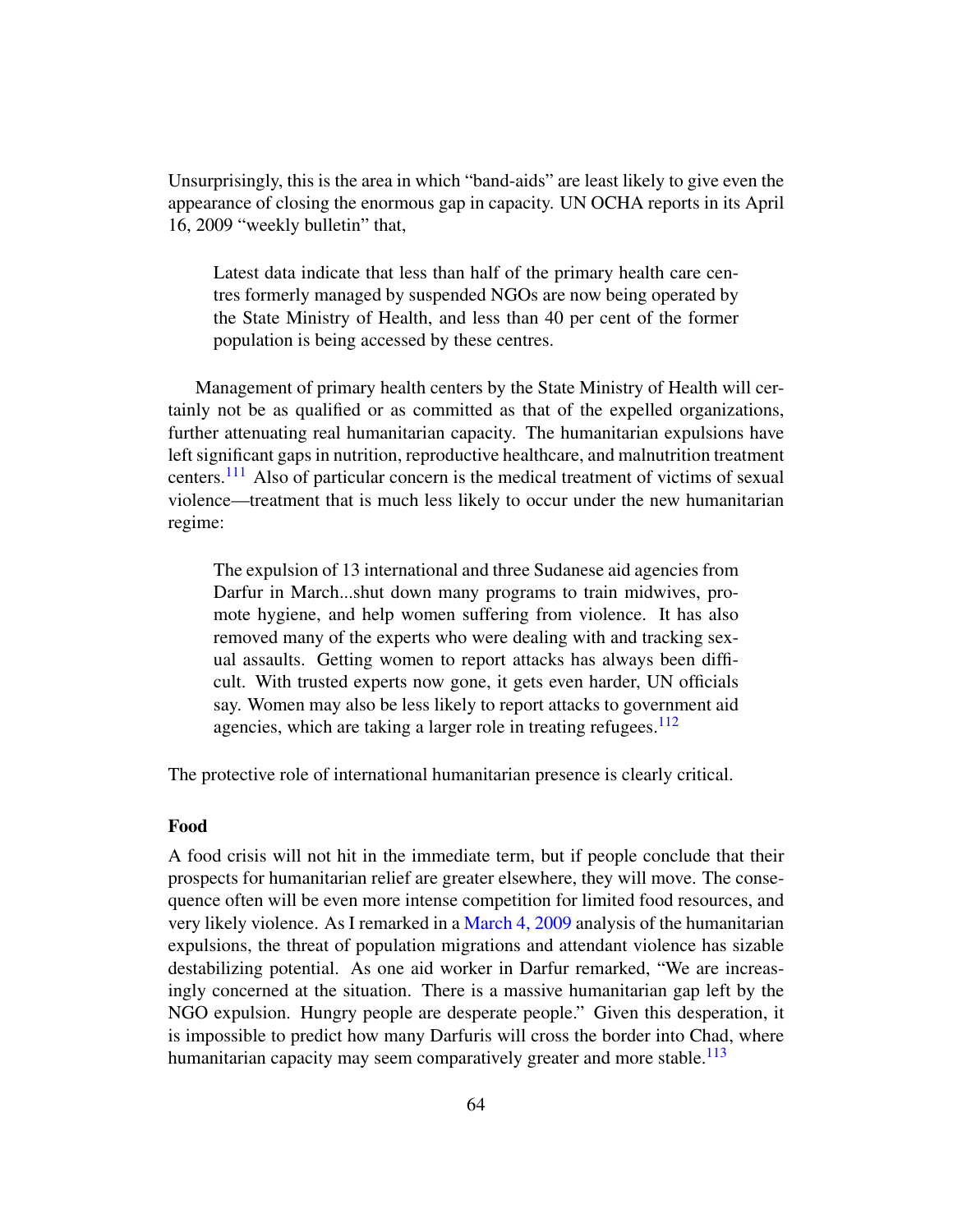Unsurprisingly, this is the area in which "band-aids" are least likely to give even the appearance of closing the enormous gap in capacity. UN OCHA reports in its April 16, 2009 "weekly bulletin" that,

> Latest data indicate that less than half of the primary health care centres formerly managed by suspended NGOs are now being operated by the State Ministry of Health, and less than 40 per cent of the former population is being accessed by these centres.

Management of primary health centers by the State Ministry of Health will certainly not be as qualified or as committed as that of the expelled organizations, further attenuating real humanitarian capacity. The humanitarian expulsions have left significant gaps in nutrition, reproductive healthcare, and malnutrition treatment centers.[111] Also of particular concern is the medical treatment of victims of sexual violence—treatment that is much less likely to occur under the new humanitarian regime:

> The expulsion of 13 international and three Sudanese aid agencies from Darfur in March...shut down many programs to train midwives, promote hygiene, and help women suffering from violence. It has also removed many of the experts who were dealing with and tracking sexual assaults. Getting women to report attacks has always been difficult. With trusted experts now gone, it gets even harder, UN officials say. Women may also be less likely to report attacks to government aid agencies, which are taking a larger role in treating refugees.[112]

The protective role of international humanitarian presence is clearly critical.

### Food

A food crisis will not hit in the immediate term, but if people conclude that their prospects for humanitarian relief are greater elsewhere, they will move. The consequence often will be even more intense competition for limited food resources, and very likely violence. As I remarked in a March 4, 2009 analysis of the humanitarian expulsions, the threat of population migrations and attendant violence has sizable destabilizing potential. As one aid worker in Darfur remarked, "We are increasingly concerned at the situation. There is a massive humanitarian gap left by the NGO expulsion. Hungry people are desperate people." Given this desperation, it is impossible to predict how many Darfuris will cross the border into Chad, where humanitarian capacity may seem comparatively greater and more stable.[113]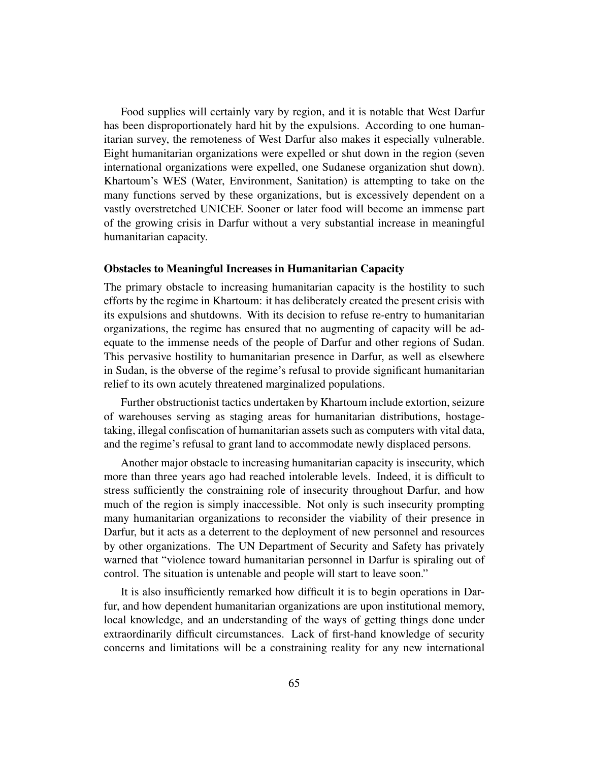Food supplies will certainly vary by region, and it is notable that West Darfur has been disproportionately hard hit by the expulsions. According to one humanitarian survey, the remoteness of West Darfur also makes it especially vulnerable. Eight humanitarian organizations were expelled or shut down in the region (seven international organizations were expelled, one Sudanese organization shut down). Khartoum's WES (Water, Environment, Sanitation) is attempting to take on the many functions served by these organizations, but is excessively dependent on a vastly overstretched UNICEF. Sooner or later food will become an immense part of the growing crisis in Darfur without a very substantial increase in meaningful humanitarian capacity.

**Obstacles to Meaningful Increases in Humanitarian Capacity**

The primary obstacle to increasing humanitarian capacity is the hostility to such efforts by the regime in Khartoum: it has deliberately created the present crisis with its expulsions and shutdowns. With its decision to refuse re-entry to humanitarian organizations, the regime has ensured that no augmenting of capacity will be adequate to the immense needs of the people of Darfur and other regions of Sudan. This pervasive hostility to humanitarian presence in Darfur, as well as elsewhere in Sudan, is the obverse of the regime's refusal to provide significant humanitarian relief to its own acutely threatened marginalized populations.

Further obstructionist tactics undertaken by Khartoum include extortion, seizure of warehouses serving as staging areas for humanitarian distributions, hostage-taking, illegal confiscation of humanitarian assets such as computers with vital data, and the regime's refusal to grant land to accommodate newly displaced persons.

Another major obstacle to increasing humanitarian capacity is insecurity, which more than three years ago had reached intolerable levels. Indeed, it is difficult to stress sufficiently the constraining role of insecurity throughout Darfur, and how much of the region is simply inaccessible. Not only is such insecurity prompting many humanitarian organizations to reconsider the viability of their presence in Darfur, but it acts as a deterrent to the deployment of new personnel and resources by other organizations. The UN Department of Security and Safety has privately warned that "violence toward humanitarian personnel in Darfur is spiraling out of control. The situation is untenable and people will start to leave soon."

It is also insufficiently remarked how difficult it is to begin operations in Darfur, and how dependent humanitarian organizations are upon institutional memory, local knowledge, and an understanding of the ways of getting things done under extraordinarily difficult circumstances. Lack of first-hand knowledge of security concerns and limitations will be a constraining reality for any new international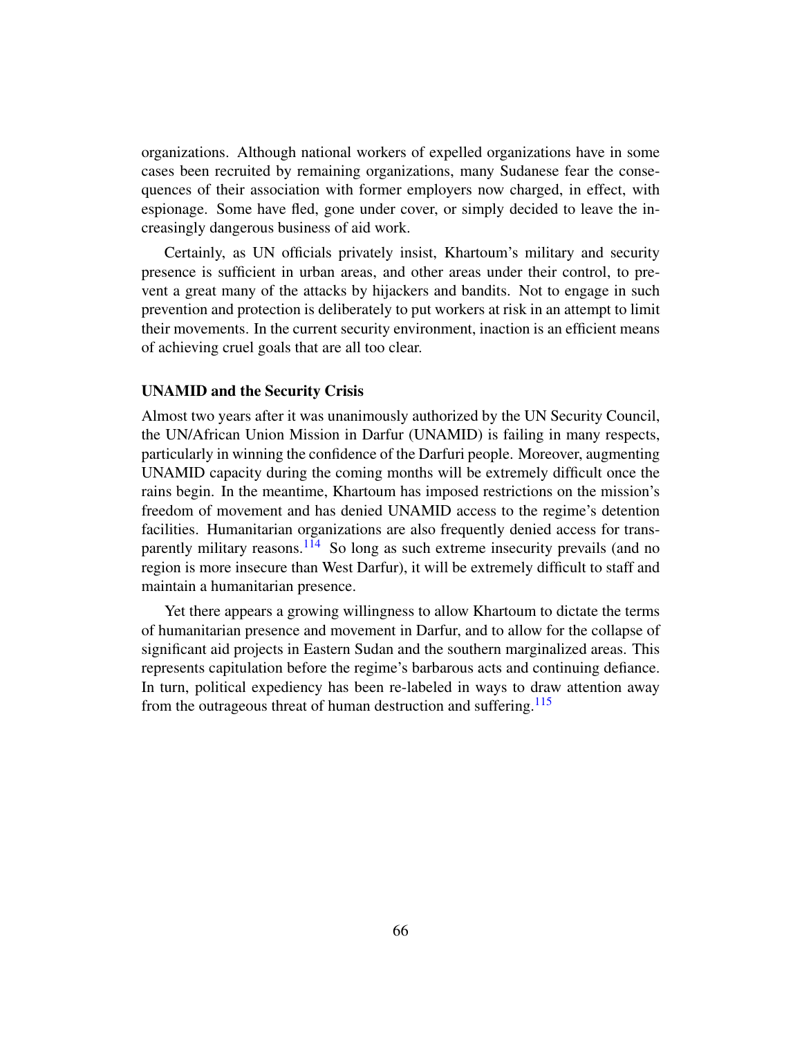organizations. Although national workers of expelled organizations have in some cases been recruited by remaining organizations, many Sudanese fear the consequences of their association with former employers now charged, in effect, with espionage. Some have fled, gone under cover, or simply decided to leave the increasingly dangerous business of aid work.

Certainly, as UN officials privately insist, Khartoum's military and security presence is sufficient in urban areas, and other areas under their control, to prevent a great many of the attacks by hijackers and bandits. Not to engage in such prevention and protection is deliberately to put workers at risk in an attempt to limit their movements. In the current security environment, inaction is an efficient means of achieving cruel goals that are all too clear.

### UNAMID and the Security Crisis

Almost two years after it was unanimously authorized by the UN Security Council, the UN/African Union Mission in Darfur (UNAMID) is failing in many respects, particularly in winning the confidence of the Darfuri people. Moreover, augmenting UNAMID capacity during the coming months will be extremely difficult once the rains begin. In the meantime, Khartoum has imposed restrictions on the mission's freedom of movement and has denied UNAMID access to the regime's detention facilities. Humanitarian organizations are also frequently denied access for transparently military reasons.[114] So long as such extreme insecurity prevails (and no region is more insecure than West Darfur), it will be extremely difficult to staff and maintain a humanitarian presence.

Yet there appears a growing willingness to allow Khartoum to dictate the terms of humanitarian presence and movement in Darfur, and to allow for the collapse of significant aid projects in Eastern Sudan and the southern marginalized areas. This represents capitulation before the regime's barbarous acts and continuing defiance. In turn, political expediency has been re-labeled in ways to draw attention away from the outrageous threat of human destruction and suffering.[115]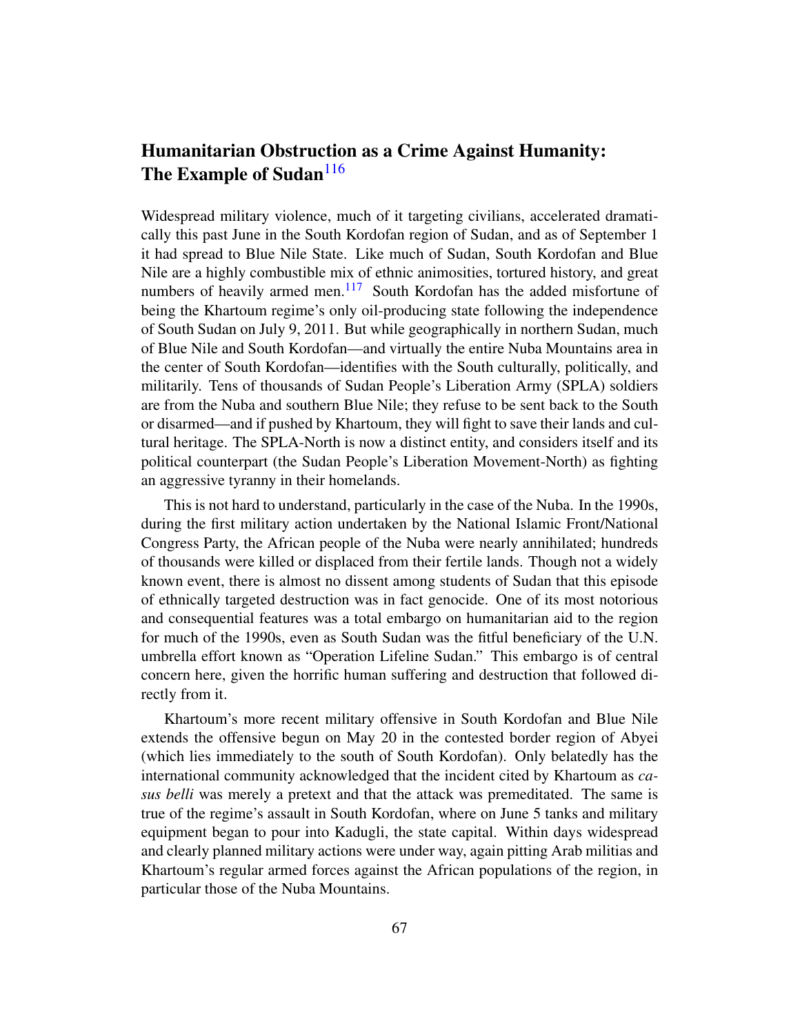## Humanitarian Obstruction as a Crime Against Humanity: The Example of Sudan[116]

Widespread military violence, much of it targeting civilians, accelerated dramatically this past June in the South Kordofan region of Sudan, and as of September 1 it had spread to Blue Nile State. Like much of Sudan, South Kordofan and Blue Nile are a highly combustible mix of ethnic animosities, tortured history, and great numbers of heavily armed men.[117] South Kordofan has the added misfortune of being the Khartoum regime's only oil-producing state following the independence of South Sudan on July 9, 2011. But while geographically in northern Sudan, much of Blue Nile and South Kordofan—and virtually the entire Nuba Mountains area in the center of South Kordofan—identifies with the South culturally, politically, and militarily. Tens of thousands of Sudan People's Liberation Army (SPLA) soldiers are from the Nuba and southern Blue Nile; they refuse to be sent back to the South or disarmed—and if pushed by Khartoum, they will fight to save their lands and cultural heritage. The SPLA-North is now a distinct entity, and considers itself and its political counterpart (the Sudan People's Liberation Movement-North) as fighting an aggressive tyranny in their homelands.

This is not hard to understand, particularly in the case of the Nuba. In the 1990s, during the first military action undertaken by the National Islamic Front/National Congress Party, the African people of the Nuba were nearly annihilated; hundreds of thousands were killed or displaced from their fertile lands. Though not a widely known event, there is almost no dissent among students of Sudan that this episode of ethnically targeted destruction was in fact genocide. One of its most notorious and consequential features was a total embargo on humanitarian aid to the region for much of the 1990s, even as South Sudan was the fitful beneficiary of the U.N. umbrella effort known as "Operation Lifeline Sudan." This embargo is of central concern here, given the horrific human suffering and destruction that followed directly from it.

Khartoum's more recent military offensive in South Kordofan and Blue Nile extends the offensive begun on May 20 in the contested border region of Abyei (which lies immediately to the south of South Kordofan). Only belatedly has the international community acknowledged that the incident cited by Khartoum as *casus belli* was merely a pretext and that the attack was premeditated. The same is true of the regime's assault in South Kordofan, where on June 5 tanks and military equipment began to pour into Kadugli, the state capital. Within days widespread and clearly planned military actions were under way, again pitting Arab militias and Khartoum's regular armed forces against the African populations of the region, in particular those of the Nuba Mountains.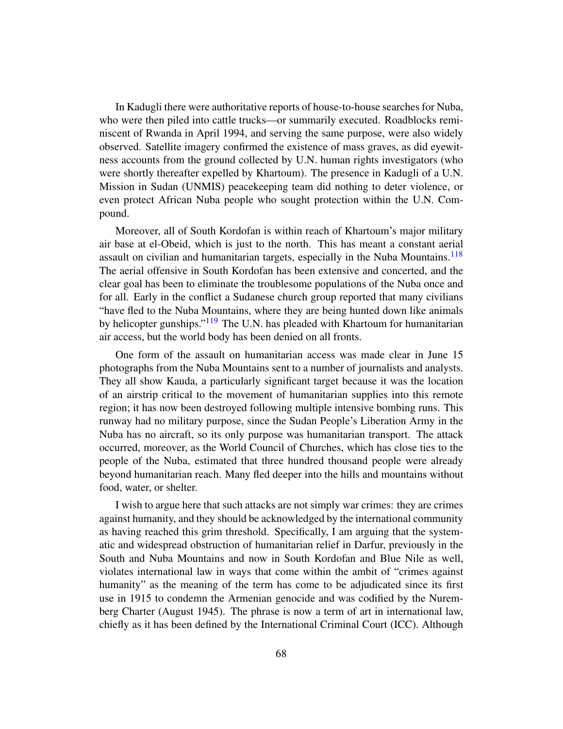In Kadugli there were authoritative reports of house-to-house searches for Nuba, who were then piled into cattle trucks—or summarily executed. Roadblocks reminiscent of Rwanda in April 1994, and serving the same purpose, were also widely observed. Satellite imagery confirmed the existence of mass graves, as did eyewitness accounts from the ground collected by U.N. human rights investigators (who were shortly thereafter expelled by Khartoum). The presence in Kadugli of a U.N. Mission in Sudan (UNMIS) peacekeeping team did nothing to deter violence, or even protect African Nuba people who sought protection within the U.N. Compound.

Moreover, all of South Kordofan is within reach of Khartoum's major military air base at el-Obeid, which is just to the north. This has meant a constant aerial assault on civilian and humanitarian targets, especially in the Nuba Mountains.[118] The aerial offensive in South Kordofan has been extensive and concerted, and the clear goal has been to eliminate the troublesome populations of the Nuba once and for all. Early in the conflict a Sudanese church group reported that many civilians "have fled to the Nuba Mountains, where they are being hunted down like animals by helicopter gunships."[119] The U.N. has pleaded with Khartoum for humanitarian air access, but the world body has been denied on all fronts.

One form of the assault on humanitarian access was made clear in June 15 photographs from the Nuba Mountains sent to a number of journalists and analysts. They all show Kauda, a particularly significant target because it was the location of an airstrip critical to the movement of humanitarian supplies into this remote region; it has now been destroyed following multiple intensive bombing runs. This runway had no military purpose, since the Sudan People's Liberation Army in the Nuba has no aircraft, so its only purpose was humanitarian transport. The attack occurred, moreover, as the World Council of Churches, which has close ties to the people of the Nuba, estimated that three hundred thousand people were already beyond humanitarian reach. Many fled deeper into the hills and mountains without food, water, or shelter.

I wish to argue here that such attacks are not simply war crimes: they are crimes against humanity, and they should be acknowledged by the international community as having reached this grim threshold. Specifically, I am arguing that the systematic and widespread obstruction of humanitarian relief in Darfur, previously in the South and Nuba Mountains and now in South Kordofan and Blue Nile as well, violates international law in ways that come within the ambit of "crimes against humanity" as the meaning of the term has come to be adjudicated since its first use in 1915 to condemn the Armenian genocide and was codified by the Nuremberg Charter (August 1945). The phrase is now a term of art in international law, chiefly as it has been defined by the International Criminal Court (ICC). Although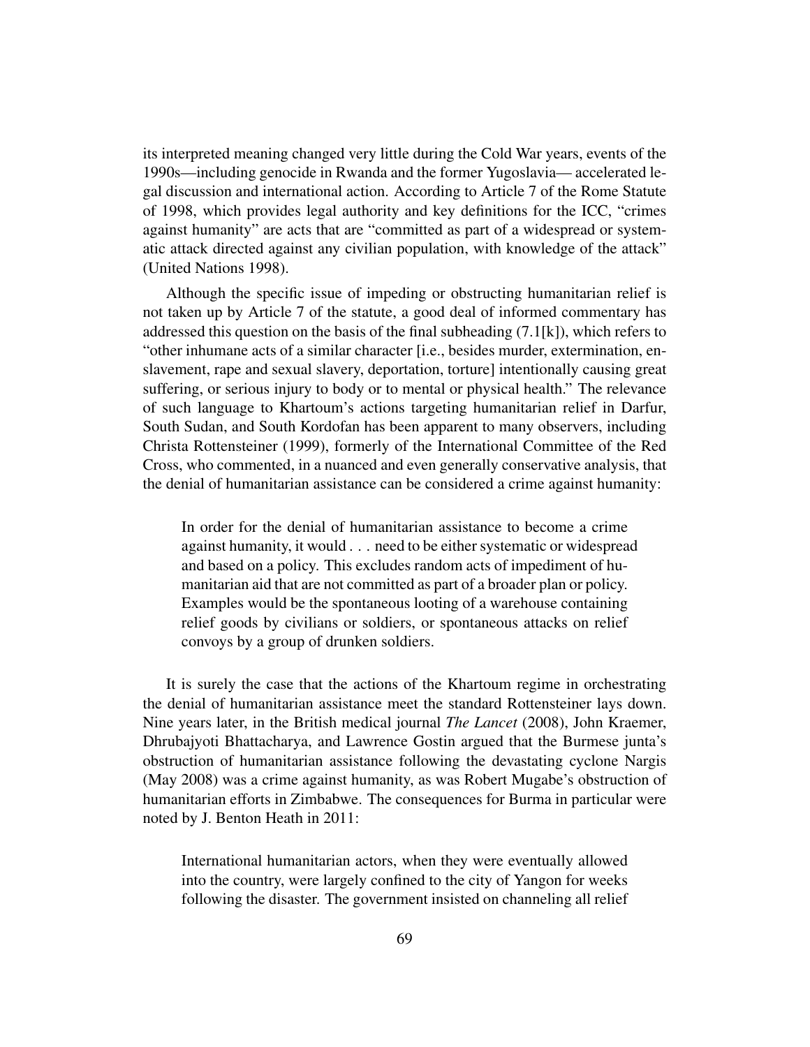its interpreted meaning changed very little during the Cold War years, events of the 1990s—including genocide in Rwanda and the former Yugoslavia— accelerated legal discussion and international action. According to Article 7 of the Rome Statute of 1998, which provides legal authority and key definitions for the ICC, "crimes against humanity" are acts that are "committed as part of a widespread or systematic attack directed against any civilian population, with knowledge of the attack" (United Nations 1998).

Although the specific issue of impeding or obstructing humanitarian relief is not taken up by Article 7 of the statute, a good deal of informed commentary has addressed this question on the basis of the final subheading (7.1[k]), which refers to "other inhumane acts of a similar character [i.e., besides murder, extermination, enslavement, rape and sexual slavery, deportation, torture] intentionally causing great suffering, or serious injury to body or to mental or physical health." The relevance of such language to Khartoum's actions targeting humanitarian relief in Darfur, South Sudan, and South Kordofan has been apparent to many observers, including Christa Rottensteiner (1999), formerly of the International Committee of the Red Cross, who commented, in a nuanced and even generally conservative analysis, that the denial of humanitarian assistance can be considered a crime against humanity:

> In order for the denial of humanitarian assistance to become a crime against humanity, it would . . . need to be either systematic or widespread and based on a policy. This excludes random acts of impediment of humanitarian aid that are not committed as part of a broader plan or policy. Examples would be the spontaneous looting of a warehouse containing relief goods by civilians or soldiers, or spontaneous attacks on relief convoys by a group of drunken soldiers.

It is surely the case that the actions of the Khartoum regime in orchestrating the denial of humanitarian assistance meet the standard Rottensteiner lays down. Nine years later, in the British medical journal *The Lancet* (2008), John Kraemer, Dhrubajyoti Bhattacharya, and Lawrence Gostin argued that the Burmese junta's obstruction of humanitarian assistance following the devastating cyclone Nargis (May 2008) was a crime against humanity, as was Robert Mugabe's obstruction of humanitarian efforts in Zimbabwe. The consequences for Burma in particular were noted by J. Benton Heath in 2011:

> International humanitarian actors, when they were eventually allowed into the country, were largely confined to the city of Yangon for weeks following the disaster. The government insisted on channeling all relief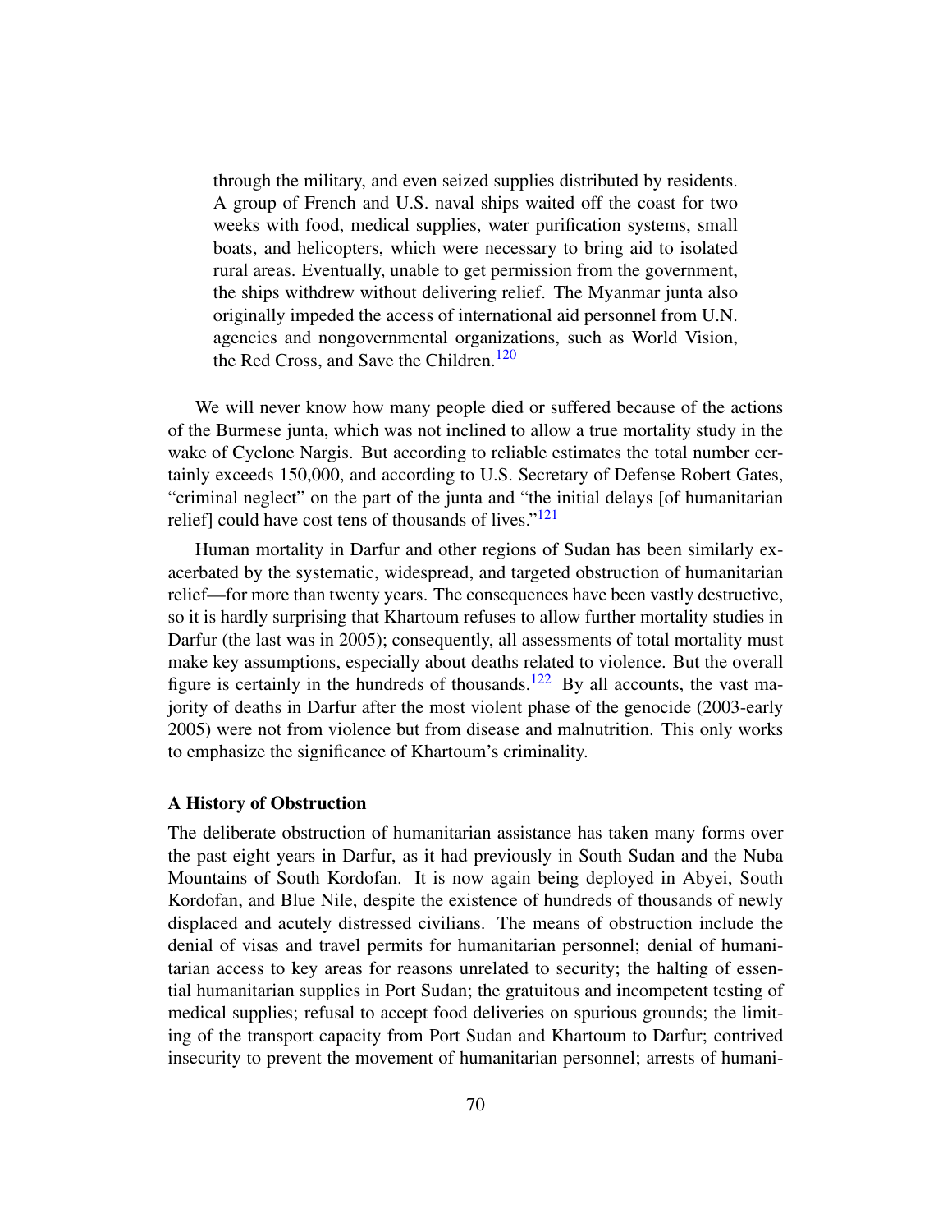> through the military, and even seized supplies distributed by residents. A group of French and U.S. naval ships waited off the coast for two weeks with food, medical supplies, water purification systems, small boats, and helicopters, which were necessary to bring aid to isolated rural areas. Eventually, unable to get permission from the government, the ships withdrew without delivering relief. The Myanmar junta also originally impeded the access of international aid personnel from U.N. agencies and nongovernmental organizations, such as World Vision, the Red Cross, and Save the Children.[120]

We will never know how many people died or suffered because of the actions of the Burmese junta, which was not inclined to allow a true mortality study in the wake of Cyclone Nargis. But according to reliable estimates the total number certainly exceeds 150,000, and according to U.S. Secretary of Defense Robert Gates, "criminal neglect" on the part of the junta and "the initial delays [of humanitarian relief] could have cost tens of thousands of lives."[121]

Human mortality in Darfur and other regions of Sudan has been similarly exacerbated by the systematic, widespread, and targeted obstruction of humanitarian relief—for more than twenty years. The consequences have been vastly destructive, so it is hardly surprising that Khartoum refuses to allow further mortality studies in Darfur (the last was in 2005); consequently, all assessments of total mortality must make key assumptions, especially about deaths related to violence. But the overall figure is certainly in the hundreds of thousands.[122] By all accounts, the vast majority of deaths in Darfur after the most violent phase of the genocide (2003-early 2005) were not from violence but from disease and malnutrition. This only works to emphasize the significance of Khartoum's criminality.

### A History of Obstruction

The deliberate obstruction of humanitarian assistance has taken many forms over the past eight years in Darfur, as it had previously in South Sudan and the Nuba Mountains of South Kordofan. It is now again being deployed in Abyei, South Kordofan, and Blue Nile, despite the existence of hundreds of thousands of newly displaced and acutely distressed civilians. The means of obstruction include the denial of visas and travel permits for humanitarian personnel; denial of humanitarian access to key areas for reasons unrelated to security; the halting of essential humanitarian supplies in Port Sudan; the gratuitous and incompetent testing of medical supplies; refusal to accept food deliveries on spurious grounds; the limiting of the transport capacity from Port Sudan and Khartoum to Darfur; contrived insecurity to prevent the movement of humanitarian personnel; arrests of humani-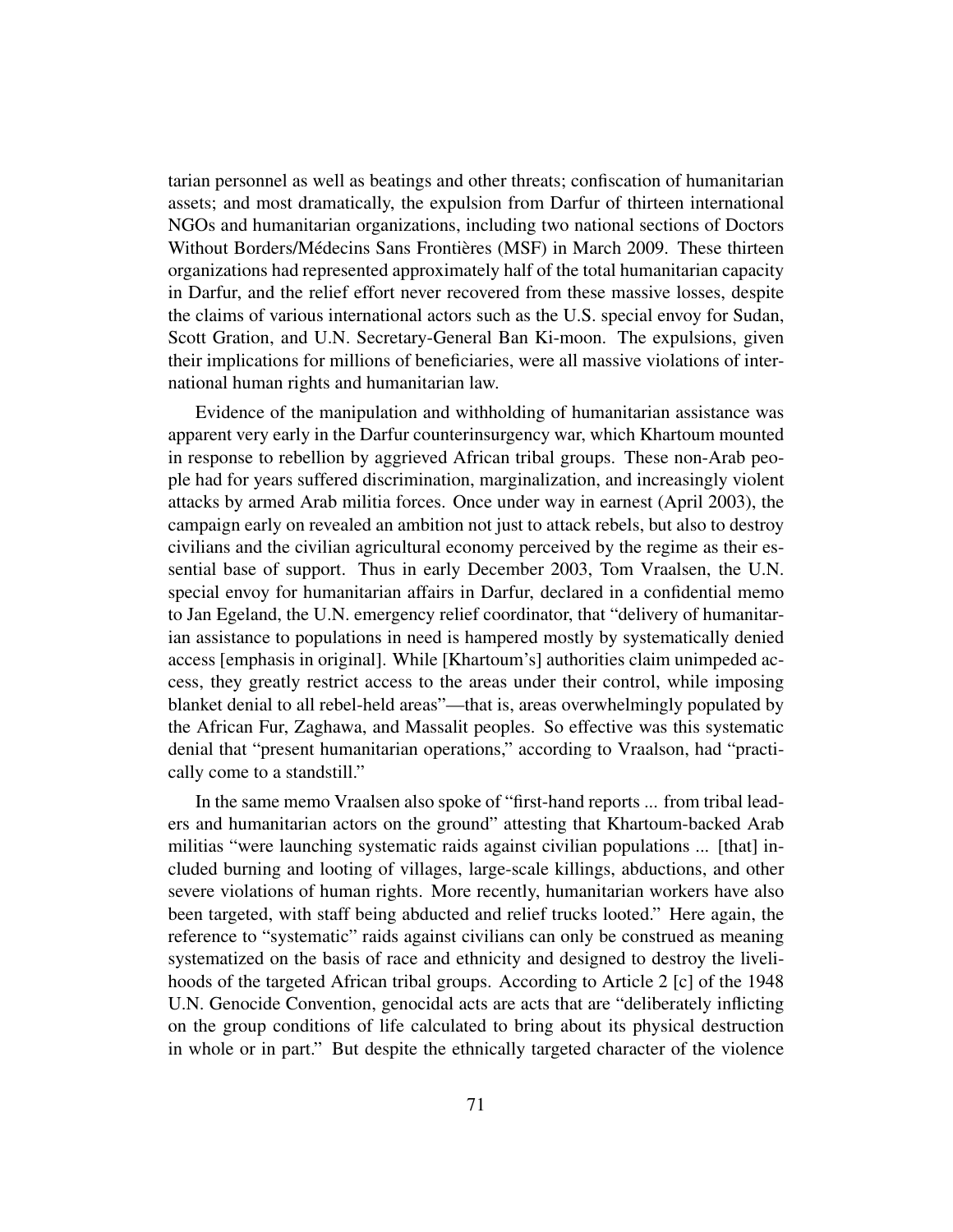tarian personnel as well as beatings and other threats; confiscation of humanitarian assets; and most dramatically, the expulsion from Darfur of thirteen international NGOs and humanitarian organizations, including two national sections of Doctors Without Borders/Médecins Sans Frontières (MSF) in March 2009. These thirteen organizations had represented approximately half of the total humanitarian capacity in Darfur, and the relief effort never recovered from these massive losses, despite the claims of various international actors such as the U.S. special envoy for Sudan, Scott Gration, and U.N. Secretary-General Ban Ki-moon. The expulsions, given their implications for millions of beneficiaries, were all massive violations of international human rights and humanitarian law.

Evidence of the manipulation and withholding of humanitarian assistance was apparent very early in the Darfur counterinsurgency war, which Khartoum mounted in response to rebellion by aggrieved African tribal groups. These non-Arab people had for years suffered discrimination, marginalization, and increasingly violent attacks by armed Arab militia forces. Once under way in earnest (April 2003), the campaign early on revealed an ambition not just to attack rebels, but also to destroy civilians and the civilian agricultural economy perceived by the regime as their essential base of support. Thus in early December 2003, Tom Vraalsen, the U.N. special envoy for humanitarian affairs in Darfur, declared in a confidential memo to Jan Egeland, the U.N. emergency relief coordinator, that "delivery of humanitarian assistance to populations in need is hampered mostly by systematically denied access [emphasis in original]. While [Khartoum's] authorities claim unimpeded access, they greatly restrict access to the areas under their control, while imposing blanket denial to all rebel-held areas"—that is, areas overwhelmingly populated by the African Fur, Zaghawa, and Massalit peoples. So effective was this systematic denial that "present humanitarian operations," according to Vraalson, had "practically come to a standstill."

In the same memo Vraalsen also spoke of "first-hand reports ... from tribal leaders and humanitarian actors on the ground" attesting that Khartoum-backed Arab militias "were launching systematic raids against civilian populations ... [that] included burning and looting of villages, large-scale killings, abductions, and other severe violations of human rights. More recently, humanitarian workers have also been targeted, with staff being abducted and relief trucks looted." Here again, the reference to "systematic" raids against civilians can only be construed as meaning systematized on the basis of race and ethnicity and designed to destroy the livelihoods of the targeted African tribal groups. According to Article 2 [c] of the 1948 U.N. Genocide Convention, genocidal acts are acts that are "deliberately inflicting on the group conditions of life calculated to bring about its physical destruction in whole or in part." But despite the ethnically targeted character of the violence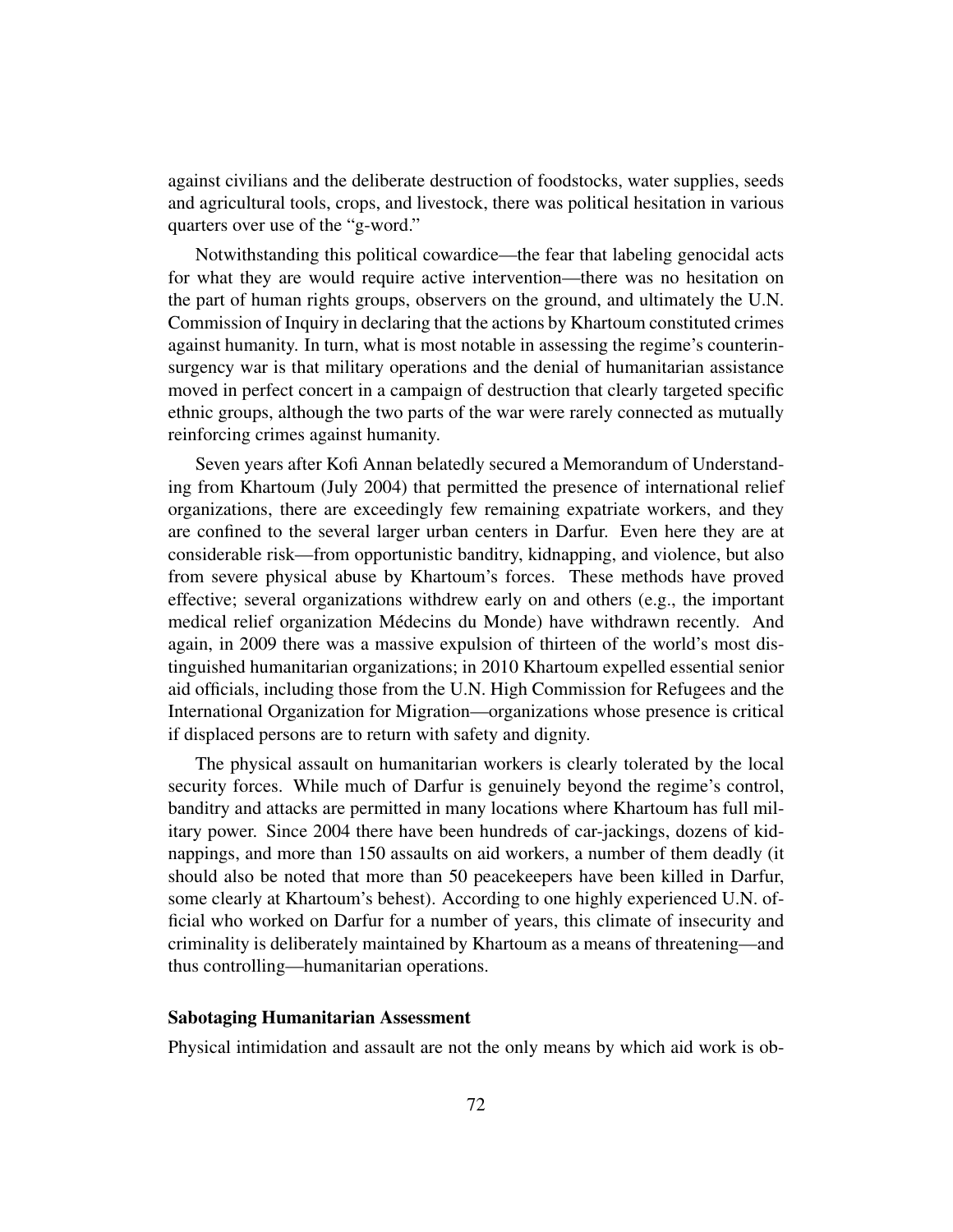against civilians and the deliberate destruction of foodstocks, water supplies, seeds and agricultural tools, crops, and livestock, there was political hesitation in various quarters over use of the "g-word."

Notwithstanding this political cowardice—the fear that labeling genocidal acts for what they are would require active intervention—there was no hesitation on the part of human rights groups, observers on the ground, and ultimately the U.N. Commission of Inquiry in declaring that the actions by Khartoum constituted crimes against humanity. In turn, what is most notable in assessing the regime's counterinsurgency war is that military operations and the denial of humanitarian assistance moved in perfect concert in a campaign of destruction that clearly targeted specific ethnic groups, although the two parts of the war were rarely connected as mutually reinforcing crimes against humanity.

Seven years after Kofi Annan belatedly secured a Memorandum of Understanding from Khartoum (July 2004) that permitted the presence of international relief organizations, there are exceedingly few remaining expatriate workers, and they are confined to the several larger urban centers in Darfur. Even here they are at considerable risk—from opportunistic banditry, kidnapping, and violence, but also from severe physical abuse by Khartoum's forces. These methods have proved effective; several organizations withdrew early on and others (e.g., the important medical relief organization Médecins du Monde) have withdrawn recently. And again, in 2009 there was a massive expulsion of thirteen of the world's most distinguished humanitarian organizations; in 2010 Khartoum expelled essential senior aid officials, including those from the U.N. High Commission for Refugees and the International Organization for Migration—organizations whose presence is critical if displaced persons are to return with safety and dignity.

The physical assault on humanitarian workers is clearly tolerated by the local security forces. While much of Darfur is genuinely beyond the regime's control, banditry and attacks are permitted in many locations where Khartoum has full military power. Since 2004 there have been hundreds of car-jackings, dozens of kidnappings, and more than 150 assaults on aid workers, a number of them deadly (it should also be noted that more than 50 peacekeepers have been killed in Darfur, some clearly at Khartoum's behest). According to one highly experienced U.N. official who worked on Darfur for a number of years, this climate of insecurity and criminality is deliberately maintained by Khartoum as a means of threatening—and thus controlling—humanitarian operations.

### Sabotaging Humanitarian Assessment

Physical intimidation and assault are not the only means by which aid work is ob-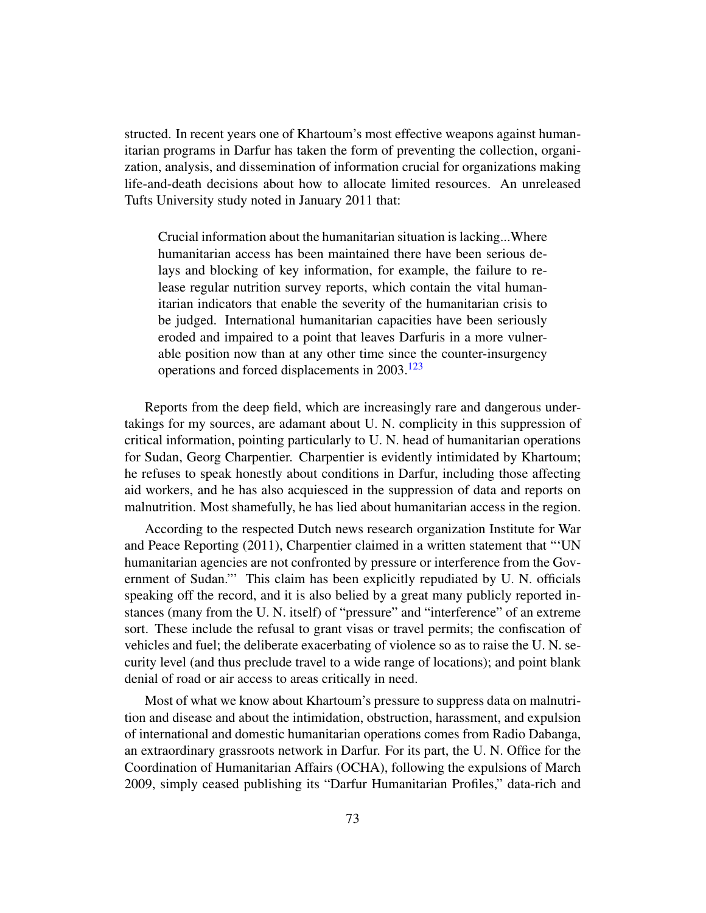structed. In recent years one of Khartoum's most effective weapons against humanitarian programs in Darfur has taken the form of preventing the collection, organization, analysis, and dissemination of information crucial for organizations making life-and-death decisions about how to allocate limited resources. An unreleased Tufts University study noted in January 2011 that:

> Crucial information about the humanitarian situation is lacking...Where humanitarian access has been maintained there have been serious delays and blocking of key information, for example, the failure to release regular nutrition survey reports, which contain the vital humanitarian indicators that enable the severity of the humanitarian crisis to be judged. International humanitarian capacities have been seriously eroded and impaired to a point that leaves Darfuris in a more vulnerable position now than at any other time since the counter-insurgency operations and forced displacements in 2003.[123]

Reports from the deep field, which are increasingly rare and dangerous undertakings for my sources, are adamant about U. N. complicity in this suppression of critical information, pointing particularly to U. N. head of humanitarian operations for Sudan, Georg Charpentier. Charpentier is evidently intimidated by Khartoum; he refuses to speak honestly about conditions in Darfur, including those affecting aid workers, and he has also acquiesced in the suppression of data and reports on malnutrition. Most shamefully, he has lied about humanitarian access in the region.

According to the respected Dutch news research organization Institute for War and Peace Reporting (2011), Charpentier claimed in a written statement that "'UN humanitarian agencies are not confronted by pressure or interference from the Government of Sudan."' This claim has been explicitly repudiated by U. N. officials speaking off the record, and it is also belied by a great many publicly reported instances (many from the U. N. itself) of "pressure" and "interference" of an extreme sort. These include the refusal to grant visas or travel permits; the confiscation of vehicles and fuel; the deliberate exacerbating of violence so as to raise the U. N. security level (and thus preclude travel to a wide range of locations); and point blank denial of road or air access to areas critically in need.

Most of what we know about Khartoum's pressure to suppress data on malnutrition and disease and about the intimidation, obstruction, harassment, and expulsion of international and domestic humanitarian operations comes from Radio Dabanga, an extraordinary grassroots network in Darfur. For its part, the U. N. Office for the Coordination of Humanitarian Affairs (OCHA), following the expulsions of March 2009, simply ceased publishing its "Darfur Humanitarian Profiles," data-rich and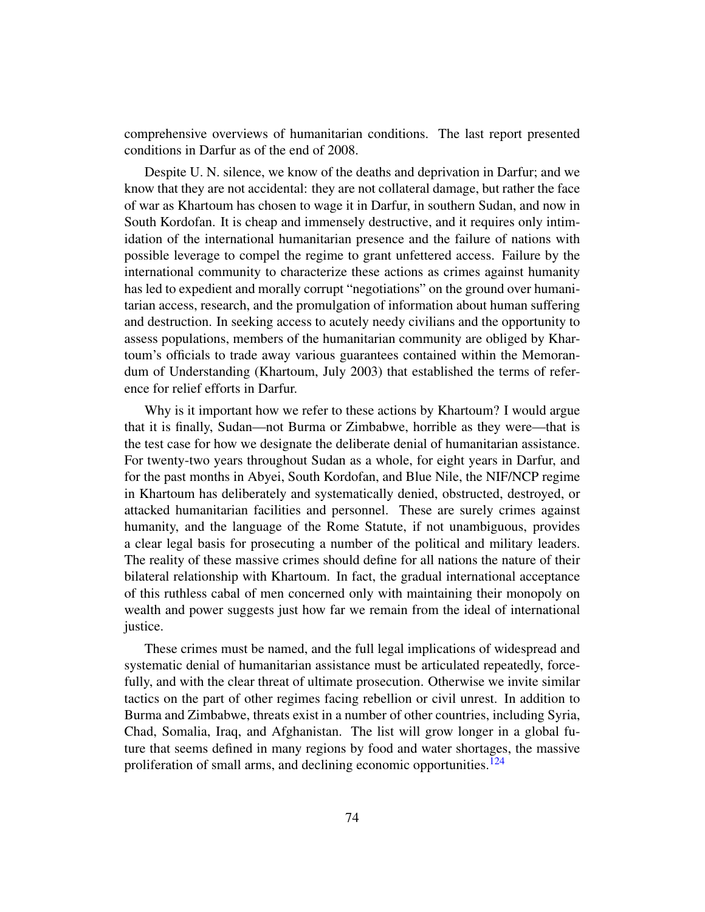comprehensive overviews of humanitarian conditions. The last report presented conditions in Darfur as of the end of 2008.

Despite U. N. silence, we know of the deaths and deprivation in Darfur; and we know that they are not accidental: they are not collateral damage, but rather the face of war as Khartoum has chosen to wage it in Darfur, in southern Sudan, and now in South Kordofan. It is cheap and immensely destructive, and it requires only intimidation of the international humanitarian presence and the failure of nations with possible leverage to compel the regime to grant unfettered access. Failure by the international community to characterize these actions as crimes against humanity has led to expedient and morally corrupt "negotiations" on the ground over humanitarian access, research, and the promulgation of information about human suffering and destruction. In seeking access to acutely needy civilians and the opportunity to assess populations, members of the humanitarian community are obliged by Khartoum's officials to trade away various guarantees contained within the Memorandum of Understanding (Khartoum, July 2003) that established the terms of reference for relief efforts in Darfur.

Why is it important how we refer to these actions by Khartoum? I would argue that it is finally, Sudan—not Burma or Zimbabwe, horrible as they were—that is the test case for how we designate the deliberate denial of humanitarian assistance. For twenty-two years throughout Sudan as a whole, for eight years in Darfur, and for the past months in Abyei, South Kordofan, and Blue Nile, the NIF/NCP regime in Khartoum has deliberately and systematically denied, obstructed, destroyed, or attacked humanitarian facilities and personnel. These are surely crimes against humanity, and the language of the Rome Statute, if not unambiguous, provides a clear legal basis for prosecuting a number of the political and military leaders. The reality of these massive crimes should define for all nations the nature of their bilateral relationship with Khartoum. In fact, the gradual international acceptance of this ruthless cabal of men concerned only with maintaining their monopoly on wealth and power suggests just how far we remain from the ideal of international justice.

These crimes must be named, and the full legal implications of widespread and systematic denial of humanitarian assistance must be articulated repeatedly, forcefully, and with the clear threat of ultimate prosecution. Otherwise we invite similar tactics on the part of other regimes facing rebellion or civil unrest. In addition to Burma and Zimbabwe, threats exist in a number of other countries, including Syria, Chad, Somalia, Iraq, and Afghanistan. The list will grow longer in a global future that seems defined in many regions by food and water shortages, the massive proliferation of small arms, and declining economic opportunities.[124]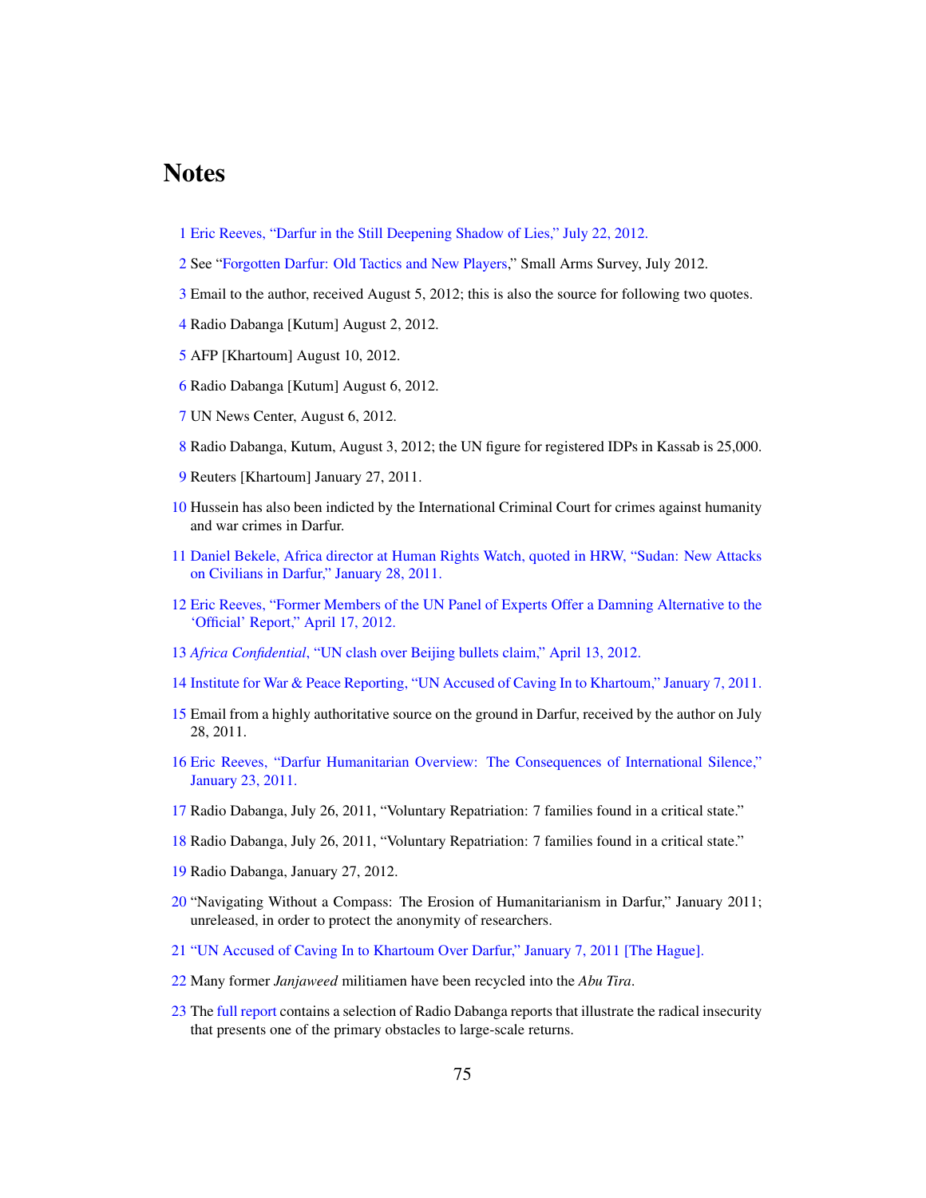# Notes

1 Eric Reeves, "Darfur in the Still Deepening Shadow of Lies," July 22, 2012.

2 See "Forgotten Darfur: Old Tactics and New Players," Small Arms Survey, July 2012.

3 Email to the author, received August 5, 2012; this is also the source for following two quotes.

4 Radio Dabanga [Kutum] August 2, 2012.

5 AFP [Khartoum] August 10, 2012.

6 Radio Dabanga [Kutum] August 6, 2012.

7 UN News Center, August 6, 2012.

8 Radio Dabanga, Kutum, August 3, 2012; the UN figure for registered IDPs in Kassab is 25,000.

9 Reuters [Khartoum] January 27, 2011.

10 Hussein has also been indicted by the International Criminal Court for crimes against humanity and war crimes in Darfur.

11 Daniel Bekele, Africa director at Human Rights Watch, quoted in HRW, "Sudan: New Attacks on Civilians in Darfur," January 28, 2011.

12 Eric Reeves, "Former Members of the UN Panel of Experts Offer a Damning Alternative to the 'Official' Report," April 17, 2012.

13 *Africa Confidential*, "UN clash over Beijing bullets claim," April 13, 2012.

14 Institute for War & Peace Reporting, "UN Accused of Caving In to Khartoum," January 7, 2011.

15 Email from a highly authoritative source on the ground in Darfur, received by the author on July 28, 2011.

16 Eric Reeves, "Darfur Humanitarian Overview: The Consequences of International Silence," January 23, 2011.

17 Radio Dabanga, July 26, 2011, "Voluntary Repatriation: 7 families found in a critical state."

18 Radio Dabanga, July 26, 2011, "Voluntary Repatriation: 7 families found in a critical state."

19 Radio Dabanga, January 27, 2012.

20 "Navigating Without a Compass: The Erosion of Humanitarianism in Darfur," January 2011; unreleased, in order to protect the anonymity of researchers.

21 "UN Accused of Caving In to Khartoum Over Darfur," January 7, 2011 [The Hague].

22 Many former *Janjaweed* militiamen have been recycled into the *Abu Tira*.

23 The full report contains a selection of Radio Dabanga reports that illustrate the radical insecurity that presents one of the primary obstacles to large-scale returns.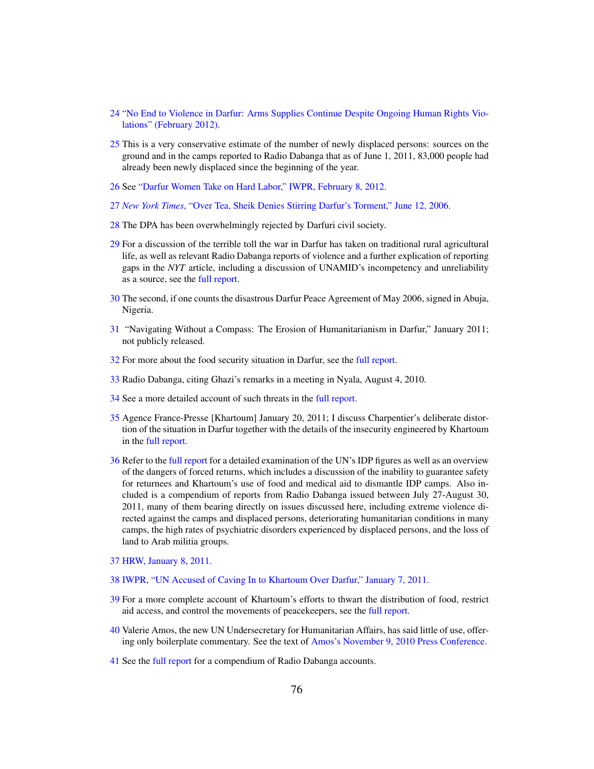24 "No End to Violence in Darfur: Arms Supplies Continue Despite Ongoing Human Rights Violations" (February 2012).

25 This is a very conservative estimate of the number of newly displaced persons: sources on the ground and in the camps reported to Radio Dabanga that as of June 1, 2011, 83,000 people had already been newly displaced since the beginning of the year.

26 See "Darfur Women Take on Hard Labor," IWPR, February 8, 2012.

27 *New York Times*, "Over Tea, Sheik Denies Stirring Darfur's Torment," June 12, 2006.

28 The DPA has been overwhelmingly rejected by Darfuri civil society.

29 For a discussion of the terrible toll the war in Darfur has taken on traditional rural agricultural life, as well as relevant Radio Dabanga reports of violence and a further explication of reporting gaps in the *NYT* article, including a discussion of UNAMID's incompetency and unreliability as a source, see the full report.

30 The second, if one counts the disastrous Darfur Peace Agreement of May 2006, signed in Abuja, Nigeria.

31 "Navigating Without a Compass: The Erosion of Humanitarianism in Darfur," January 2011; not publicly released.

32 For more about the food security situation in Darfur, see the full report.

33 Radio Dabanga, citing Ghazi's remarks in a meeting in Nyala, August 4, 2010.

34 See a more detailed account of such threats in the full report.

35 Agence France-Presse [Khartoum] January 20, 2011; I discuss Charpentier's deliberate distortion of the situation in Darfur together with the details of the insecurity engineered by Khartoum in the full report.

36 Refer to the full report for a detailed examination of the UN's IDP figures as well as an overview of the dangers of forced returns, which includes a discussion of the inability to guarantee safety for returnees and Khartoum's use of food and medical aid to dismantle IDP camps. Also included is a compendium of reports from Radio Dabanga issued between July 27-August 30, 2011, many of them bearing directly on issues discussed here, including extreme violence directed against the camps and displaced persons, deteriorating humanitarian conditions in many camps, the high rates of psychiatric disorders experienced by displaced persons, and the loss of land to Arab militia groups.

37 HRW, January 8, 2011.

38 IWPR, "UN Accused of Caving In to Khartoum Over Darfur," January 7, 2011.

39 For a more complete account of Khartoum's efforts to thwart the distribution of food, restrict aid access, and control the movements of peacekeepers, see the full report.

40 Valerie Amos, the new UN Undersecretary for Humanitarian Affairs, has said little of use, offering only boilerplate commentary. See the text of Amos's November 9, 2010 Press Conference.

41 See the full report for a compendium of Radio Dabanga accounts.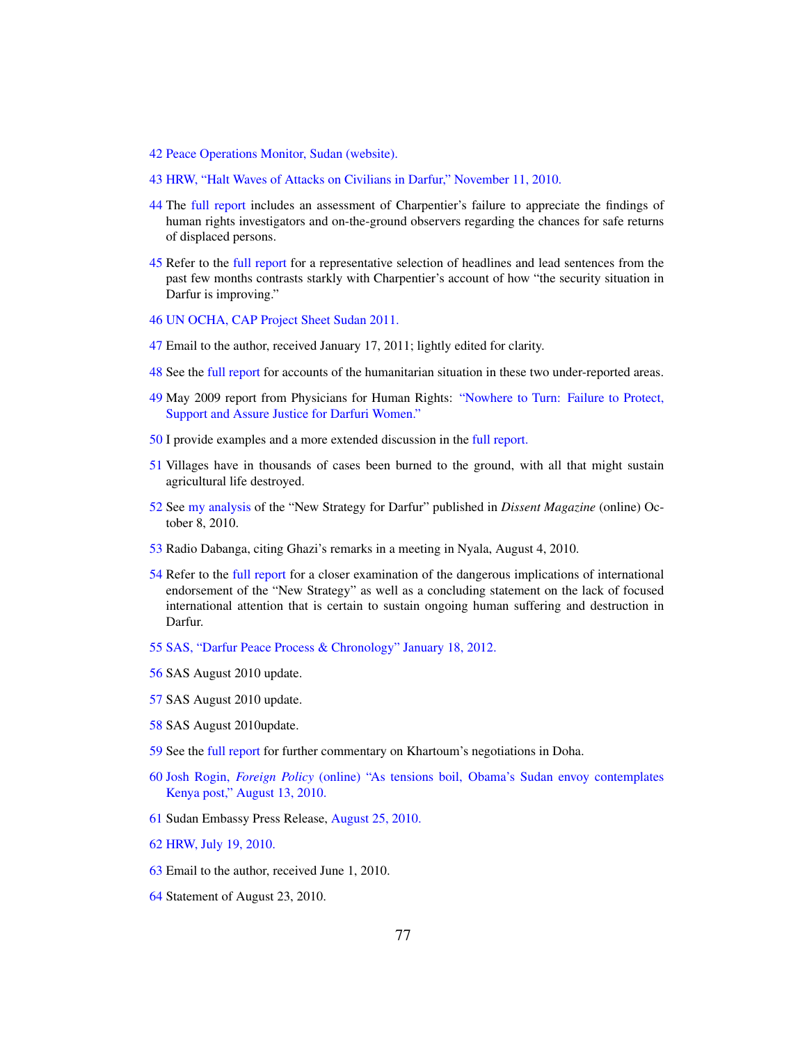42 Peace Operations Monitor, Sudan (website).

43 HRW, "Halt Waves of Attacks on Civilians in Darfur," November 11, 2010.

44 The full report includes an assessment of Charpentier's failure to appreciate the findings of human rights investigators and on-the-ground observers regarding the chances for safe returns of displaced persons.

45 Refer to the full report for a representative selection of headlines and lead sentences from the past few months contrasts starkly with Charpentier's account of how "the security situation in Darfur is improving."

46 UN OCHA, CAP Project Sheet Sudan 2011.

47 Email to the author, received January 17, 2011; lightly edited for clarity.

48 See the full report for accounts of the humanitarian situation in these two under-reported areas.

49 May 2009 report from Physicians for Human Rights: "Nowhere to Turn: Failure to Protect, Support and Assure Justice for Darfuri Women."

50 I provide examples and a more extended discussion in the full report.

51 Villages have in thousands of cases been burned to the ground, with all that might sustain agricultural life destroyed.

52 See my analysis of the "New Strategy for Darfur" published in *Dissent Magazine* (online) October 8, 2010.

53 Radio Dabanga, citing Ghazi's remarks in a meeting in Nyala, August 4, 2010.

54 Refer to the full report for a closer examination of the dangerous implications of international endorsement of the "New Strategy" as well as a concluding statement on the lack of focused international attention that is certain to sustain ongoing human suffering and destruction in Darfur.

55 SAS, "Darfur Peace Process & Chronology" January 18, 2012.

56 SAS August 2010 update.

57 SAS August 2010 update.

58 SAS August 2010update.

59 See the full report for further commentary on Khartoum's negotiations in Doha.

60 Josh Rogin, *Foreign Policy* (online) "As tensions boil, Obama's Sudan envoy contemplates Kenya post," August 13, 2010.

61 Sudan Embassy Press Release, August 25, 2010.

62 HRW, July 19, 2010.

63 Email to the author, received June 1, 2010.

64 Statement of August 23, 2010.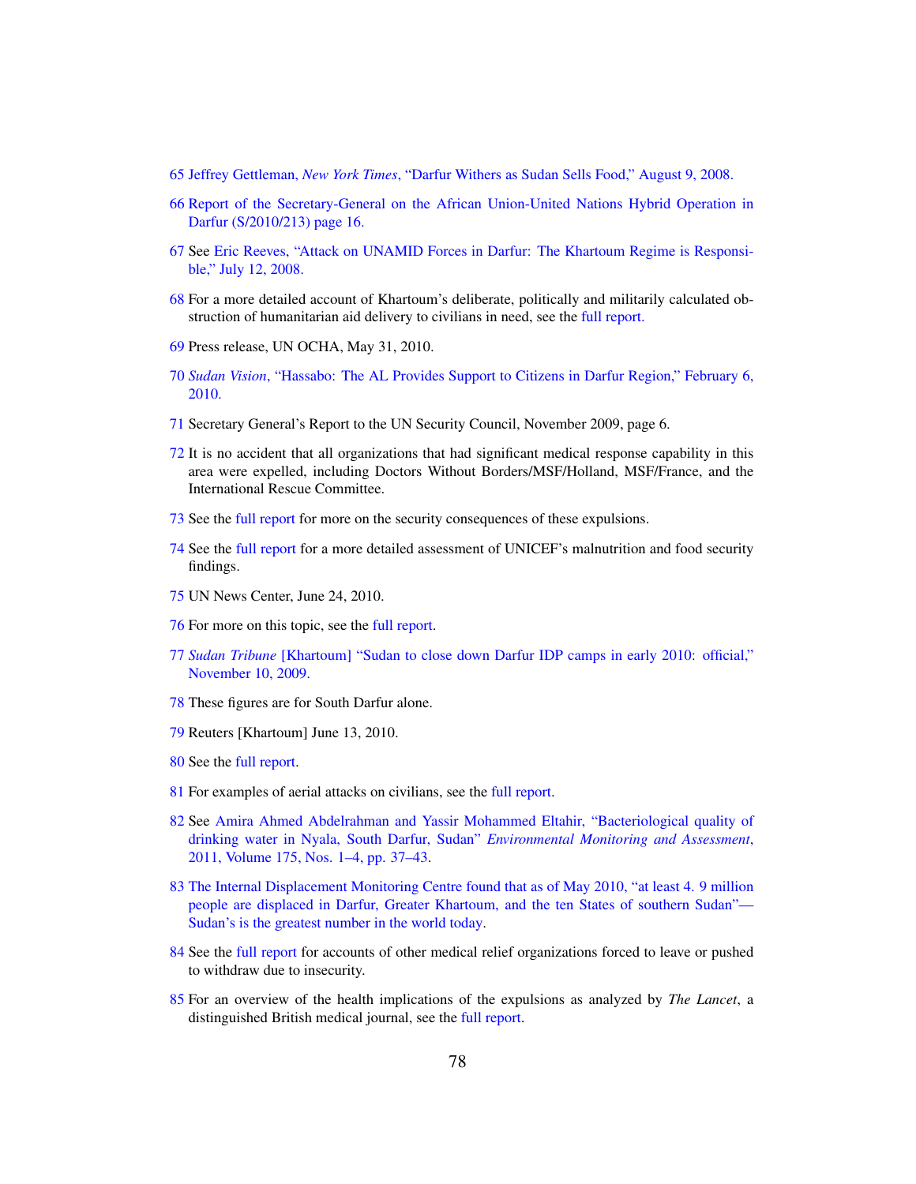65 Jeffrey Gettleman, *New York Times*, "Darfur Withers as Sudan Sells Food," August 9, 2008.

66 Report of the Secretary-General on the African Union-United Nations Hybrid Operation in Darfur (S/2010/213) page 16.

67 See Eric Reeves, "Attack on UNAMID Forces in Darfur: The Khartoum Regime is Responsible," July 12, 2008.

68 For a more detailed account of Khartoum's deliberate, politically and militarily calculated obstruction of humanitarian aid delivery to civilians in need, see the full report.

69 Press release, UN OCHA, May 31, 2010.

70 *Sudan Vision*, "Hassabo: The AL Provides Support to Citizens in Darfur Region," February 6, 2010.

71 Secretary General's Report to the UN Security Council, November 2009, page 6.

72 It is no accident that all organizations that had significant medical response capability in this area were expelled, including Doctors Without Borders/MSF/Holland, MSF/France, and the International Rescue Committee.

73 See the full report for more on the security consequences of these expulsions.

74 See the full report for a more detailed assessment of UNICEF's malnutrition and food security findings.

75 UN News Center, June 24, 2010.

76 For more on this topic, see the full report.

77 *Sudan Tribune* [Khartoum] "Sudan to close down Darfur IDP camps in early 2010: official," November 10, 2009.

78 These figures are for South Darfur alone.

79 Reuters [Khartoum] June 13, 2010.

80 See the full report.

81 For examples of aerial attacks on civilians, see the full report.

82 See Amira Ahmed Abdelrahman and Yassir Mohammed Eltahir, "Bacteriological quality of drinking water in Nyala, South Darfur, Sudan" *Environmental Monitoring and Assessment*, 2011, Volume 175, Nos. 1–4, pp. 37–43.

83 The Internal Displacement Monitoring Centre found that as of May 2010, "at least 4. 9 million people are displaced in Darfur, Greater Khartoum, and the ten States of southern Sudan"—Sudan's is the greatest number in the world today.

84 See the full report for accounts of other medical relief organizations forced to leave or pushed to withdraw due to insecurity.

85 For an overview of the health implications of the expulsions as analyzed by *The Lancet*, a distinguished British medical journal, see the full report.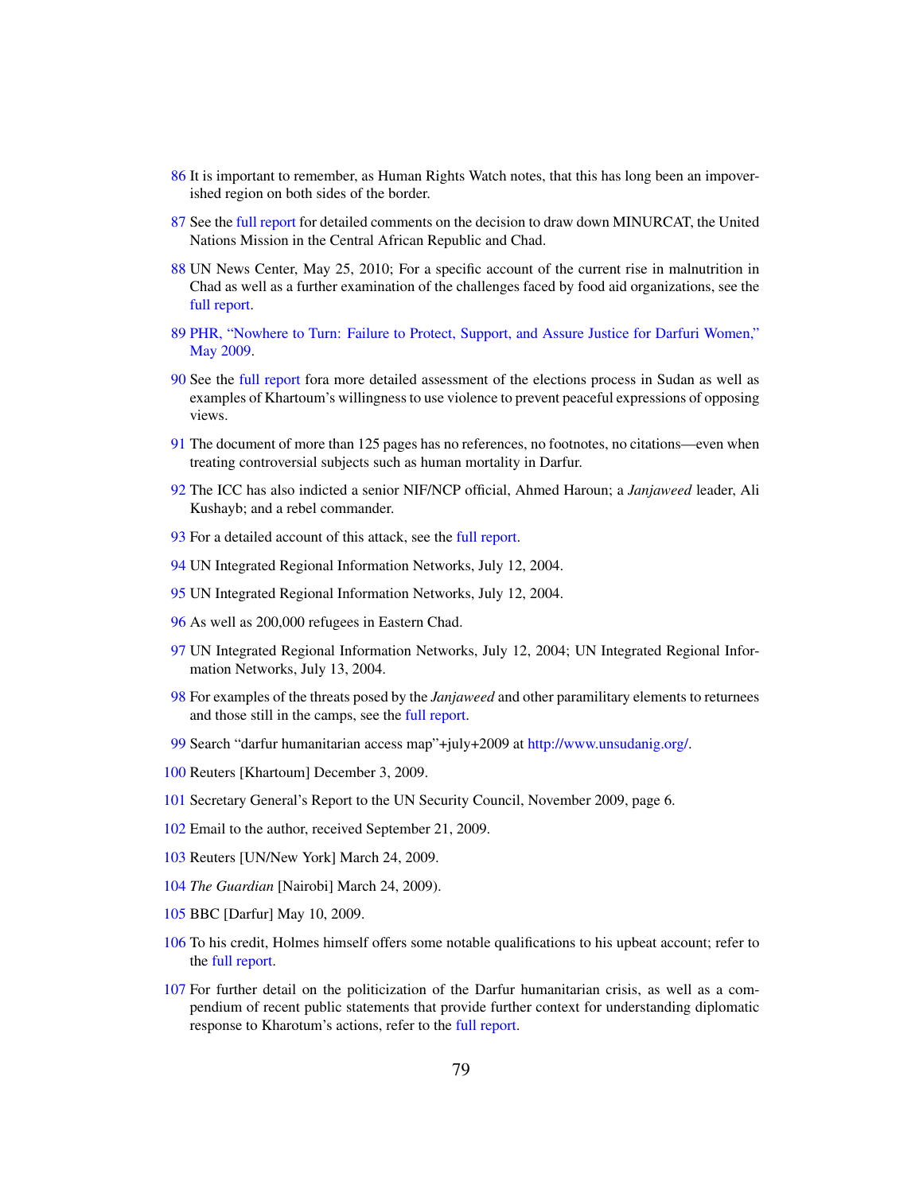86 It is important to remember, as Human Rights Watch notes, that this has long been an impoverished region on both sides of the border.

87 See the full report for detailed comments on the decision to draw down MINURCAT, the United Nations Mission in the Central African Republic and Chad.

88 UN News Center, May 25, 2010; For a specific account of the current rise in malnutrition in Chad as well as a further examination of the challenges faced by food aid organizations, see the full report.

89 PHR, "Nowhere to Turn: Failure to Protect, Support, and Assure Justice for Darfuri Women," May 2009.

90 See the full report fora more detailed assessment of the elections process in Sudan as well as examples of Khartoum's willingness to use violence to prevent peaceful expressions of opposing views.

91 The document of more than 125 pages has no references, no footnotes, no citations—even when treating controversial subjects such as human mortality in Darfur.

92 The ICC has also indicted a senior NIF/NCP official, Ahmed Haroun; a *Janjaweed* leader, Ali Kushayb; and a rebel commander.

93 For a detailed account of this attack, see the full report.

94 UN Integrated Regional Information Networks, July 12, 2004.

95 UN Integrated Regional Information Networks, July 12, 2004.

96 As well as 200,000 refugees in Eastern Chad.

97 UN Integrated Regional Information Networks, July 12, 2004; UN Integrated Regional Information Networks, July 13, 2004.

98 For examples of the threats posed by the *Janjaweed* and other paramilitary elements to returnees and those still in the camps, see the full report.

99 Search "darfur humanitarian access map"+july+2009 at http://www.unsudanig.org/.

100 Reuters [Khartoum] December 3, 2009.

101 Secretary General's Report to the UN Security Council, November 2009, page 6.

102 Email to the author, received September 21, 2009.

103 Reuters [UN/New York] March 24, 2009.

104 *The Guardian* [Nairobi] March 24, 2009).

105 BBC [Darfur] May 10, 2009.

106 To his credit, Holmes himself offers some notable qualifications to his upbeat account; refer to the full report.

107 For further detail on the politicization of the Darfur humanitarian crisis, as well as a compendium of recent public statements that provide further context for understanding diplomatic response to Kharotum's actions, refer to the full report.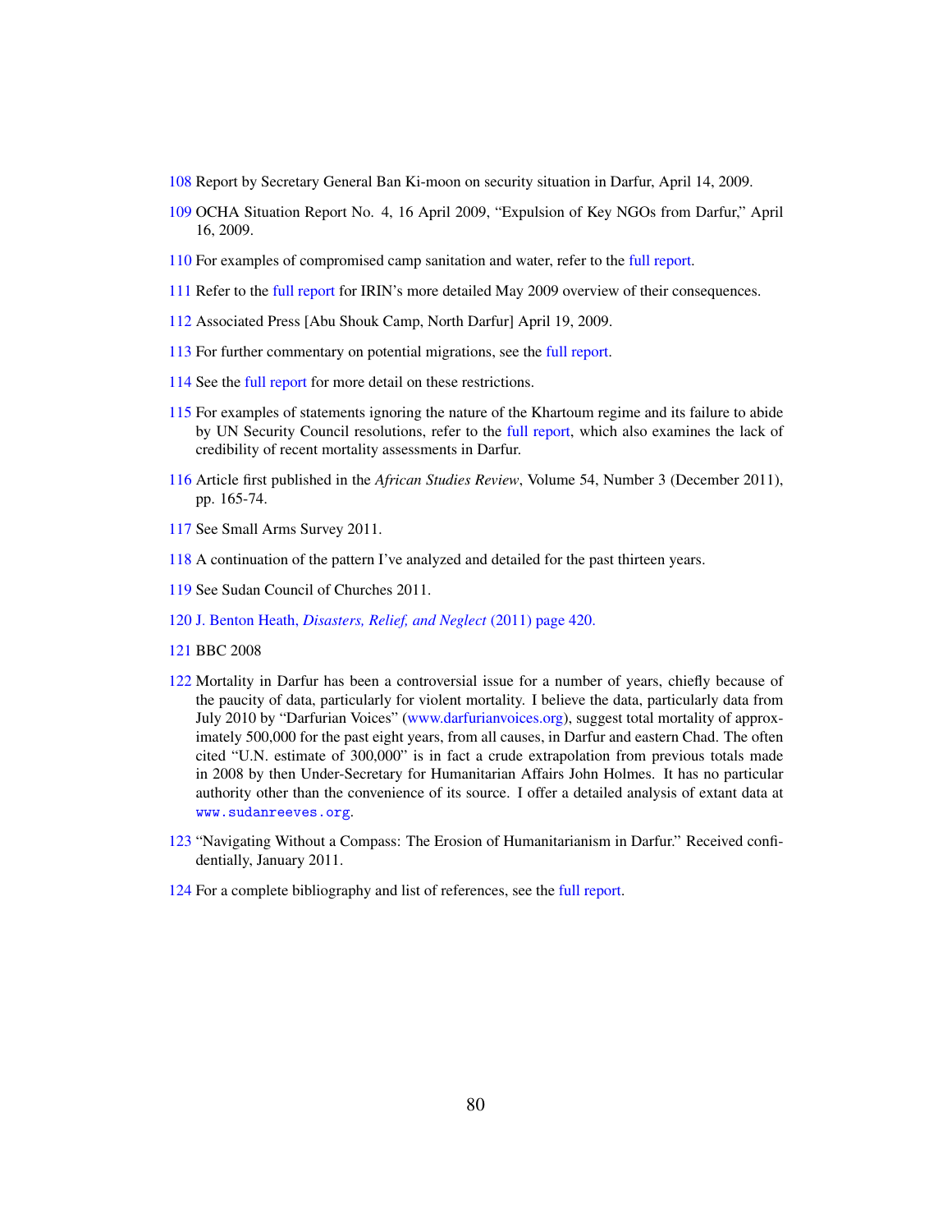108 Report by Secretary General Ban Ki-moon on security situation in Darfur, April 14, 2009.

109 OCHA Situation Report No. 4, 16 April 2009, "Expulsion of Key NGOs from Darfur," April 16, 2009.

110 For examples of compromised camp sanitation and water, refer to the full report.

111 Refer to the full report for IRIN's more detailed May 2009 overview of their consequences.

112 Associated Press [Abu Shouk Camp, North Darfur] April 19, 2009.

113 For further commentary on potential migrations, see the full report.

114 See the full report for more detail on these restrictions.

115 For examples of statements ignoring the nature of the Khartoum regime and its failure to abide by UN Security Council resolutions, refer to the full report, which also examines the lack of credibility of recent mortality assessments in Darfur.

116 Article first published in the *African Studies Review*, Volume 54, Number 3 (December 2011), pp. 165-74.

117 See Small Arms Survey 2011.

118 A continuation of the pattern I've analyzed and detailed for the past thirteen years.

119 See Sudan Council of Churches 2011.

120 J. Benton Heath, *Disasters, Relief, and Neglect* (2011) page 420.

121 BBC 2008

122 Mortality in Darfur has been a controversial issue for a number of years, chiefly because of the paucity of data, particularly for violent mortality. I believe the data, particularly data from July 2010 by "Darfurian Voices" (www.darfurianvoices.org), suggest total mortality of approximately 500,000 for the past eight years, from all causes, in Darfur and eastern Chad. The often cited "U.N. estimate of 300,000" is in fact a crude extrapolation from previous totals made in 2008 by then Under-Secretary for Humanitarian Affairs John Holmes. It has no particular authority other than the convenience of its source. I offer a detailed analysis of extant data at `www.sudanreeves.org`.

123 "Navigating Without a Compass: The Erosion of Humanitarianism in Darfur." Received confidentially, January 2011.

124 For a complete bibliography and list of references, see the full report.